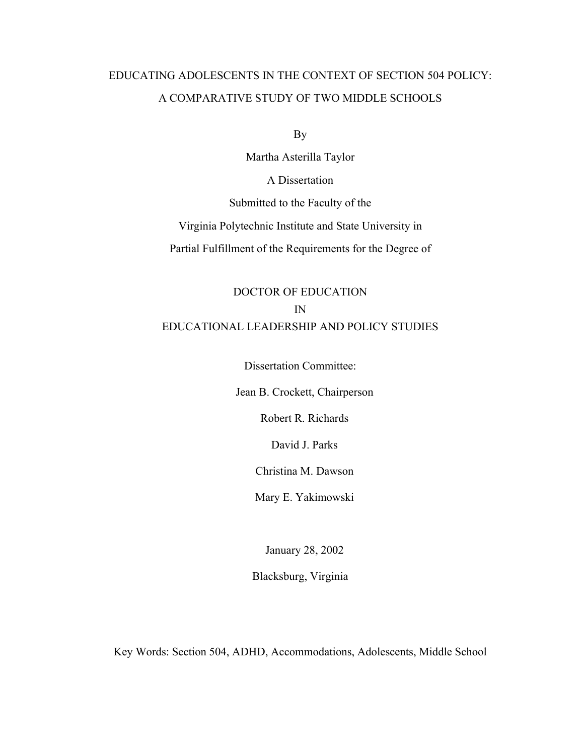# EDUCATING ADOLESCENTS IN THE CONTEXT OF SECTION 504 POLICY: A COMPARATIVE STUDY OF TWO MIDDLE SCHOOLS

By

Martha Asterilla Taylor

A Dissertation

Submitted to the Faculty of the

Virginia Polytechnic Institute and State University in

Partial Fulfillment of the Requirements for the Degree of

DOCTOR OF EDUCATION

IN

EDUCATIONAL LEADERSHIP AND POLICY STUDIES

Dissertation Committee:

Jean B. Crockett, Chairperson

Robert R. Richards

David J. Parks

Christina M. Dawson

Mary E. Yakimowski

January 28, 2002

Blacksburg, Virginia

Key Words: Section 504, ADHD, Accommodations, Adolescents, Middle School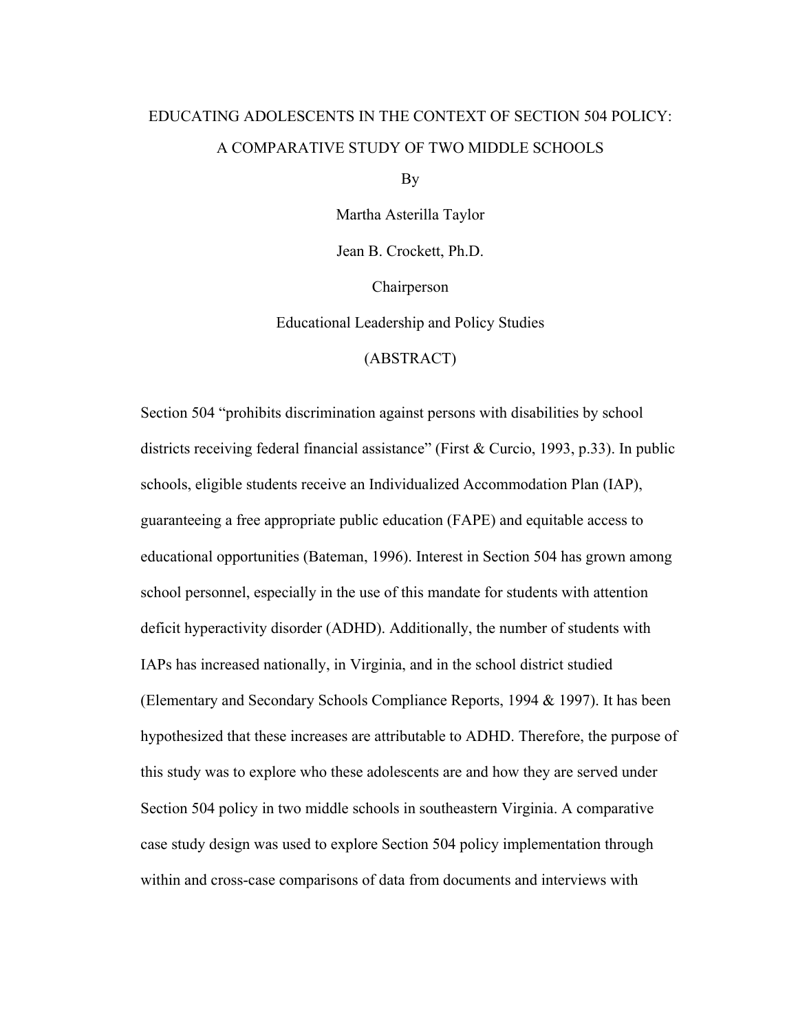# EDUCATING ADOLESCENTS IN THE CONTEXT OF SECTION 504 POLICY: A COMPARATIVE STUDY OF TWO MIDDLE SCHOOLS

By

Martha Asterilla Taylor

Jean B. Crockett, Ph.D.

Chairperson

Educational Leadership and Policy Studies

(ABSTRACT)

Section 504 "prohibits discrimination against persons with disabilities by school districts receiving federal financial assistance" (First & Curcio, 1993, p.33). In public schools, eligible students receive an Individualized Accommodation Plan (IAP), guaranteeing a free appropriate public education (FAPE) and equitable access to educational opportunities (Bateman, 1996). Interest in Section 504 has grown among school personnel, especially in the use of this mandate for students with attention deficit hyperactivity disorder (ADHD). Additionally, the number of students with IAPs has increased nationally, in Virginia, and in the school district studied (Elementary and Secondary Schools Compliance Reports, 1994 & 1997). It has been hypothesized that these increases are attributable to ADHD. Therefore, the purpose of this study was to explore who these adolescents are and how they are served under Section 504 policy in two middle schools in southeastern Virginia. A comparative case study design was used to explore Section 504 policy implementation through within and cross-case comparisons of data from documents and interviews with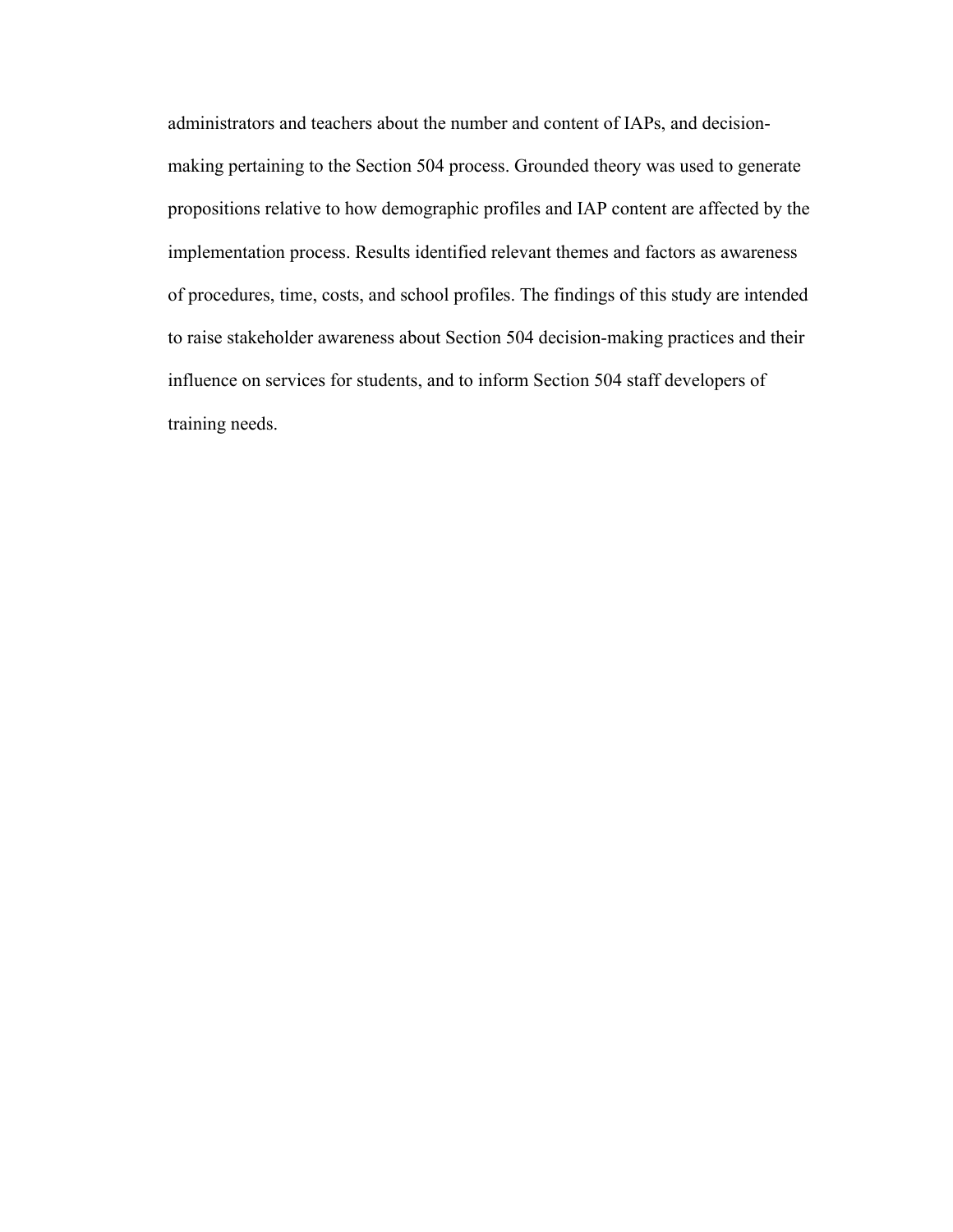administrators and teachers about the number and content of IAPs, and decision-making pertaining to the Section 504 process. Grounded theory was used to generate propositions relative to how demographic profiles and IAP content are affected by the implementation process. Results identified relevant themes and factors as awareness of procedures, time, costs, and school profiles. The findings of this study are intended to raise stakeholder awareness about Section 504 decision-making practices and their influence on services for students, and to inform Section 504 staff developers of training needs.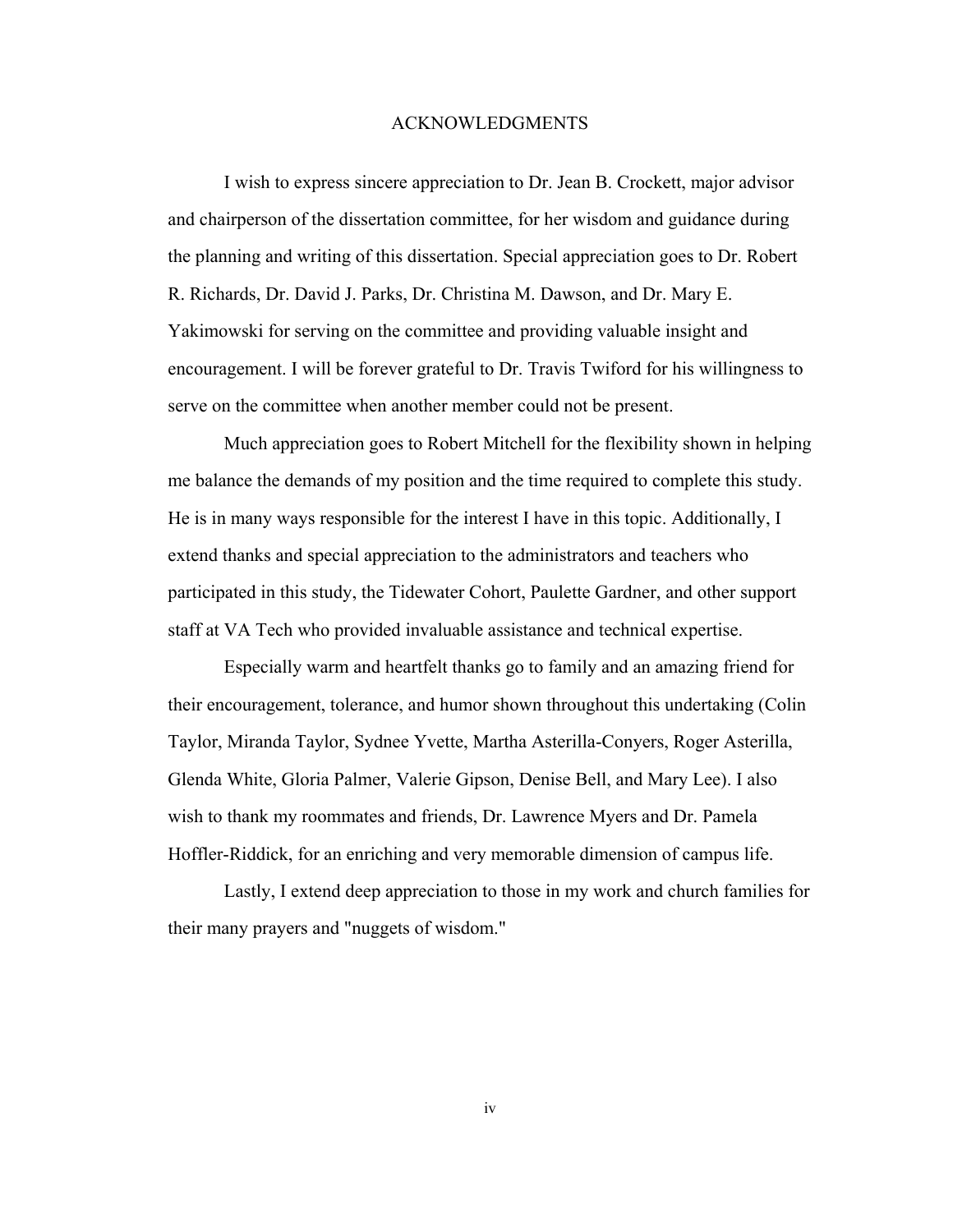# ACKNOWLEDGMENTS

I wish to express sincere appreciation to Dr. Jean B. Crockett, major advisor and chairperson of the dissertation committee, for her wisdom and guidance during the planning and writing of this dissertation. Special appreciation goes to Dr. Robert R. Richards, Dr. David J. Parks, Dr. Christina M. Dawson, and Dr. Mary E. Yakimowski for serving on the committee and providing valuable insight and encouragement. I will be forever grateful to Dr. Travis Twiford for his willingness to serve on the committee when another member could not be present.

Much appreciation goes to Robert Mitchell for the flexibility shown in helping me balance the demands of my position and the time required to complete this study. He is in many ways responsible for the interest I have in this topic. Additionally, I extend thanks and special appreciation to the administrators and teachers who participated in this study, the Tidewater Cohort, Paulette Gardner, and other support staff at VA Tech who provided invaluable assistance and technical expertise.

Especially warm and heartfelt thanks go to family and an amazing friend for their encouragement, tolerance, and humor shown throughout this undertaking (Colin Taylor, Miranda Taylor, Sydnee Yvette, Martha Asterilla-Conyers, Roger Asterilla, Glenda White, Gloria Palmer, Valerie Gipson, Denise Bell, and Mary Lee). I also wish to thank my roommates and friends, Dr. Lawrence Myers and Dr. Pamela Hoffler-Riddick, for an enriching and very memorable dimension of campus life.

Lastly, I extend deep appreciation to those in my work and church families for their many prayers and "nuggets of wisdom."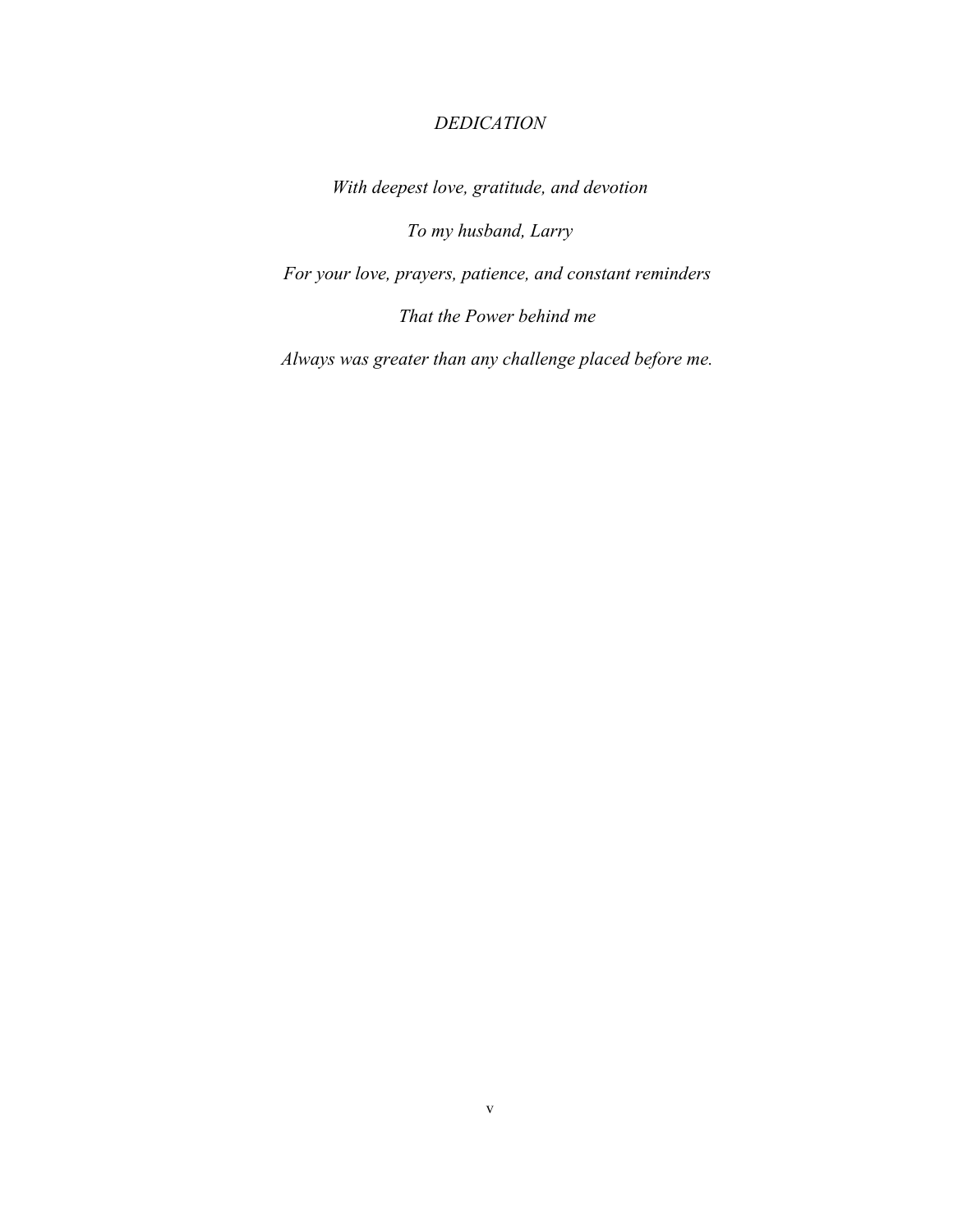# *DEDICATION*

*With deepest love, gratitude, and devotion*

*To my husband, Larry*

*For your love, prayers, patience, and constant reminders*

*That the Power behind me*

*Always was greater than any challenge placed before me.*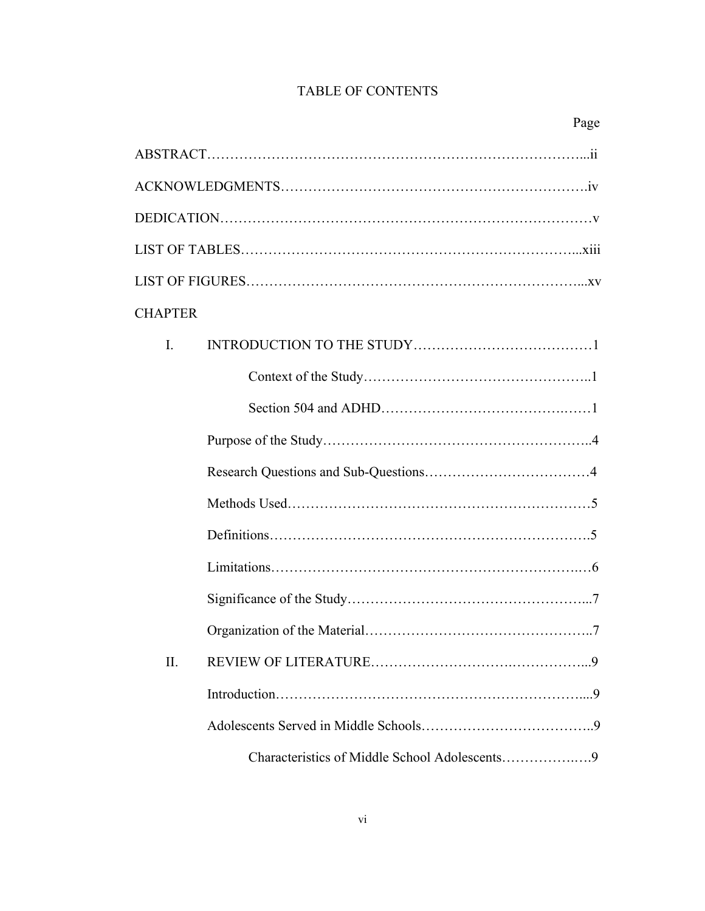# TABLE OF CONTENTS

| | Page |
|---|---|
| ABSTRACT | ii |
| ACKNOWLEDGMENTS | iv |
| DEDICATION | v |
| LIST OF TABLES | xiii |
| LIST OF FIGURES | xv |

CHAPTER

I. INTRODUCTION TO THE STUDY ... 1

- Context of the Study ... 1
  - Section 504 and ADHD ... 1
- Purpose of the Study ... 4
- Research Questions and Sub-Questions ... 4
- Methods Used ... 5
- Definitions ... 5
- Limitations ... 6
- Significance of the Study ... 7
- Organization of the Material ... 7

II. REVIEW OF LITERATURE ... 9

- Introduction ... 9
- Adolescents Served in Middle Schools ... 9
  - Characteristics of Middle School Adolescents ... 9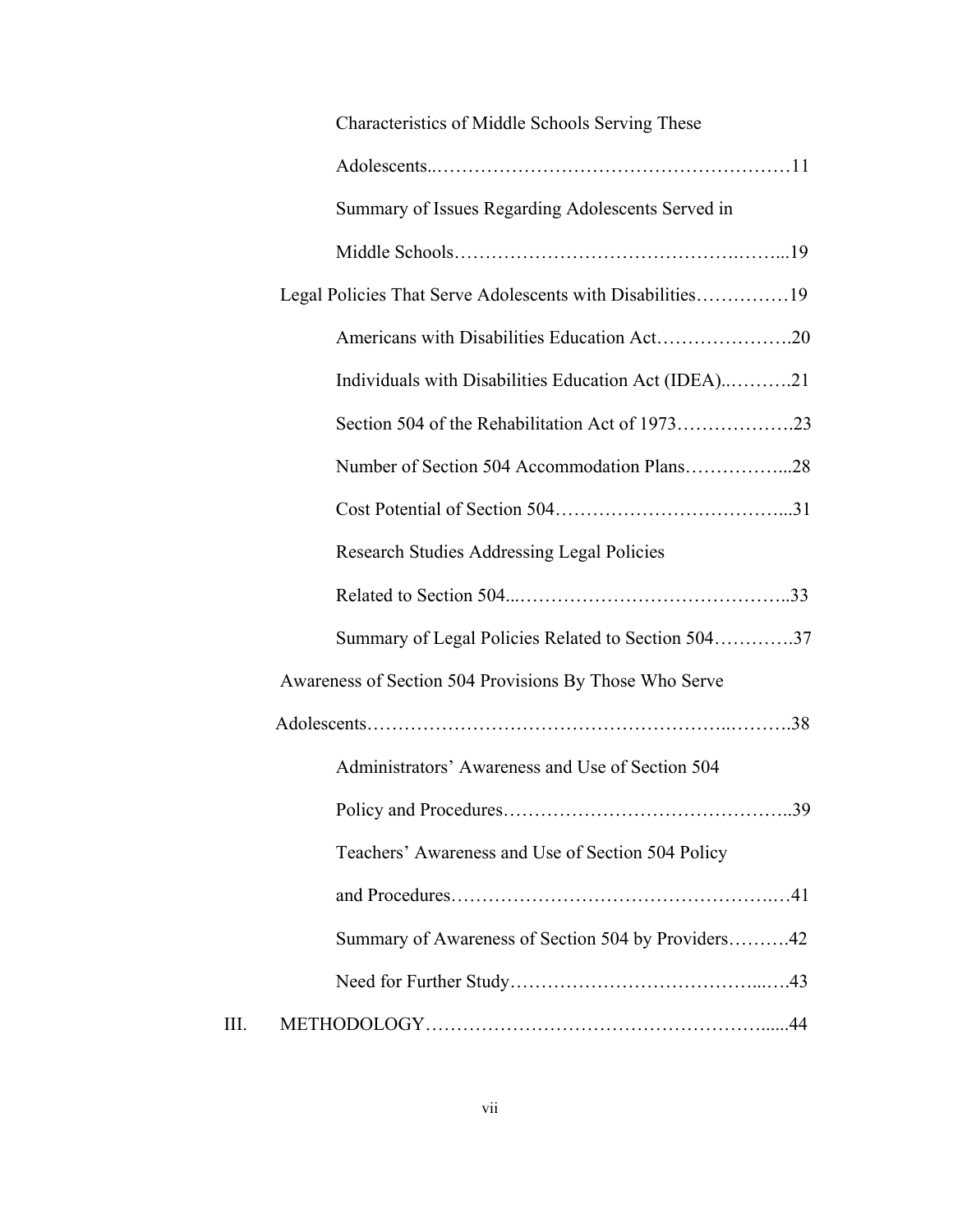Characteristics of Middle Schools Serving These Adolescents........................................................11

Summary of Issues Regarding Adolescents Served in Middle Schools........................................................19

Legal Policies That Serve Adolescents with Disabilities...............19

Americans with Disabilities Education Act......................20

Individuals with Disabilities Education Act (IDEA)...........21

Section 504 of the Rehabilitation Act of 1973...................23

Number of Section 504 Accommodation Plans.................28

Cost Potential of Section 504........................................31

Research Studies Addressing Legal Policies Related to Section 504...............................................33

Summary of Legal Policies Related to Section 504.............37

Awareness of Section 504 Provisions By Those Who Serve Adolescents........................................................................38

Administrators' Awareness and Use of Section 504 Policy and Procedures...............................................39

Teachers' Awareness and Use of Section 504 Policy and Procedures...................................................41

Summary of Awareness of Section 504 by Providers..........42

Need for Further Study..................................................43

III. METHODOLOGY..........................................................44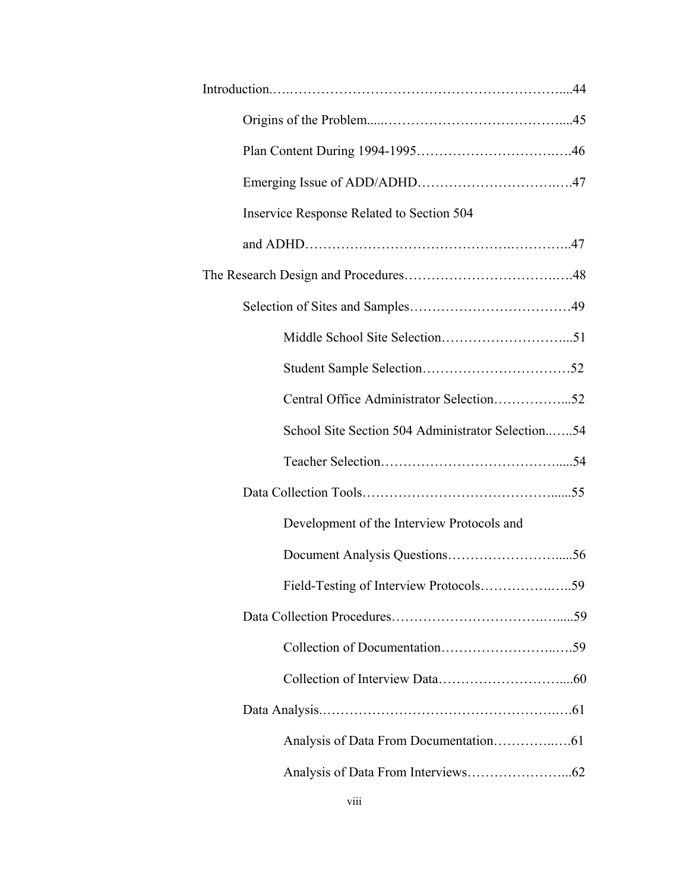Introduction……………………………………………………………....44

Origins of the Problem.....…………………………………....45

Plan Content During 1994-1995…………………………….….46

Emerging Issue of ADD/ADHD…………………………….….47

Inservice Response Related to Section 504

and ADHD…………………………………….…………..47

The Research Design and Procedures……………………………….….48

Selection of Sites and Samples………………………………49

Middle School Site Selection………………………...51

Student Sample Selection……………………………52

Central Office Administrator Selection……………...52

School Site Section 504 Administrator Selection..…..54

Teacher Selection………………………………….....54

Data Collection Tools……………………………………......55

Development of the Interview Protocols and

Document Analysis Questions……………………….....56

Field-Testing of Interview Protocols………………..…..59

Data Collection Procedures…………………………….…......59

Collection of Documentation……………………..….59

Collection of Interview Data………………………....60

Data Analysis.……………………………………………….….61

Analysis of Data From Documentation…………..….61

Analysis of Data From Interviews…………………...62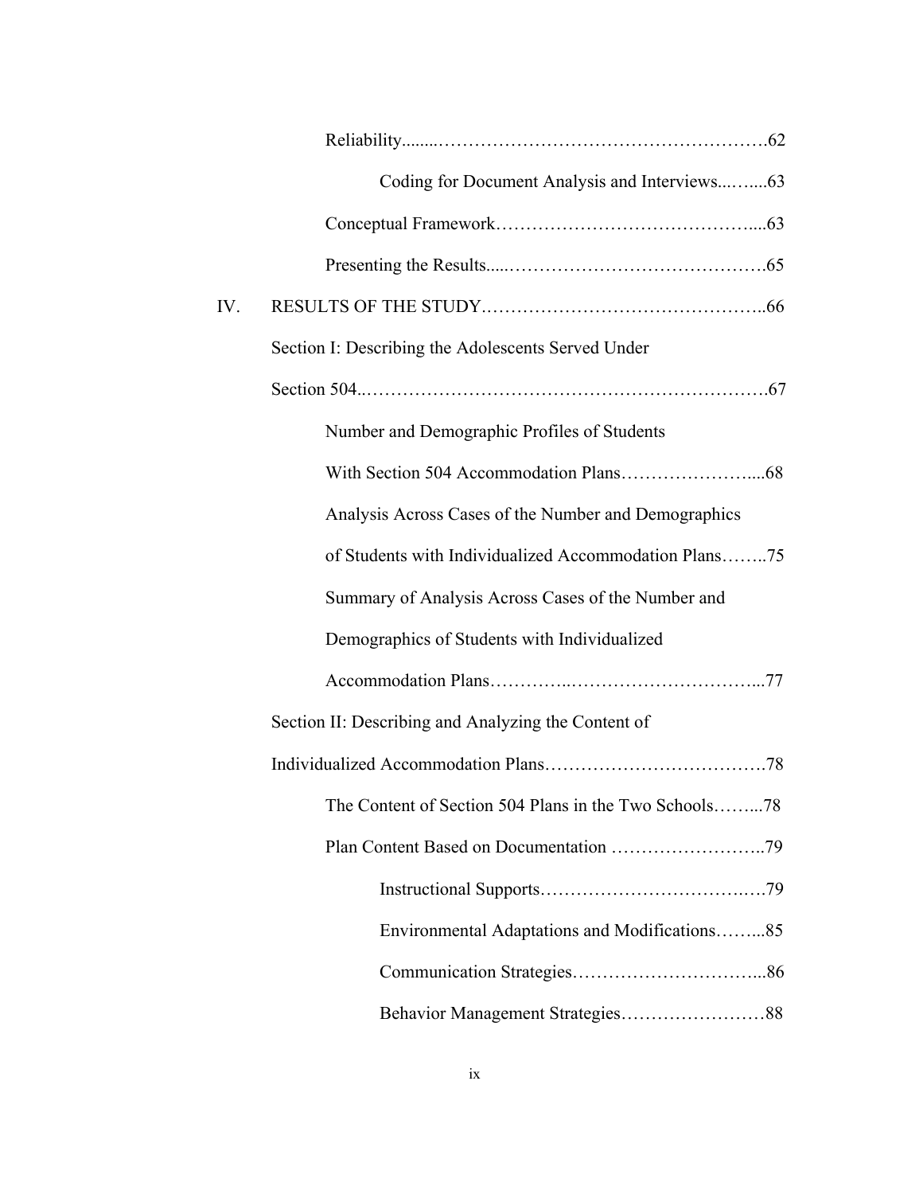Reliability........……………………………………………….62

Coding for Document Analysis and Interviews...…....63

Conceptual Framework……………………………………....63

Presenting the Results.....…………………………………….65

IV. RESULTS OF THE STUDY………………………………………..66

Section I: Describing the Adolescents Served Under Section 504..……………………………………………………….67

Number and Demographic Profiles of Students With Section 504 Accommodation Plans…………………....68

Analysis Across Cases of the Number and Demographics of Students with Individualized Accommodation Plans……..75

Summary of Analysis Across Cases of the Number and Demographics of Students with Individualized Accommodation Plans…………..…………………………...77

Section II: Describing and Analyzing the Content of Individualized Accommodation Plans……………………………….78

The Content of Section 504 Plans in the Two Schools……...78

Plan Content Based on Documentation ……………………..79

Instructional Supports…………………………….….79

Environmental Adaptations and Modifications……...85

Communication Strategies…………………………...86

Behavior Management Strategies……………………88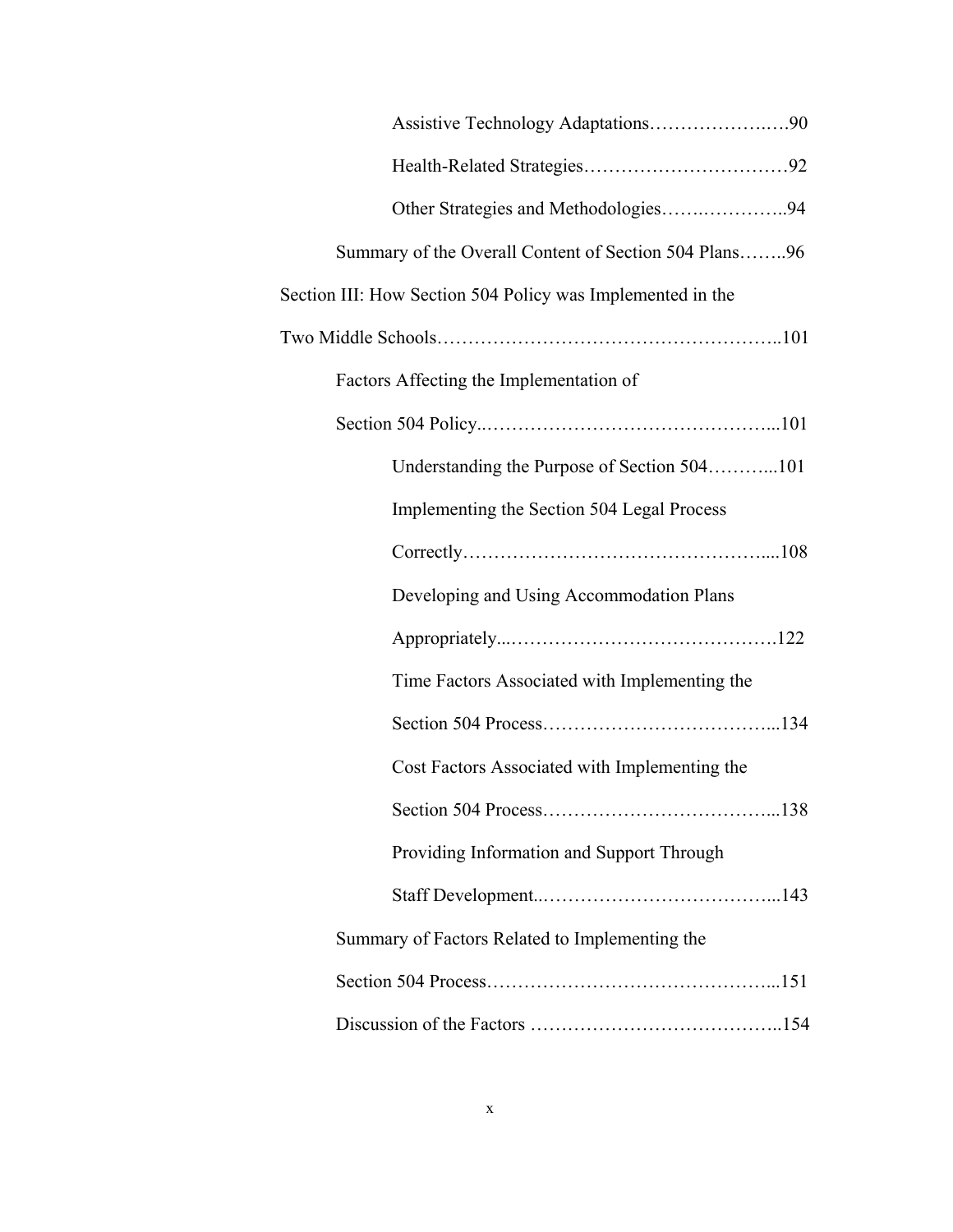Assistive Technology Adaptations……………….….90

Health-Related Strategies……………………………92

Other Strategies and Methodologies…….…………..94

Summary of the Overall Content of Section 504 Plans……..96

Section III: How Section 504 Policy was Implemented in the Two Middle Schools……………………………………………..101

Factors Affecting the Implementation of Section 504 Policy..………………………………………...101

Understanding the Purpose of Section 504………...101

Implementing the Section 504 Legal Process Correctly…………………………………………....108

Developing and Using Accommodation Plans Appropriately...…………………………………….122

Time Factors Associated with Implementing the Section 504 Process………………………………...134

Cost Factors Associated with Implementing the Section 504 Process………………………………...138

Providing Information and Support Through Staff Development..………………………………...143

Summary of Factors Related to Implementing the Section 504 Process………………………………………...151

Discussion of the Factors …………………………………..154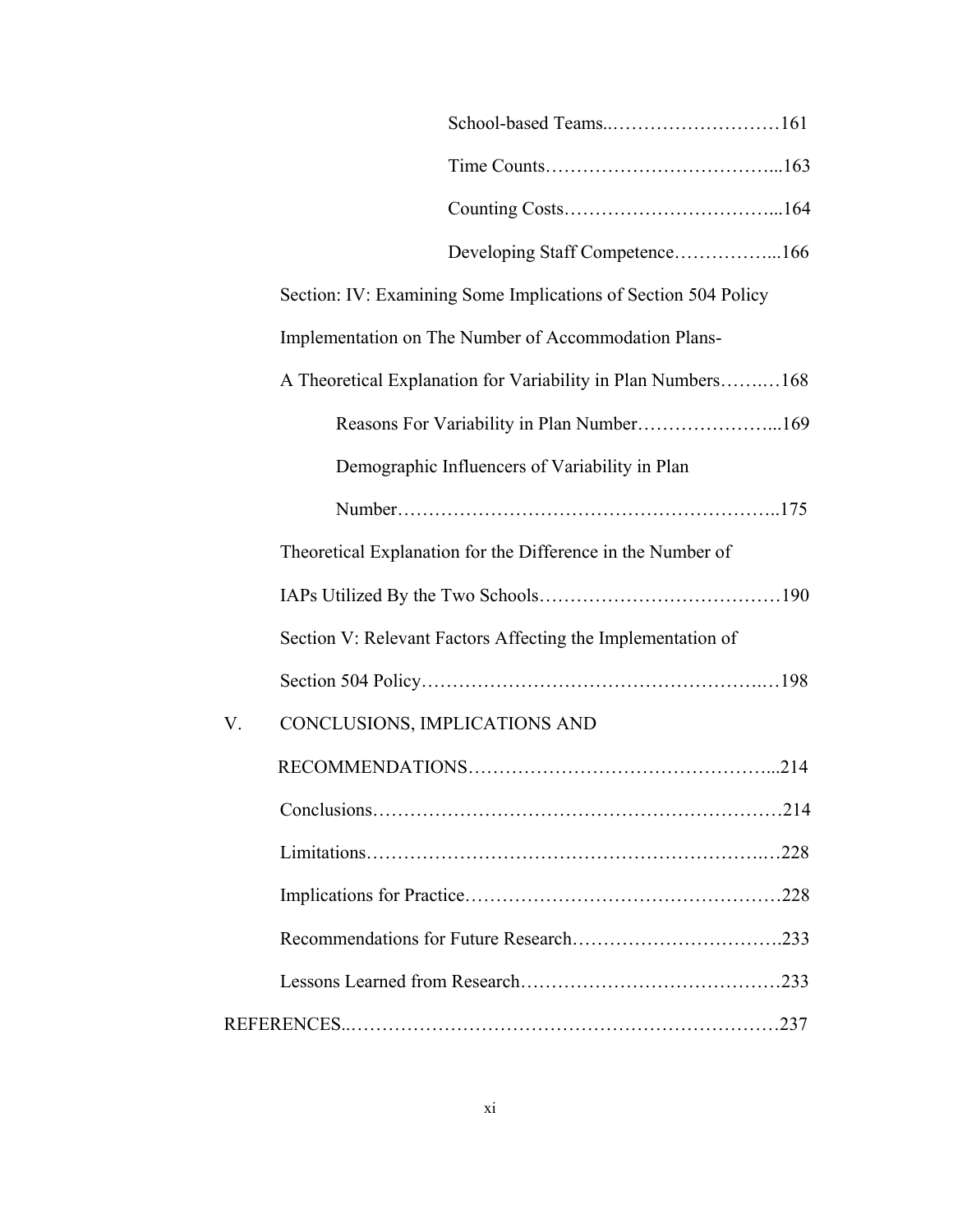School-based Teams.……………………………161

Time Counts…………………………………...163

Counting Costs……………………………...164

Developing Staff Competence……………...166

Section: IV: Examining Some Implications of Section 504 Policy Implementation on The Number of Accommodation Plans- A Theoretical Explanation for Variability in Plan Numbers……..…168

Reasons For Variability in Plan Number…………………...169

Demographic Influencers of Variability in Plan Number…………………………………………………..175

Theoretical Explanation for the Difference in the Number of IAPs Utilized By the Two Schools…………………………………190

Section V: Relevant Factors Affecting the Implementation of Section 504 Policy……………………………………………..…198

V. CONCLUSIONS, IMPLICATIONS AND RECOMMENDATIONS…………………………………………...214

Conclusions………………………………………………………214

Limitations…………………………………………………….…228

Implications for Practice…………………………………………228

Recommendations for Future Research……………….……….233

Lessons Learned from Research…………………………………233

REFERENCES..…………………………………………………………237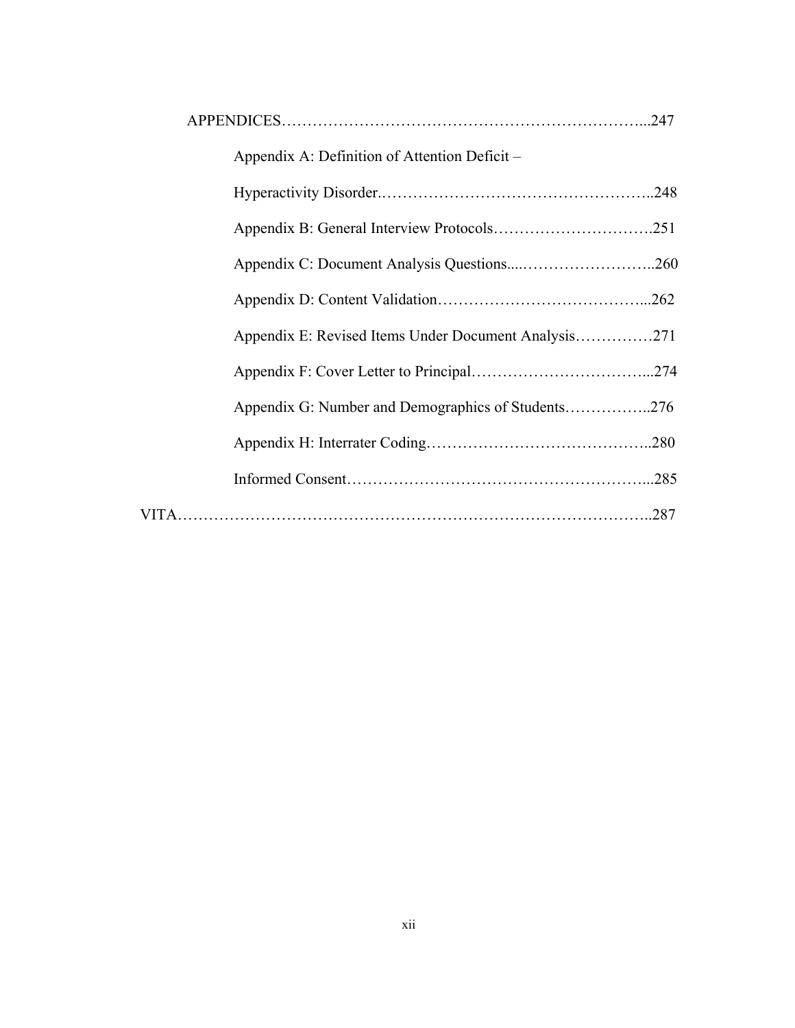APPENDICES……………………………………………………………...247

Appendix A: Definition of Attention Deficit –

Hyperactivity Disorder.……………………………………………..248

Appendix B: General Interview Protocols………………………….251

Appendix C: Document Analysis Questions....……………………..260

Appendix D: Content Validation…………………………………...262

Appendix E: Revised Items Under Document Analysis……………271

Appendix F: Cover Letter to Principal……………………………...274

Appendix G: Number and Demographics of Students……………..276

Appendix H: Interrater Coding……………………………………..280

Informed Consent…………………………………………………...285

VITA……………………………………………………………………………..287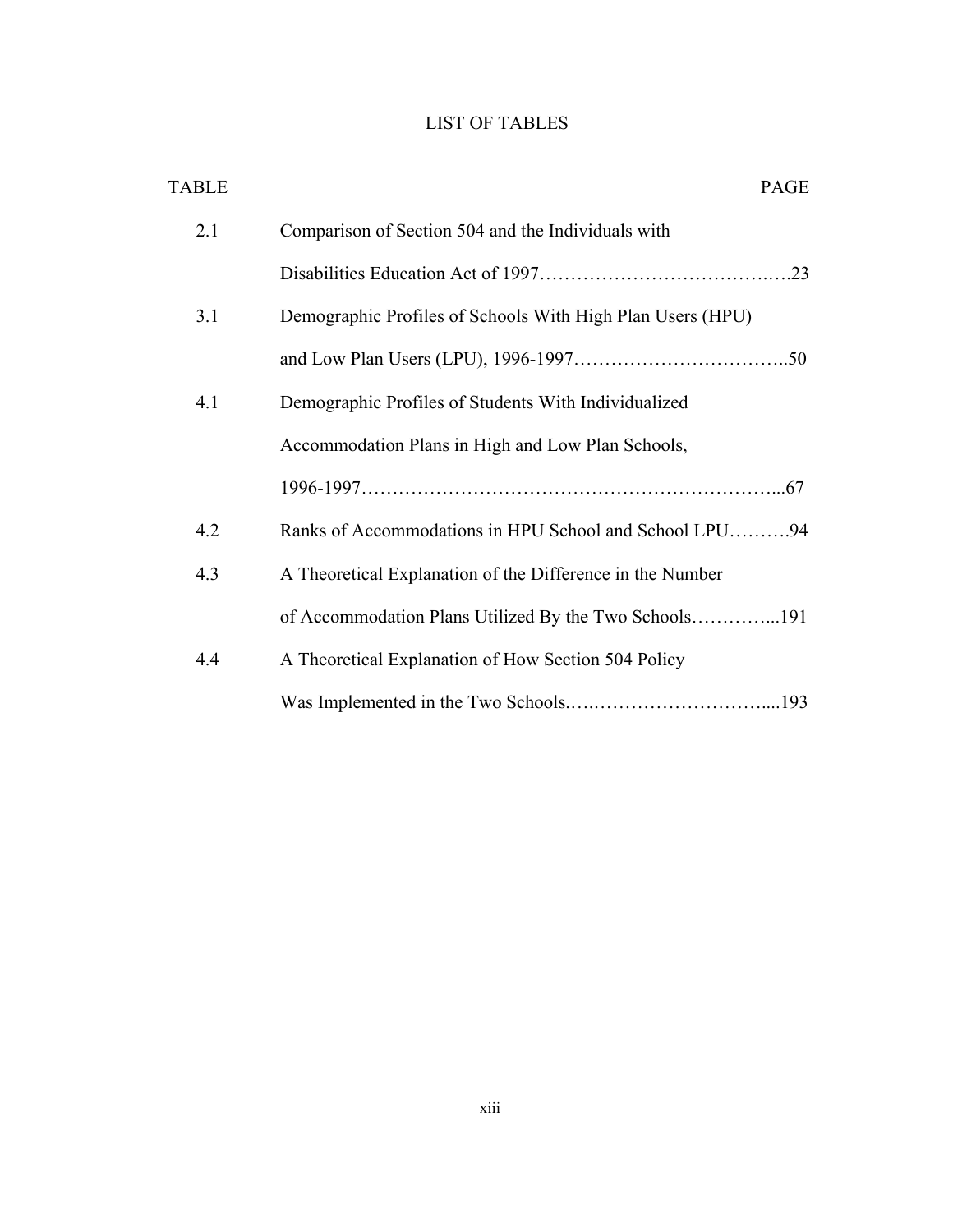# LIST OF TABLES

| TABLE | | PAGE |
|---|---|---|
| 2.1 | Comparison of Section 504 and the Individuals with Disabilities Education Act of 1997 | 23 |
| 3.1 | Demographic Profiles of Schools With High Plan Users (HPU) and Low Plan Users (LPU), 1996-1997 | 50 |
| 4.1 | Demographic Profiles of Students With Individualized Accommodation Plans in High and Low Plan Schools, 1996-1997 | 67 |
| 4.2 | Ranks of Accommodations in HPU School and School LPU | 94 |
| 4.3 | A Theoretical Explanation of the Difference in the Number of Accommodation Plans Utilized By the Two Schools | 191 |
| 4.4 | A Theoretical Explanation of How Section 504 Policy Was Implemented in the Two Schools | 193 |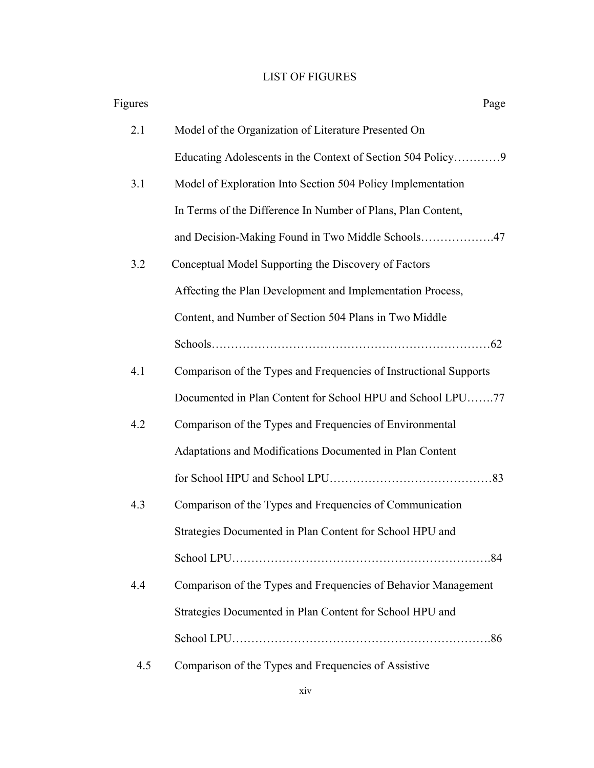# LIST OF FIGURES

| Figures | | Page |
|---|---|---|
| 2.1 | Model of the Organization of Literature Presented On Educating Adolescents in the Context of Section 504 Policy | 9 |
| 3.1 | Model of Exploration Into Section 504 Policy Implementation In Terms of the Difference In Number of Plans, Plan Content, and Decision-Making Found in Two Middle Schools | 47 |
| 3.2 | Conceptual Model Supporting the Discovery of Factors Affecting the Plan Development and Implementation Process, Content, and Number of Section 504 Plans in Two Middle Schools | 62 |
| 4.1 | Comparison of the Types and Frequencies of Instructional Supports Documented in Plan Content for School HPU and School LPU | 77 |
| 4.2 | Comparison of the Types and Frequencies of Environmental Adaptations and Modifications Documented in Plan Content for School HPU and School LPU | 83 |
| 4.3 | Comparison of the Types and Frequencies of Communication Strategies Documented in Plan Content for School HPU and School LPU | 84 |
| 4.4 | Comparison of the Types and Frequencies of Behavior Management Strategies Documented in Plan Content for School HPU and School LPU | 86 |
| 4.5 | Comparison of the Types and Frequencies of Assistive | |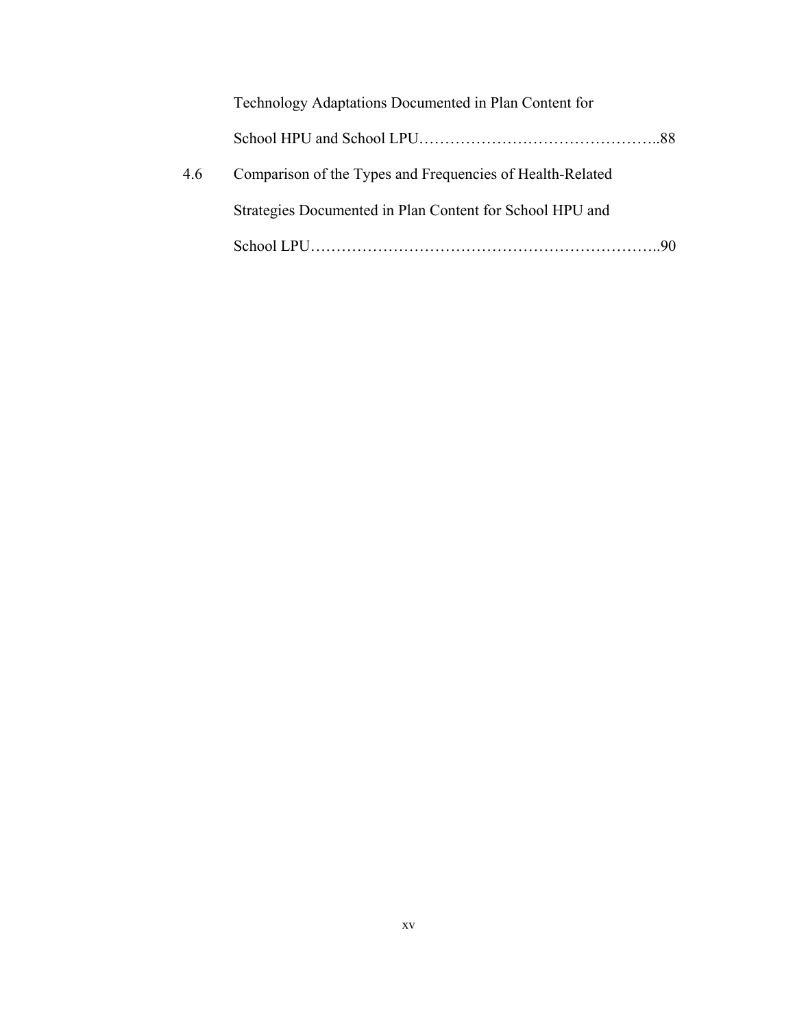Technology Adaptations Documented in Plan Content for

School HPU and School LPU……………………………………..88

4.6 Comparison of the Types and Frequencies of Health-Related

Strategies Documented in Plan Content for School HPU and

School LPU…………………………………………………………..90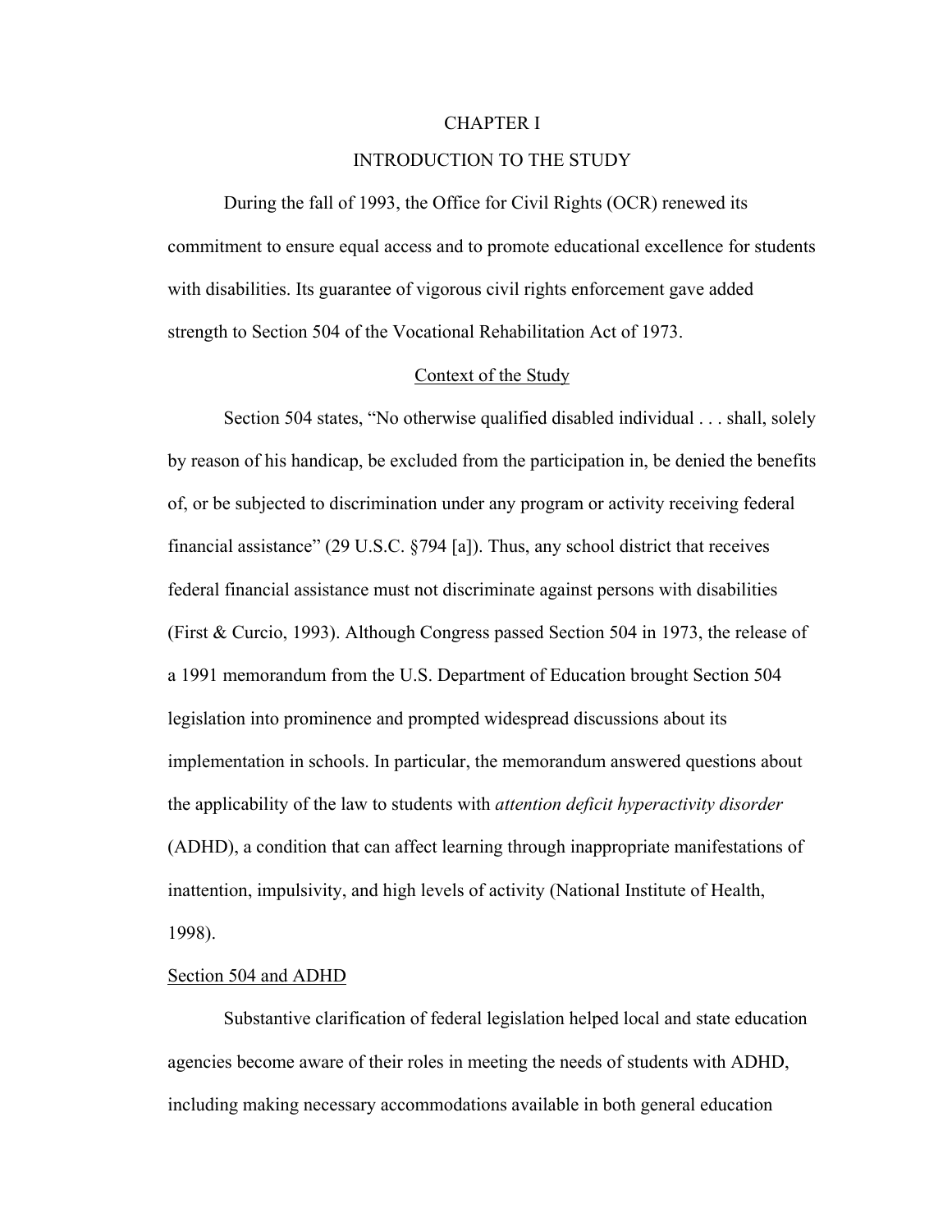# CHAPTER I

# INTRODUCTION TO THE STUDY

During the fall of 1993, the Office for Civil Rights (OCR) renewed its commitment to ensure equal access and to promote educational excellence for students with disabilities. Its guarantee of vigorous civil rights enforcement gave added strength to Section 504 of the Vocational Rehabilitation Act of 1973.

## Context of the Study

Section 504 states, "No otherwise qualified disabled individual . . . shall, solely by reason of his handicap, be excluded from the participation in, be denied the benefits of, or be subjected to discrimination under any program or activity receiving federal financial assistance" (29 U.S.C. §794 [a]). Thus, any school district that receives federal financial assistance must not discriminate against persons with disabilities (First & Curcio, 1993). Although Congress passed Section 504 in 1973, the release of a 1991 memorandum from the U.S. Department of Education brought Section 504 legislation into prominence and prompted widespread discussions about its implementation in schools. In particular, the memorandum answered questions about the applicability of the law to students with *attention deficit hyperactivity disorder* (ADHD), a condition that can affect learning through inappropriate manifestations of inattention, impulsivity, and high levels of activity (National Institute of Health, 1998).

### Section 504 and ADHD

Substantive clarification of federal legislation helped local and state education agencies become aware of their roles in meeting the needs of students with ADHD, including making necessary accommodations available in both general education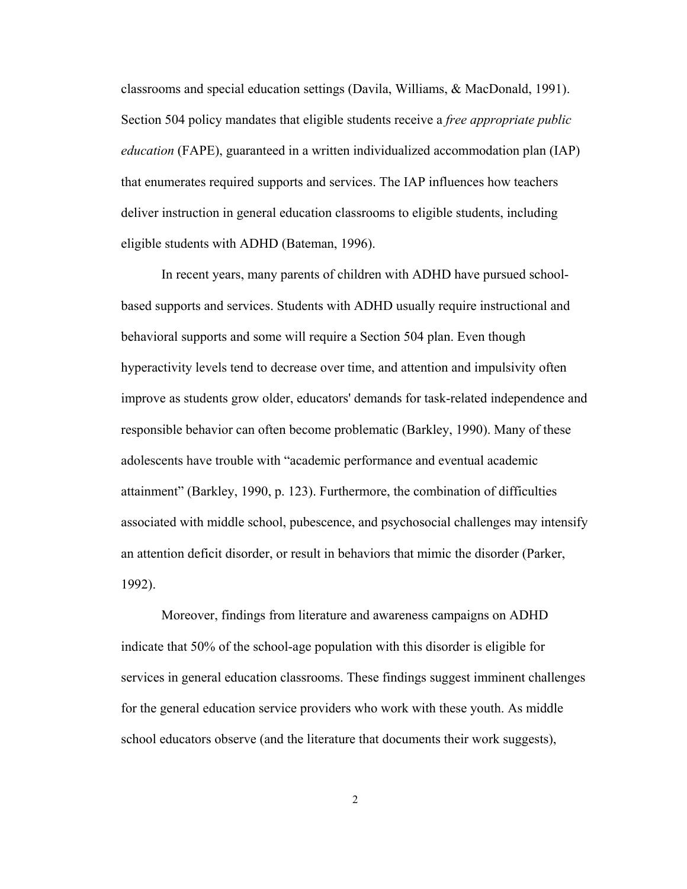classrooms and special education settings (Davila, Williams, & MacDonald, 1991). Section 504 policy mandates that eligible students receive a *free appropriate public education* (FAPE), guaranteed in a written individualized accommodation plan (IAP) that enumerates required supports and services. The IAP influences how teachers deliver instruction in general education classrooms to eligible students, including eligible students with ADHD (Bateman, 1996).

In recent years, many parents of children with ADHD have pursued school-based supports and services. Students with ADHD usually require instructional and behavioral supports and some will require a Section 504 plan. Even though hyperactivity levels tend to decrease over time, and attention and impulsivity often improve as students grow older, educators' demands for task-related independence and responsible behavior can often become problematic (Barkley, 1990). Many of these adolescents have trouble with "academic performance and eventual academic attainment" (Barkley, 1990, p. 123). Furthermore, the combination of difficulties associated with middle school, pubescence, and psychosocial challenges may intensify an attention deficit disorder, or result in behaviors that mimic the disorder (Parker, 1992).

Moreover, findings from literature and awareness campaigns on ADHD indicate that 50% of the school-age population with this disorder is eligible for services in general education classrooms. These findings suggest imminent challenges for the general education service providers who work with these youth. As middle school educators observe (and the literature that documents their work suggests),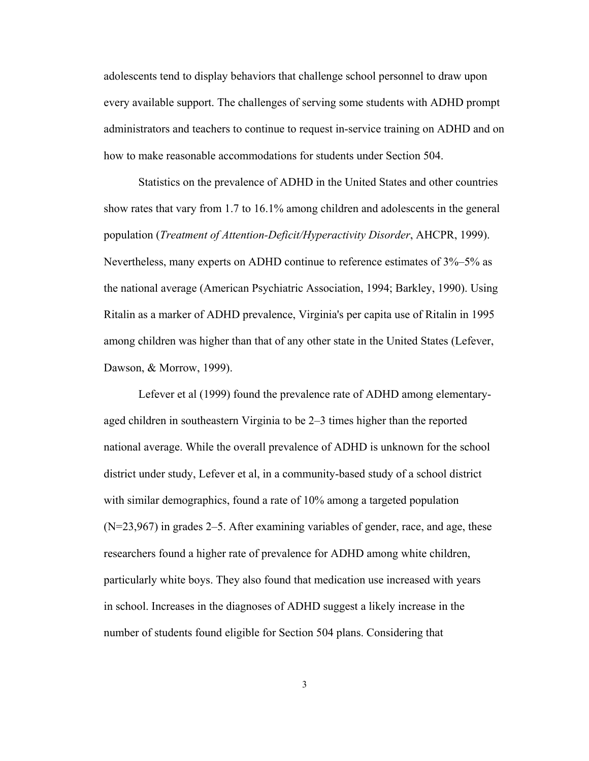adolescents tend to display behaviors that challenge school personnel to draw upon every available support. The challenges of serving some students with ADHD prompt administrators and teachers to continue to request in-service training on ADHD and on how to make reasonable accommodations for students under Section 504.

Statistics on the prevalence of ADHD in the United States and other countries show rates that vary from 1.7 to 16.1% among children and adolescents in the general population (*Treatment of Attention-Deficit/Hyperactivity Disorder*, AHCPR, 1999). Nevertheless, many experts on ADHD continue to reference estimates of 3%–5% as the national average (American Psychiatric Association, 1994; Barkley, 1990). Using Ritalin as a marker of ADHD prevalence, Virginia's per capita use of Ritalin in 1995 among children was higher than that of any other state in the United States (Lefever, Dawson, & Morrow, 1999).

Lefever et al (1999) found the prevalence rate of ADHD among elementary-aged children in southeastern Virginia to be 2–3 times higher than the reported national average. While the overall prevalence of ADHD is unknown for the school district under study, Lefever et al, in a community-based study of a school district with similar demographics, found a rate of 10% among a targeted population (N=23,967) in grades 2–5. After examining variables of gender, race, and age, these researchers found a higher rate of prevalence for ADHD among white children, particularly white boys. They also found that medication use increased with years in school. Increases in the diagnoses of ADHD suggest a likely increase in the number of students found eligible for Section 504 plans. Considering that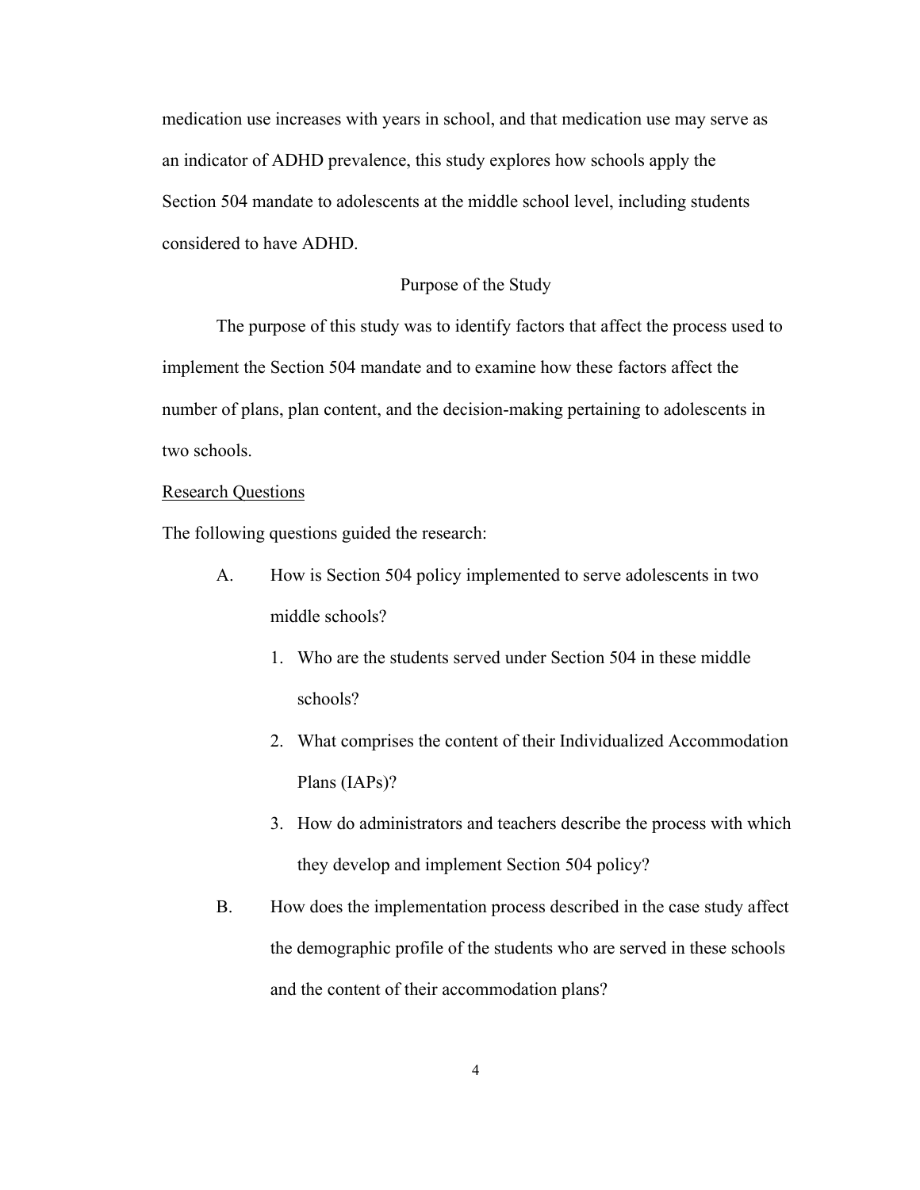medication use increases with years in school, and that medication use may serve as an indicator of ADHD prevalence, this study explores how schools apply the Section 504 mandate to adolescents at the middle school level, including students considered to have ADHD.

## Purpose of the Study

The purpose of this study was to identify factors that affect the process used to implement the Section 504 mandate and to examine how these factors affect the number of plans, plan content, and the decision-making pertaining to adolescents in two schools.

### Research Questions

The following questions guided the research:

A. How is Section 504 policy implemented to serve adolescents in two middle schools?

   1. Who are the students served under Section 504 in these middle schools?
   2. What comprises the content of their Individualized Accommodation Plans (IAPs)?
   3. How do administrators and teachers describe the process with which they develop and implement Section 504 policy?

B. How does the implementation process described in the case study affect the demographic profile of the students who are served in these schools and the content of their accommodation plans?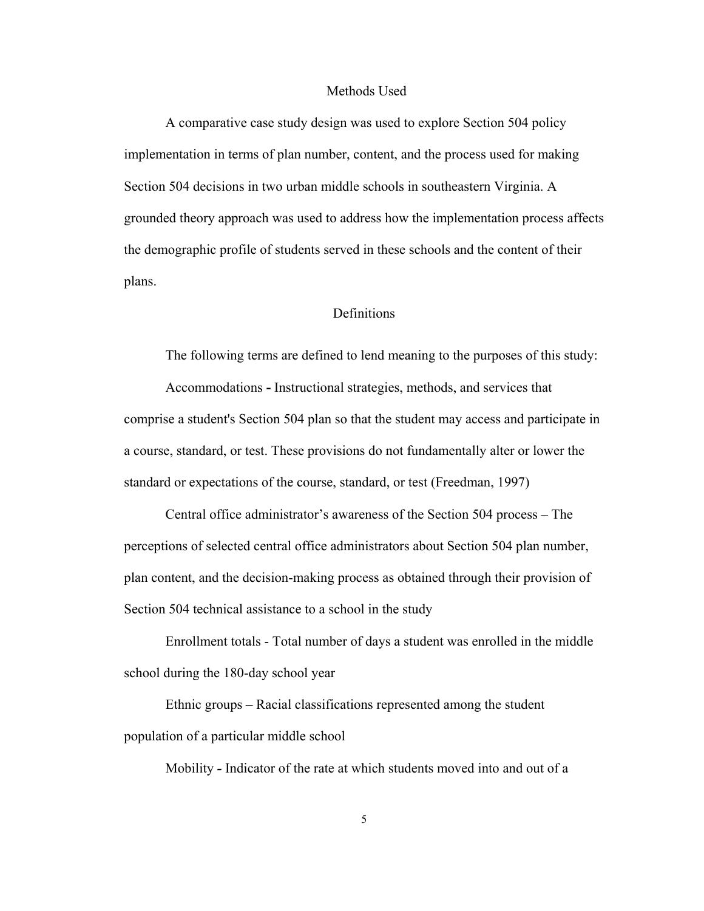## Methods Used

A comparative case study design was used to explore Section 504 policy implementation in terms of plan number, content, and the process used for making Section 504 decisions in two urban middle schools in southeastern Virginia. A grounded theory approach was used to address how the implementation process affects the demographic profile of students served in these schools and the content of their plans.

## Definitions

The following terms are defined to lend meaning to the purposes of this study:

Accommodations **-** Instructional strategies, methods, and services that comprise a student's Section 504 plan so that the student may access and participate in a course, standard, or test. These provisions do not fundamentally alter or lower the standard or expectations of the course, standard, or test (Freedman, 1997)

Central office administrator's awareness of the Section 504 process – The perceptions of selected central office administrators about Section 504 plan number, plan content, and the decision-making process as obtained through their provision of Section 504 technical assistance to a school in the study

Enrollment totals - Total number of days a student was enrolled in the middle school during the 180-day school year

Ethnic groups – Racial classifications represented among the student population of a particular middle school

Mobility **-** Indicator of the rate at which students moved into and out of a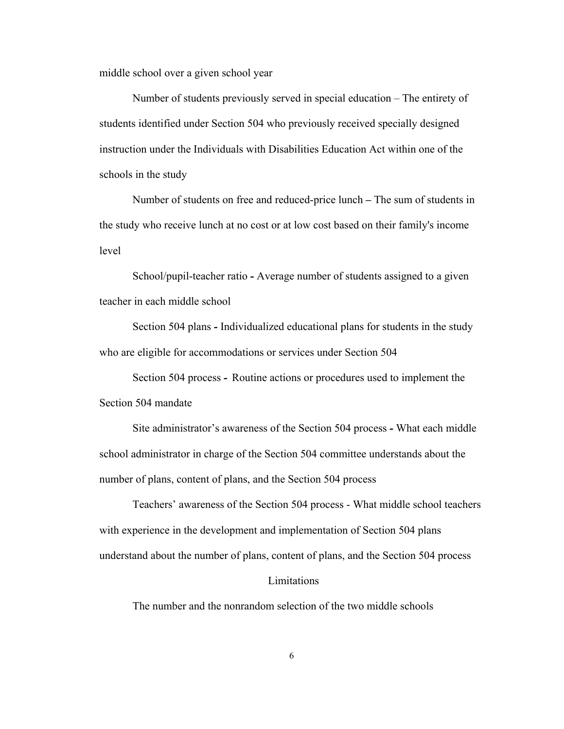middle school over a given school year

Number of students previously served in special education – The entirety of students identified under Section 504 who previously received specially designed instruction under the Individuals with Disabilities Education Act within one of the schools in the study

Number of students on free and reduced-price lunch – The sum of students in the study who receive lunch at no cost or at low cost based on their family's income level

School/pupil-teacher ratio - Average number of students assigned to a given teacher in each middle school

Section 504 plans - Individualized educational plans for students in the study who are eligible for accommodations or services under Section 504

Section 504 process - Routine actions or procedures used to implement the Section 504 mandate

Site administrator's awareness of the Section 504 process - What each middle school administrator in charge of the Section 504 committee understands about the number of plans, content of plans, and the Section 504 process

Teachers' awareness of the Section 504 process - What middle school teachers with experience in the development and implementation of Section 504 plans understand about the number of plans, content of plans, and the Section 504 process

## Limitations

The number and the nonrandom selection of the two middle schools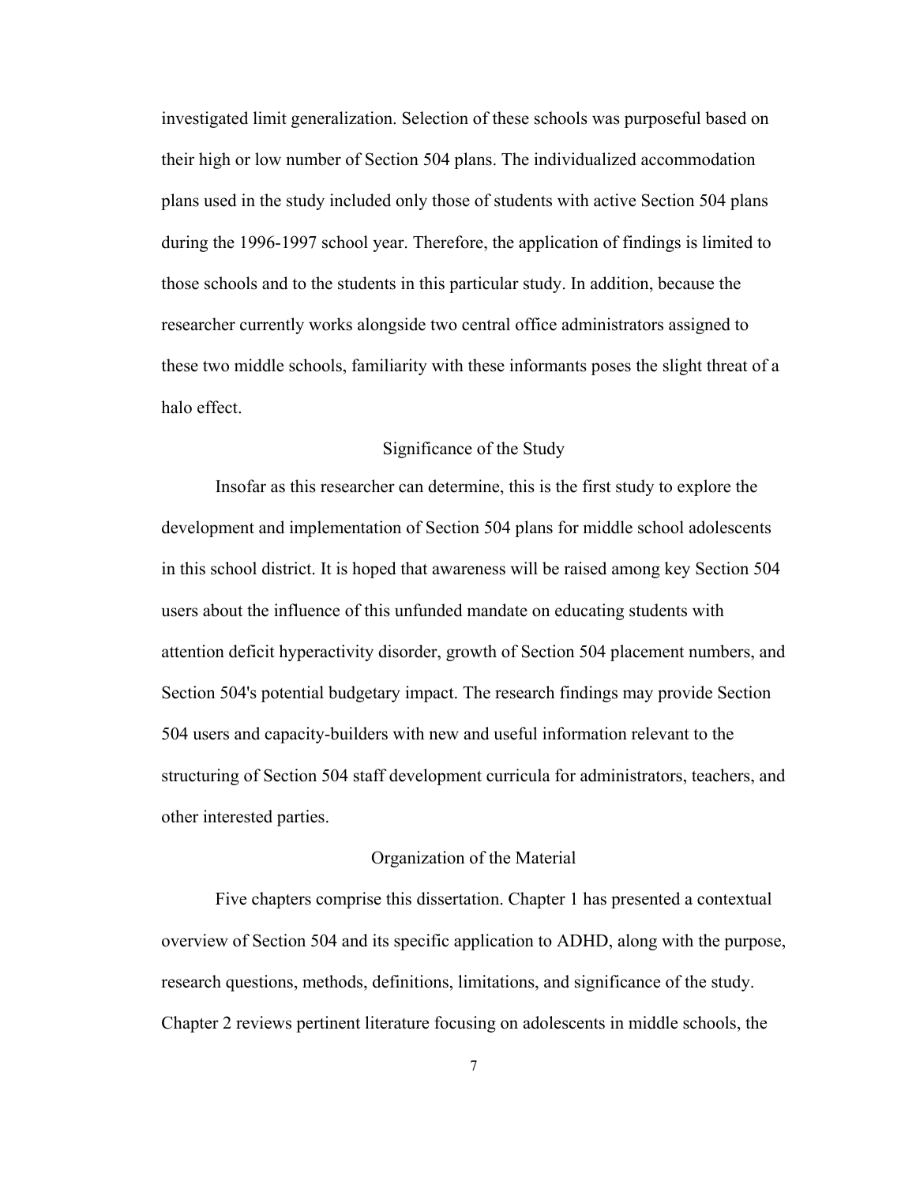investigated limit generalization. Selection of these schools was purposeful based on their high or low number of Section 504 plans. The individualized accommodation plans used in the study included only those of students with active Section 504 plans during the 1996-1997 school year. Therefore, the application of findings is limited to those schools and to the students in this particular study. In addition, because the researcher currently works alongside two central office administrators assigned to these two middle schools, familiarity with these informants poses the slight threat of a halo effect.

## Significance of the Study

Insofar as this researcher can determine, this is the first study to explore the development and implementation of Section 504 plans for middle school adolescents in this school district. It is hoped that awareness will be raised among key Section 504 users about the influence of this unfunded mandate on educating students with attention deficit hyperactivity disorder, growth of Section 504 placement numbers, and Section 504's potential budgetary impact. The research findings may provide Section 504 users and capacity-builders with new and useful information relevant to the structuring of Section 504 staff development curricula for administrators, teachers, and other interested parties.

## Organization of the Material

Five chapters comprise this dissertation. Chapter 1 has presented a contextual overview of Section 504 and its specific application to ADHD, along with the purpose, research questions, methods, definitions, limitations, and significance of the study. Chapter 2 reviews pertinent literature focusing on adolescents in middle schools, the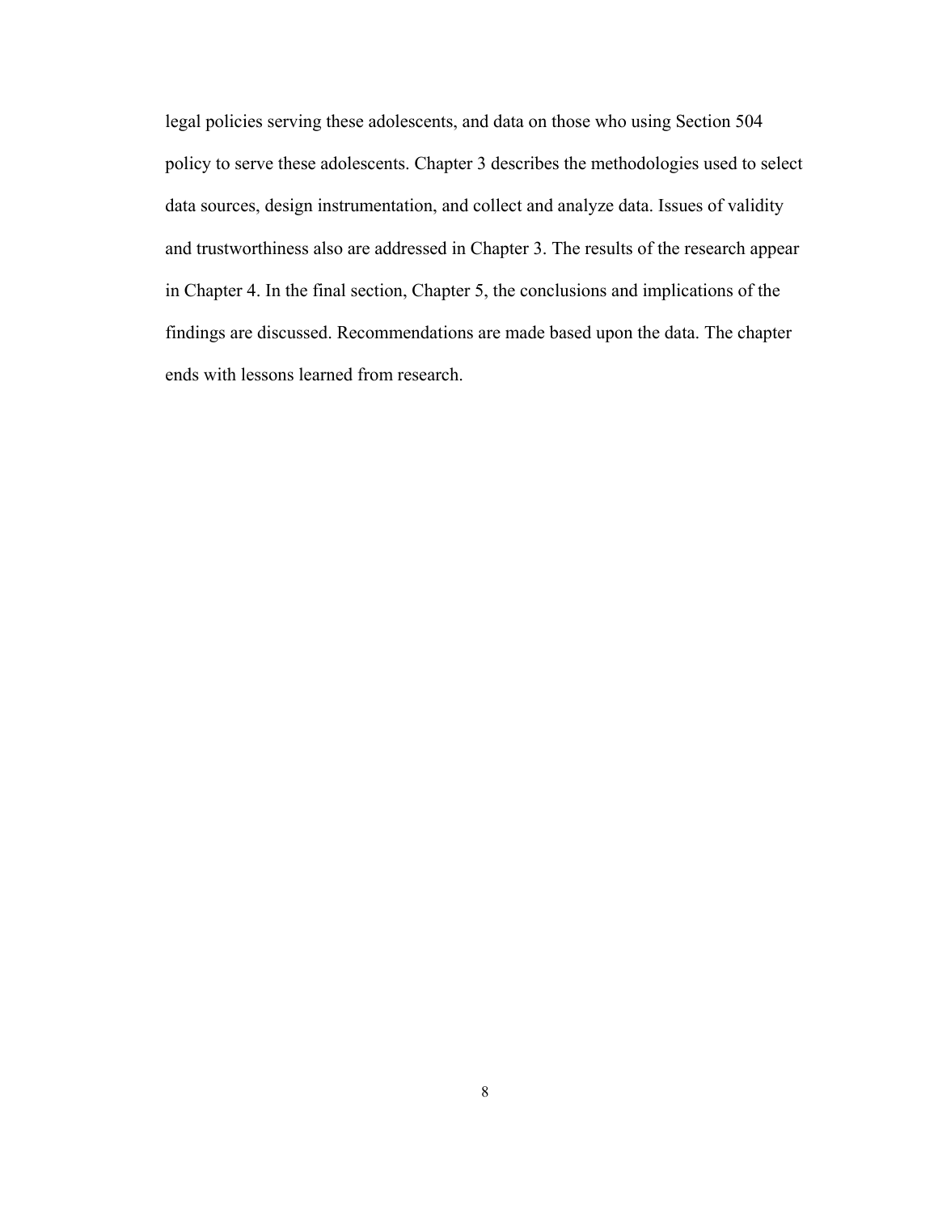legal policies serving these adolescents, and data on those who using Section 504 policy to serve these adolescents. Chapter 3 describes the methodologies used to select data sources, design instrumentation, and collect and analyze data. Issues of validity and trustworthiness also are addressed in Chapter 3. The results of the research appear in Chapter 4. In the final section, Chapter 5, the conclusions and implications of the findings are discussed. Recommendations are made based upon the data. The chapter ends with lessons learned from research.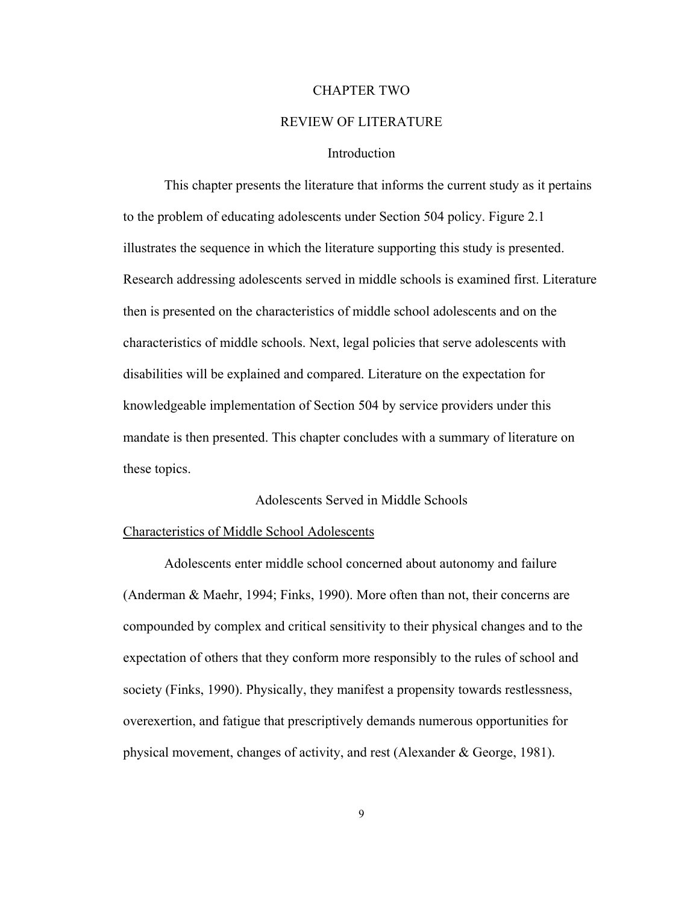# CHAPTER TWO

# REVIEW OF LITERATURE

## Introduction

This chapter presents the literature that informs the current study as it pertains to the problem of educating adolescents under Section 504 policy. Figure 2.1 illustrates the sequence in which the literature supporting this study is presented. Research addressing adolescents served in middle schools is examined first. Literature then is presented on the characteristics of middle school adolescents and on the characteristics of middle schools. Next, legal policies that serve adolescents with disabilities will be explained and compared. Literature on the expectation for knowledgeable implementation of Section 504 by service providers under this mandate is then presented. This chapter concludes with a summary of literature on these topics.

## Adolescents Served in Middle Schools

### Characteristics of Middle School Adolescents

Adolescents enter middle school concerned about autonomy and failure (Anderman & Maehr, 1994; Finks, 1990). More often than not, their concerns are compounded by complex and critical sensitivity to their physical changes and to the expectation of others that they conform more responsibly to the rules of school and society (Finks, 1990). Physically, they manifest a propensity towards restlessness, overexertion, and fatigue that prescriptively demands numerous opportunities for physical movement, changes of activity, and rest (Alexander & George, 1981).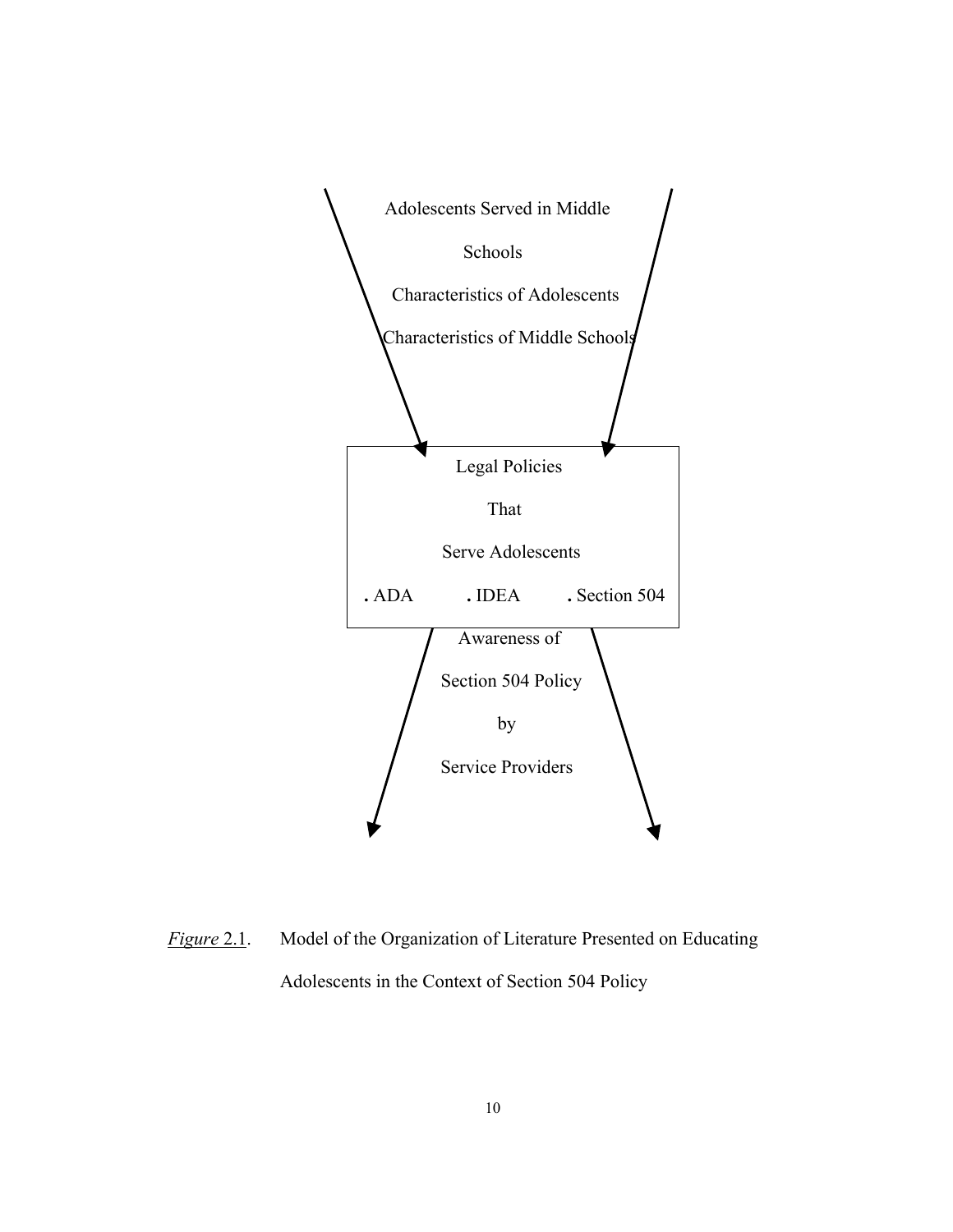Adolescents Served in Middle Schools

Characteristics of Adolescents

Characteristics of Middle Schools

Legal Policies That Serve Adolescents

- ADA
- IDEA
- Section 504

Awareness of Section 504 Policy by Service Providers

*Figure* 2.1. Model of the Organization of Literature Presented on Educating Adolescents in the Context of Section 504 Policy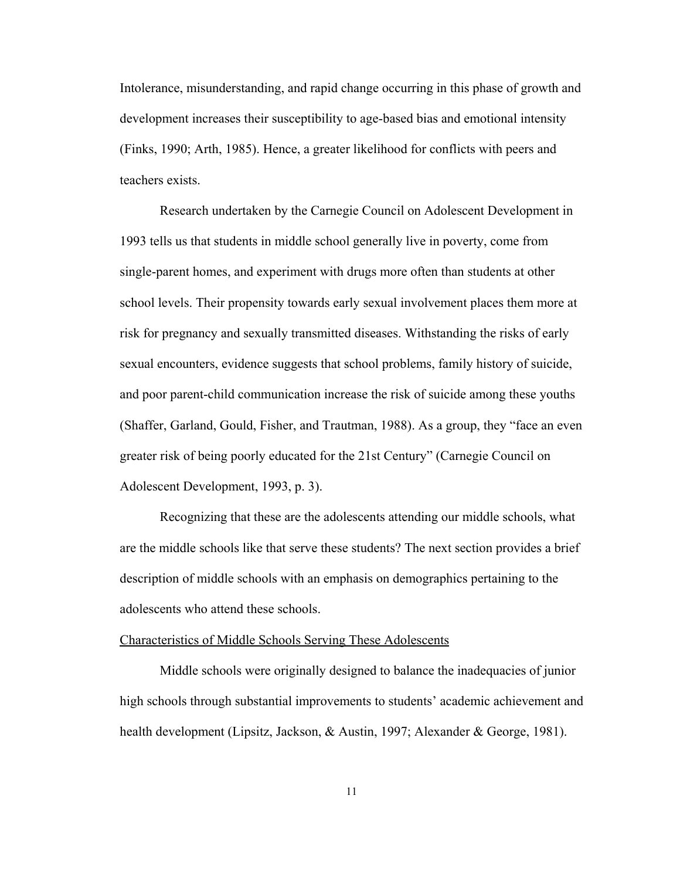Intolerance, misunderstanding, and rapid change occurring in this phase of growth and development increases their susceptibility to age-based bias and emotional intensity (Finks, 1990; Arth, 1985). Hence, a greater likelihood for conflicts with peers and teachers exists.

Research undertaken by the Carnegie Council on Adolescent Development in 1993 tells us that students in middle school generally live in poverty, come from single-parent homes, and experiment with drugs more often than students at other school levels. Their propensity towards early sexual involvement places them more at risk for pregnancy and sexually transmitted diseases. Withstanding the risks of early sexual encounters, evidence suggests that school problems, family history of suicide, and poor parent-child communication increase the risk of suicide among these youths (Shaffer, Garland, Gould, Fisher, and Trautman, 1988). As a group, they "face an even greater risk of being poorly educated for the 21st Century" (Carnegie Council on Adolescent Development, 1993, p. 3).

Recognizing that these are the adolescents attending our middle schools, what are the middle schools like that serve these students? The next section provides a brief description of middle schools with an emphasis on demographics pertaining to the adolescents who attend these schools.

<u>Characteristics of Middle Schools Serving These Adolescents</u>

Middle schools were originally designed to balance the inadequacies of junior high schools through substantial improvements to students' academic achievement and health development (Lipsitz, Jackson, & Austin, 1997; Alexander & George, 1981).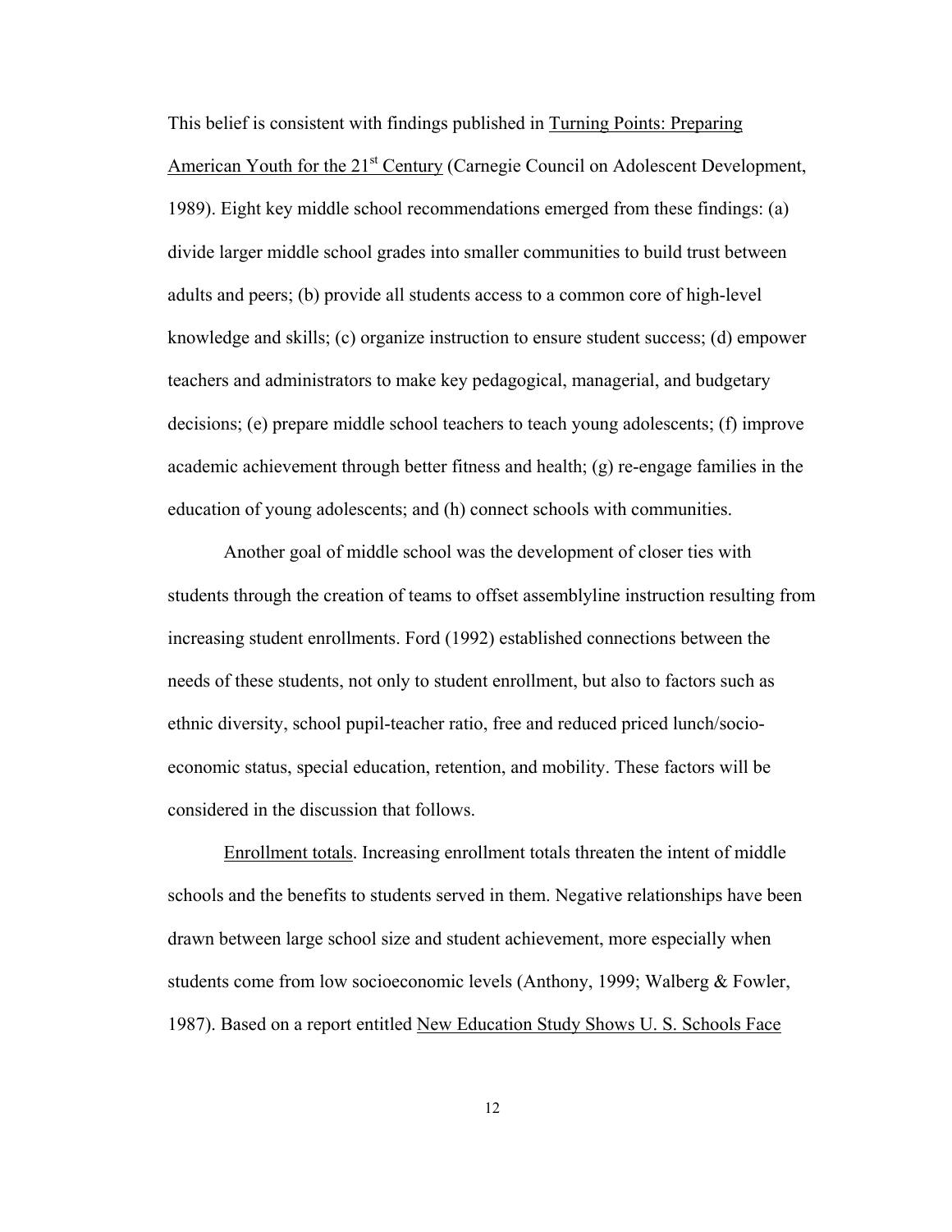This belief is consistent with findings published in Turning Points: Preparing American Youth for the 21st Century (Carnegie Council on Adolescent Development, 1989). Eight key middle school recommendations emerged from these findings: (a) divide larger middle school grades into smaller communities to build trust between adults and peers; (b) provide all students access to a common core of high-level knowledge and skills; (c) organize instruction to ensure student success; (d) empower teachers and administrators to make key pedagogical, managerial, and budgetary decisions; (e) prepare middle school teachers to teach young adolescents; (f) improve academic achievement through better fitness and health; (g) re-engage families in the education of young adolescents; and (h) connect schools with communities.

Another goal of middle school was the development of closer ties with students through the creation of teams to offset assemblyline instruction resulting from increasing student enrollments. Ford (1992) established connections between the needs of these students, not only to student enrollment, but also to factors such as ethnic diversity, school pupil-teacher ratio, free and reduced priced lunch/socio-economic status, special education, retention, and mobility. These factors will be considered in the discussion that follows.

Enrollment totals. Increasing enrollment totals threaten the intent of middle schools and the benefits to students served in them. Negative relationships have been drawn between large school size and student achievement, more especially when students come from low socioeconomic levels (Anthony, 1999; Walberg & Fowler, 1987). Based on a report entitled New Education Study Shows U. S. Schools Face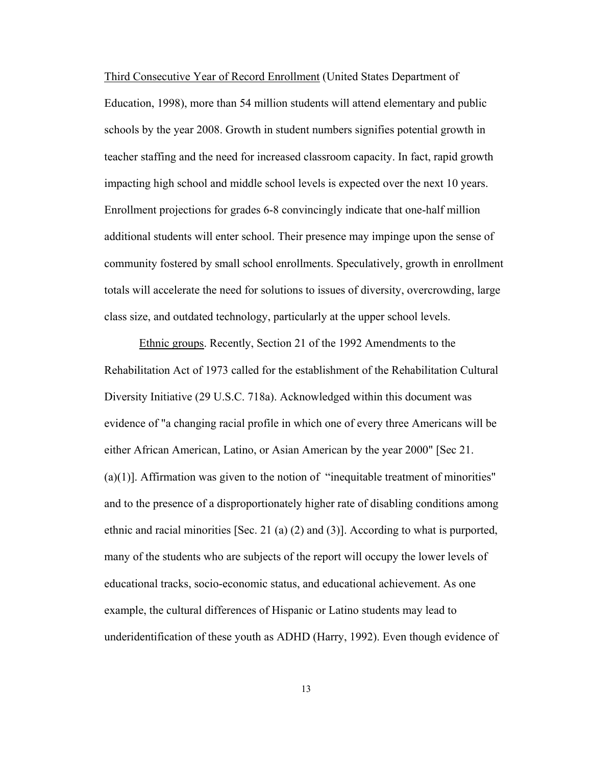Third Consecutive Year of Record Enrollment (United States Department of Education, 1998), more than 54 million students will attend elementary and public schools by the year 2008. Growth in student numbers signifies potential growth in teacher staffing and the need for increased classroom capacity. In fact, rapid growth impacting high school and middle school levels is expected over the next 10 years. Enrollment projections for grades 6-8 convincingly indicate that one-half million additional students will enter school. Their presence may impinge upon the sense of community fostered by small school enrollments. Speculatively, growth in enrollment totals will accelerate the need for solutions to issues of diversity, overcrowding, large class size, and outdated technology, particularly at the upper school levels.

Ethnic groups. Recently, Section 21 of the 1992 Amendments to the Rehabilitation Act of 1973 called for the establishment of the Rehabilitation Cultural Diversity Initiative (29 U.S.C. 718a). Acknowledged within this document was evidence of "a changing racial profile in which one of every three Americans will be either African American, Latino, or Asian American by the year 2000" [Sec 21. (a)(1)]. Affirmation was given to the notion of "inequitable treatment of minorities" and to the presence of a disproportionately higher rate of disabling conditions among ethnic and racial minorities [Sec. 21 (a) (2) and (3)]. According to what is purported, many of the students who are subjects of the report will occupy the lower levels of educational tracks, socio-economic status, and educational achievement. As one example, the cultural differences of Hispanic or Latino students may lead to underidentification of these youth as ADHD (Harry, 1992). Even though evidence of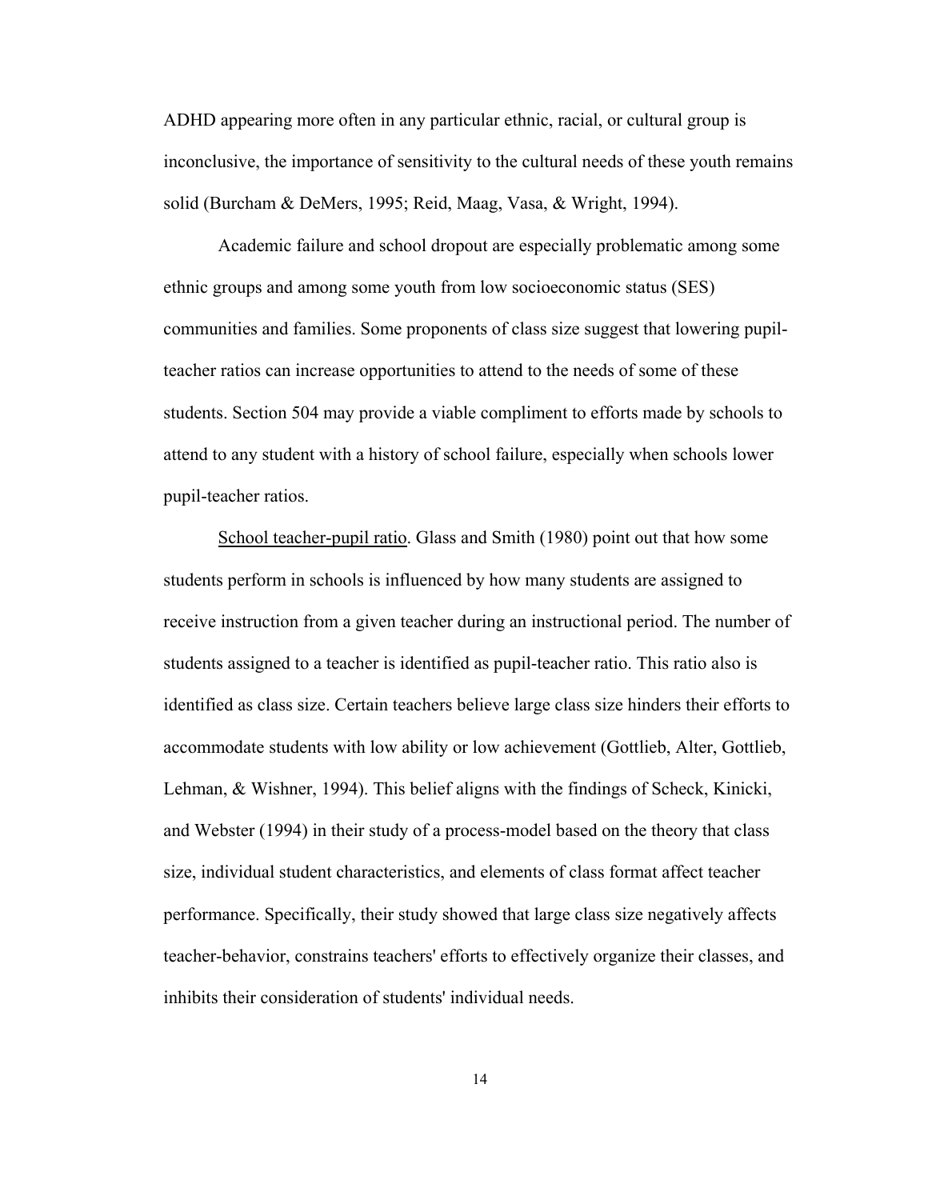ADHD appearing more often in any particular ethnic, racial, or cultural group is inconclusive, the importance of sensitivity to the cultural needs of these youth remains solid (Burcham & DeMers, 1995; Reid, Maag, Vasa, & Wright, 1994).

Academic failure and school dropout are especially problematic among some ethnic groups and among some youth from low socioeconomic status (SES) communities and families. Some proponents of class size suggest that lowering pupil-teacher ratios can increase opportunities to attend to the needs of some of these students. Section 504 may provide a viable compliment to efforts made by schools to attend to any student with a history of school failure, especially when schools lower pupil-teacher ratios.

School teacher-pupil ratio. Glass and Smith (1980) point out that how some students perform in schools is influenced by how many students are assigned to receive instruction from a given teacher during an instructional period. The number of students assigned to a teacher is identified as pupil-teacher ratio. This ratio also is identified as class size. Certain teachers believe large class size hinders their efforts to accommodate students with low ability or low achievement (Gottlieb, Alter, Gottlieb, Lehman, & Wishner, 1994). This belief aligns with the findings of Scheck, Kinicki, and Webster (1994) in their study of a process-model based on the theory that class size, individual student characteristics, and elements of class format affect teacher performance. Specifically, their study showed that large class size negatively affects teacher-behavior, constrains teachers' efforts to effectively organize their classes, and inhibits their consideration of students' individual needs.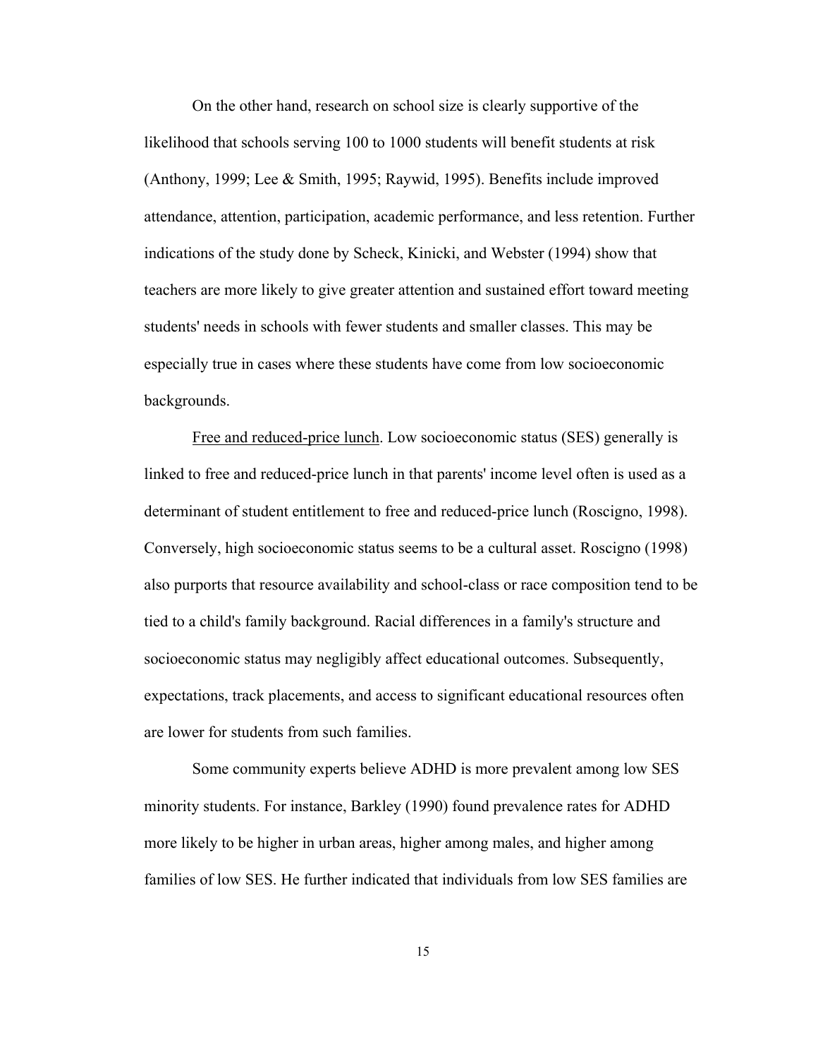On the other hand, research on school size is clearly supportive of the likelihood that schools serving 100 to 1000 students will benefit students at risk (Anthony, 1999; Lee & Smith, 1995; Raywid, 1995). Benefits include improved attendance, attention, participation, academic performance, and less retention. Further indications of the study done by Scheck, Kinicki, and Webster (1994) show that teachers are more likely to give greater attention and sustained effort toward meeting students' needs in schools with fewer students and smaller classes. This may be especially true in cases where these students have come from low socioeconomic backgrounds.

Free and reduced-price lunch. Low socioeconomic status (SES) generally is linked to free and reduced-price lunch in that parents' income level often is used as a determinant of student entitlement to free and reduced-price lunch (Roscigno, 1998). Conversely, high socioeconomic status seems to be a cultural asset. Roscigno (1998) also purports that resource availability and school-class or race composition tend to be tied to a child's family background. Racial differences in a family's structure and socioeconomic status may negligibly affect educational outcomes. Subsequently, expectations, track placements, and access to significant educational resources often are lower for students from such families.

Some community experts believe ADHD is more prevalent among low SES minority students. For instance, Barkley (1990) found prevalence rates for ADHD more likely to be higher in urban areas, higher among males, and higher among families of low SES. He further indicated that individuals from low SES families are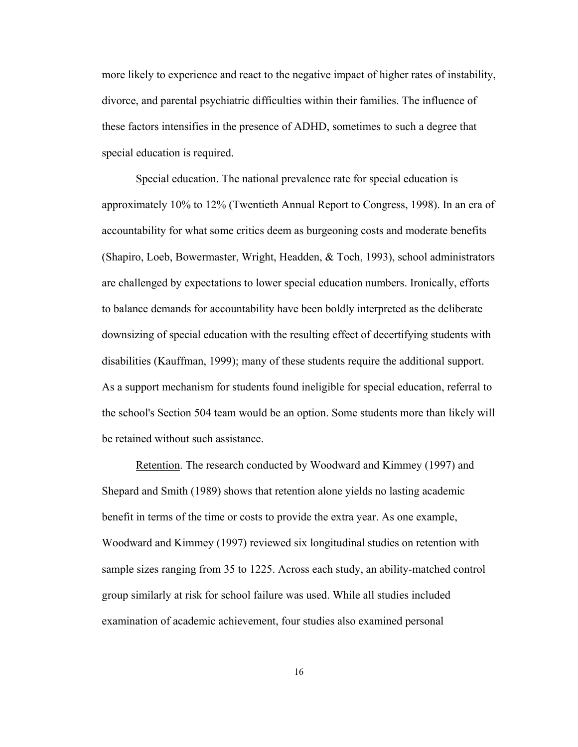more likely to experience and react to the negative impact of higher rates of instability, divorce, and parental psychiatric difficulties within their families. The influence of these factors intensifies in the presence of ADHD, sometimes to such a degree that special education is required.

Special education. The national prevalence rate for special education is approximately 10% to 12% (Twentieth Annual Report to Congress, 1998). In an era of accountability for what some critics deem as burgeoning costs and moderate benefits (Shapiro, Loeb, Bowermaster, Wright, Headden, & Toch, 1993), school administrators are challenged by expectations to lower special education numbers. Ironically, efforts to balance demands for accountability have been boldly interpreted as the deliberate downsizing of special education with the resulting effect of decertifying students with disabilities (Kauffman, 1999); many of these students require the additional support. As a support mechanism for students found ineligible for special education, referral to the school's Section 504 team would be an option. Some students more than likely will be retained without such assistance.

Retention. The research conducted by Woodward and Kimmey (1997) and Shepard and Smith (1989) shows that retention alone yields no lasting academic benefit in terms of the time or costs to provide the extra year. As one example, Woodward and Kimmey (1997) reviewed six longitudinal studies on retention with sample sizes ranging from 35 to 1225. Across each study, an ability-matched control group similarly at risk for school failure was used. While all studies included examination of academic achievement, four studies also examined personal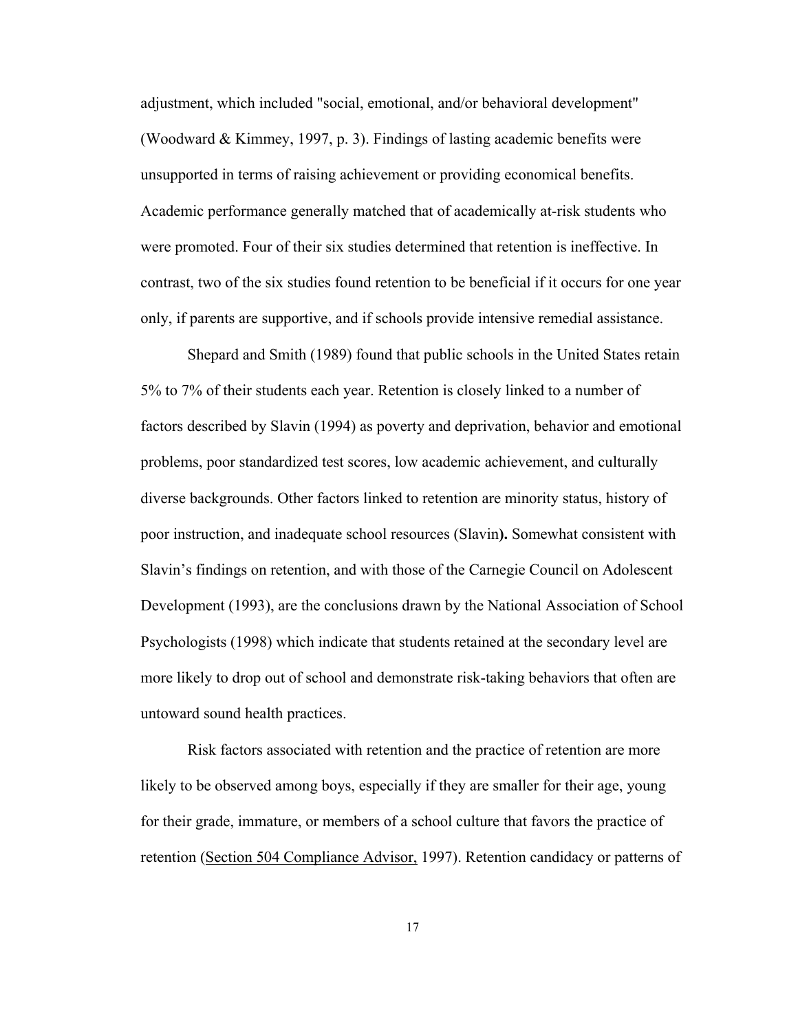adjustment, which included "social, emotional, and/or behavioral development" (Woodward & Kimmey, 1997, p. 3). Findings of lasting academic benefits were unsupported in terms of raising achievement or providing economical benefits. Academic performance generally matched that of academically at-risk students who were promoted. Four of their six studies determined that retention is ineffective. In contrast, two of the six studies found retention to be beneficial if it occurs for one year only, if parents are supportive, and if schools provide intensive remedial assistance.

Shepard and Smith (1989) found that public schools in the United States retain 5% to 7% of their students each year. Retention is closely linked to a number of factors described by Slavin (1994) as poverty and deprivation, behavior and emotional problems, poor standardized test scores, low academic achievement, and culturally diverse backgrounds. Other factors linked to retention are minority status, history of poor instruction, and inadequate school resources (Slavin**).** Somewhat consistent with Slavin's findings on retention, and with those of the Carnegie Council on Adolescent Development (1993), are the conclusions drawn by the National Association of School Psychologists (1998) which indicate that students retained at the secondary level are more likely to drop out of school and demonstrate risk-taking behaviors that often are untoward sound health practices.

Risk factors associated with retention and the practice of retention are more likely to be observed among boys, especially if they are smaller for their age, young for their grade, immature, or members of a school culture that favors the practice of retention (<u>Section 504 Compliance Advisor,</u> 1997). Retention candidacy or patterns of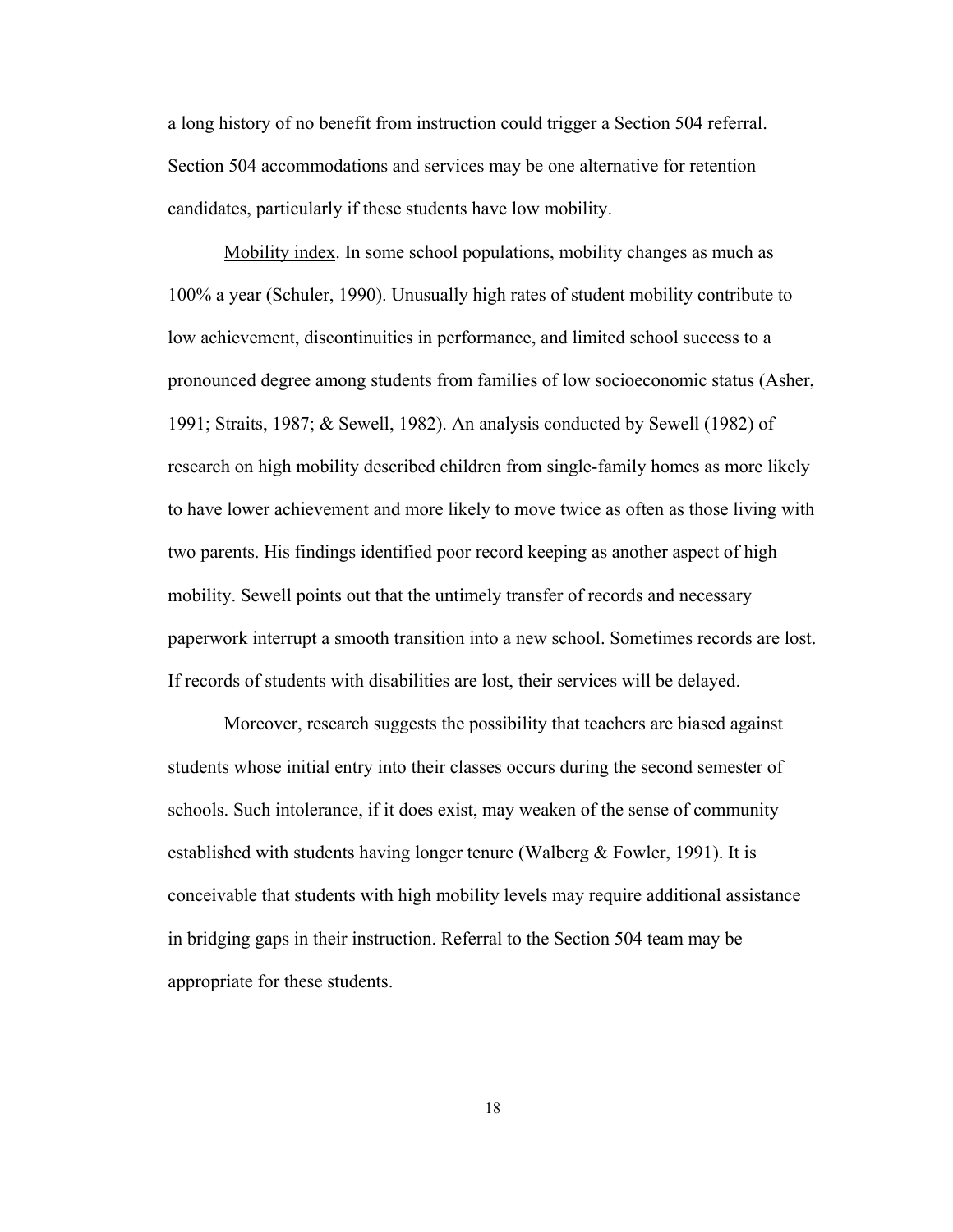a long history of no benefit from instruction could trigger a Section 504 referral. Section 504 accommodations and services may be one alternative for retention candidates, particularly if these students have low mobility.

Mobility index. In some school populations, mobility changes as much as 100% a year (Schuler, 1990). Unusually high rates of student mobility contribute to low achievement, discontinuities in performance, and limited school success to a pronounced degree among students from families of low socioeconomic status (Asher, 1991; Straits, 1987; & Sewell, 1982). An analysis conducted by Sewell (1982) of research on high mobility described children from single-family homes as more likely to have lower achievement and more likely to move twice as often as those living with two parents. His findings identified poor record keeping as another aspect of high mobility. Sewell points out that the untimely transfer of records and necessary paperwork interrupt a smooth transition into a new school. Sometimes records are lost. If records of students with disabilities are lost, their services will be delayed.

Moreover, research suggests the possibility that teachers are biased against students whose initial entry into their classes occurs during the second semester of schools. Such intolerance, if it does exist, may weaken of the sense of community established with students having longer tenure (Walberg & Fowler, 1991). It is conceivable that students with high mobility levels may require additional assistance in bridging gaps in their instruction. Referral to the Section 504 team may be appropriate for these students.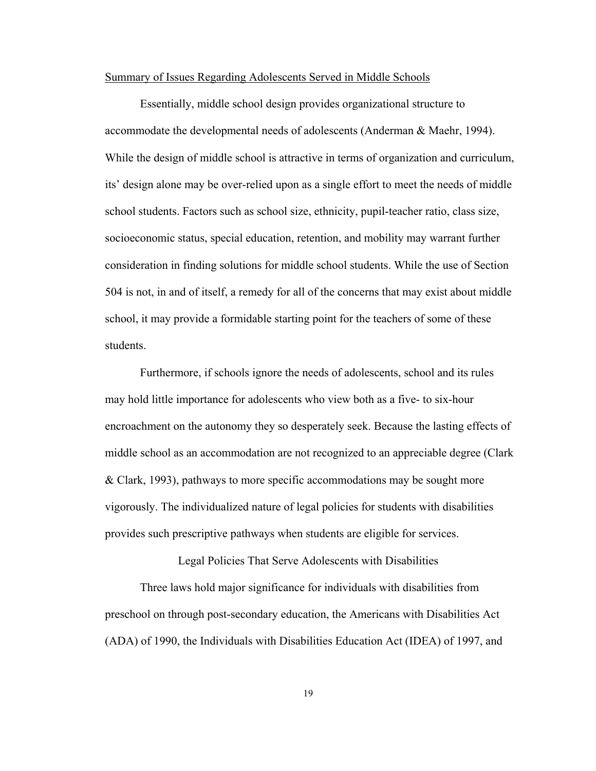Summary of Issues Regarding Adolescents Served in Middle Schools

Essentially, middle school design provides organizational structure to accommodate the developmental needs of adolescents (Anderman & Maehr, 1994). While the design of middle school is attractive in terms of organization and curriculum, its' design alone may be over-relied upon as a single effort to meet the needs of middle school students. Factors such as school size, ethnicity, pupil-teacher ratio, class size, socioeconomic status, special education, retention, and mobility may warrant further consideration in finding solutions for middle school students. While the use of Section 504 is not, in and of itself, a remedy for all of the concerns that may exist about middle school, it may provide a formidable starting point for the teachers of some of these students.

Furthermore, if schools ignore the needs of adolescents, school and its rules may hold little importance for adolescents who view both as a five- to six-hour encroachment on the autonomy they so desperately seek. Because the lasting effects of middle school as an accommodation are not recognized to an appreciable degree (Clark & Clark, 1993), pathways to more specific accommodations may be sought more vigorously. The individualized nature of legal policies for students with disabilities provides such prescriptive pathways when students are eligible for services.

## Legal Policies That Serve Adolescents with Disabilities

Three laws hold major significance for individuals with disabilities from preschool on through post-secondary education, the Americans with Disabilities Act (ADA) of 1990, the Individuals with Disabilities Education Act (IDEA) of 1997, and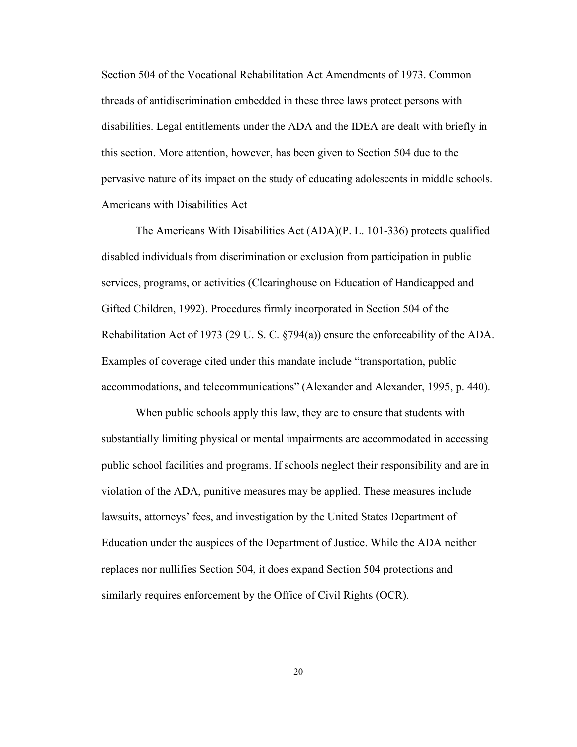Section 504 of the Vocational Rehabilitation Act Amendments of 1973. Common threads of antidiscrimination embedded in these three laws protect persons with disabilities. Legal entitlements under the ADA and the IDEA are dealt with briefly in this section. More attention, however, has been given to Section 504 due to the pervasive nature of its impact on the study of educating adolescents in middle schools.

### Americans with Disabilities Act

The Americans With Disabilities Act (ADA)(P. L. 101-336) protects qualified disabled individuals from discrimination or exclusion from participation in public services, programs, or activities (Clearinghouse on Education of Handicapped and Gifted Children, 1992). Procedures firmly incorporated in Section 504 of the Rehabilitation Act of 1973 (29 U. S. C. §794(a)) ensure the enforceability of the ADA. Examples of coverage cited under this mandate include "transportation, public accommodations, and telecommunications" (Alexander and Alexander, 1995, p. 440).

When public schools apply this law, they are to ensure that students with substantially limiting physical or mental impairments are accommodated in accessing public school facilities and programs. If schools neglect their responsibility and are in violation of the ADA, punitive measures may be applied. These measures include lawsuits, attorneys' fees, and investigation by the United States Department of Education under the auspices of the Department of Justice. While the ADA neither replaces nor nullifies Section 504, it does expand Section 504 protections and similarly requires enforcement by the Office of Civil Rights (OCR).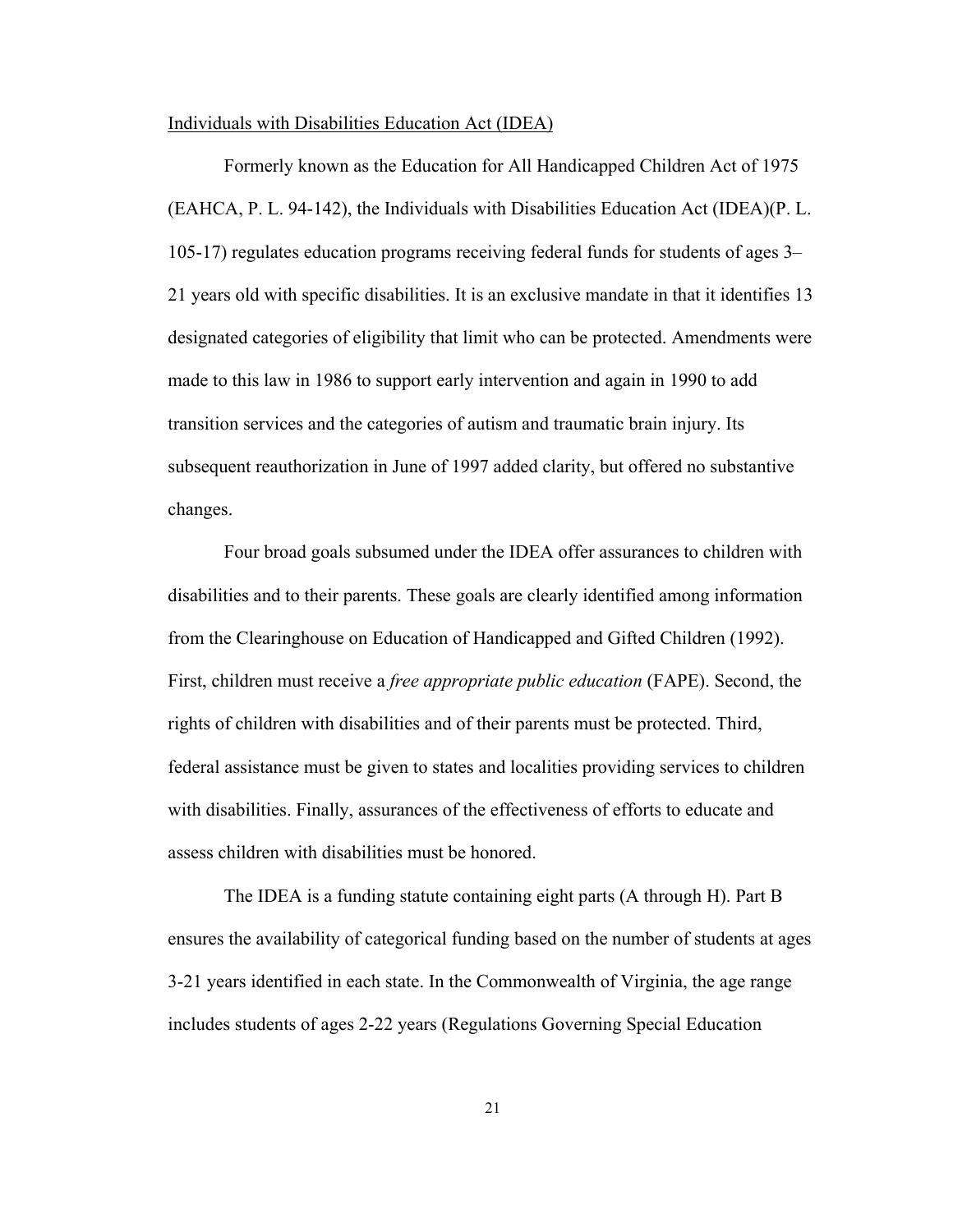Individuals with Disabilities Education Act (IDEA)

Formerly known as the Education for All Handicapped Children Act of 1975 (EAHCA, P. L. 94-142), the Individuals with Disabilities Education Act (IDEA)(P. L. 105-17) regulates education programs receiving federal funds for students of ages 3–21 years old with specific disabilities. It is an exclusive mandate in that it identifies 13 designated categories of eligibility that limit who can be protected. Amendments were made to this law in 1986 to support early intervention and again in 1990 to add transition services and the categories of autism and traumatic brain injury. Its subsequent reauthorization in June of 1997 added clarity, but offered no substantive changes.

Four broad goals subsumed under the IDEA offer assurances to children with disabilities and to their parents. These goals are clearly identified among information from the Clearinghouse on Education of Handicapped and Gifted Children (1992). First, children must receive a *free appropriate public education* (FAPE). Second, the rights of children with disabilities and of their parents must be protected. Third, federal assistance must be given to states and localities providing services to children with disabilities. Finally, assurances of the effectiveness of efforts to educate and assess children with disabilities must be honored.

The IDEA is a funding statute containing eight parts (A through H). Part B ensures the availability of categorical funding based on the number of students at ages 3-21 years identified in each state. In the Commonwealth of Virginia, the age range includes students of ages 2-22 years (Regulations Governing Special Education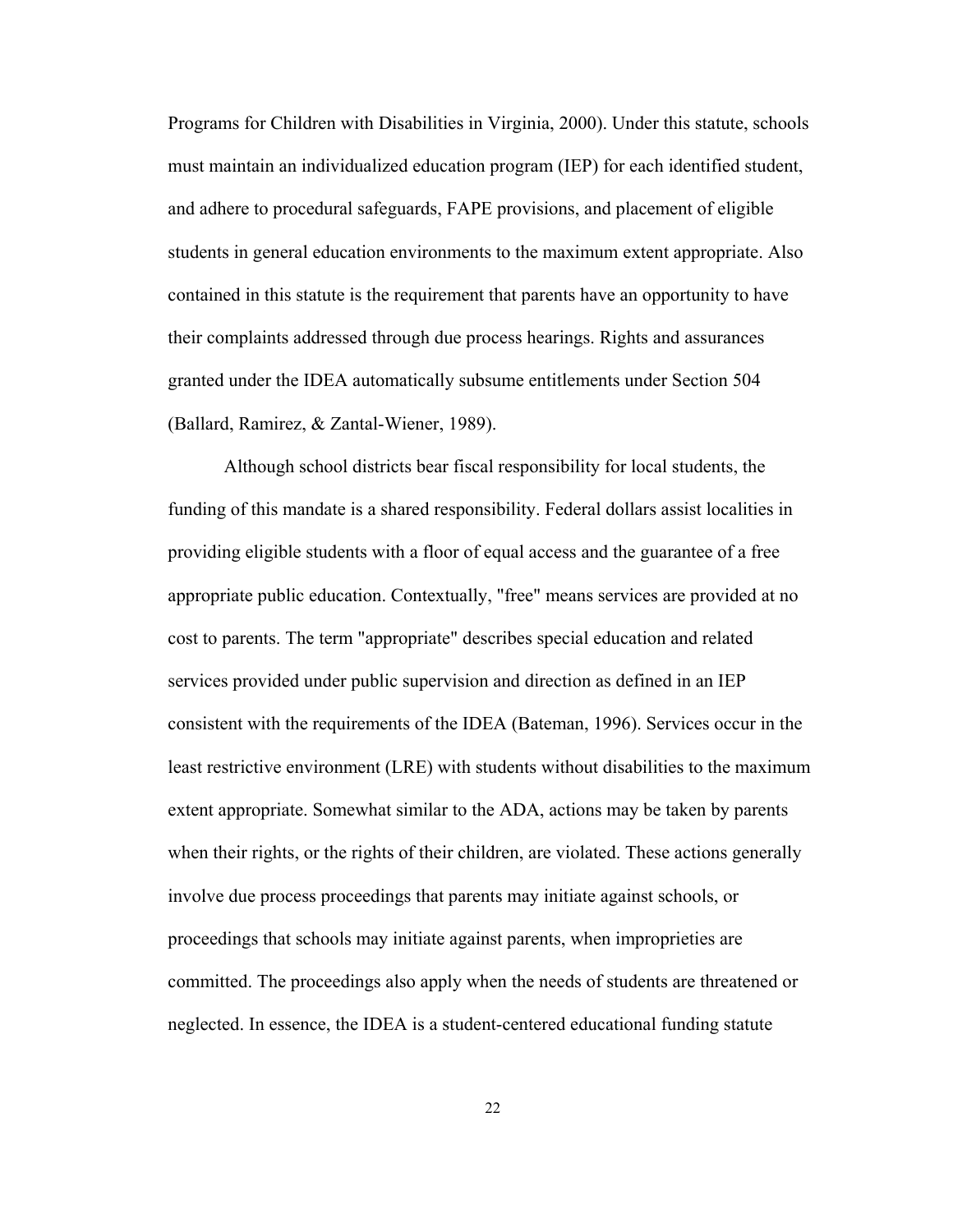Programs for Children with Disabilities in Virginia, 2000). Under this statute, schools must maintain an individualized education program (IEP) for each identified student, and adhere to procedural safeguards, FAPE provisions, and placement of eligible students in general education environments to the maximum extent appropriate. Also contained in this statute is the requirement that parents have an opportunity to have their complaints addressed through due process hearings. Rights and assurances granted under the IDEA automatically subsume entitlements under Section 504 (Ballard, Ramirez, & Zantal-Wiener, 1989).

Although school districts bear fiscal responsibility for local students, the funding of this mandate is a shared responsibility. Federal dollars assist localities in providing eligible students with a floor of equal access and the guarantee of a free appropriate public education. Contextually, "free" means services are provided at no cost to parents. The term "appropriate" describes special education and related services provided under public supervision and direction as defined in an IEP consistent with the requirements of the IDEA (Bateman, 1996). Services occur in the least restrictive environment (LRE) with students without disabilities to the maximum extent appropriate. Somewhat similar to the ADA, actions may be taken by parents when their rights, or the rights of their children, are violated. These actions generally involve due process proceedings that parents may initiate against schools, or proceedings that schools may initiate against parents, when improprieties are committed. The proceedings also apply when the needs of students are threatened or neglected. In essence, the IDEA is a student-centered educational funding statute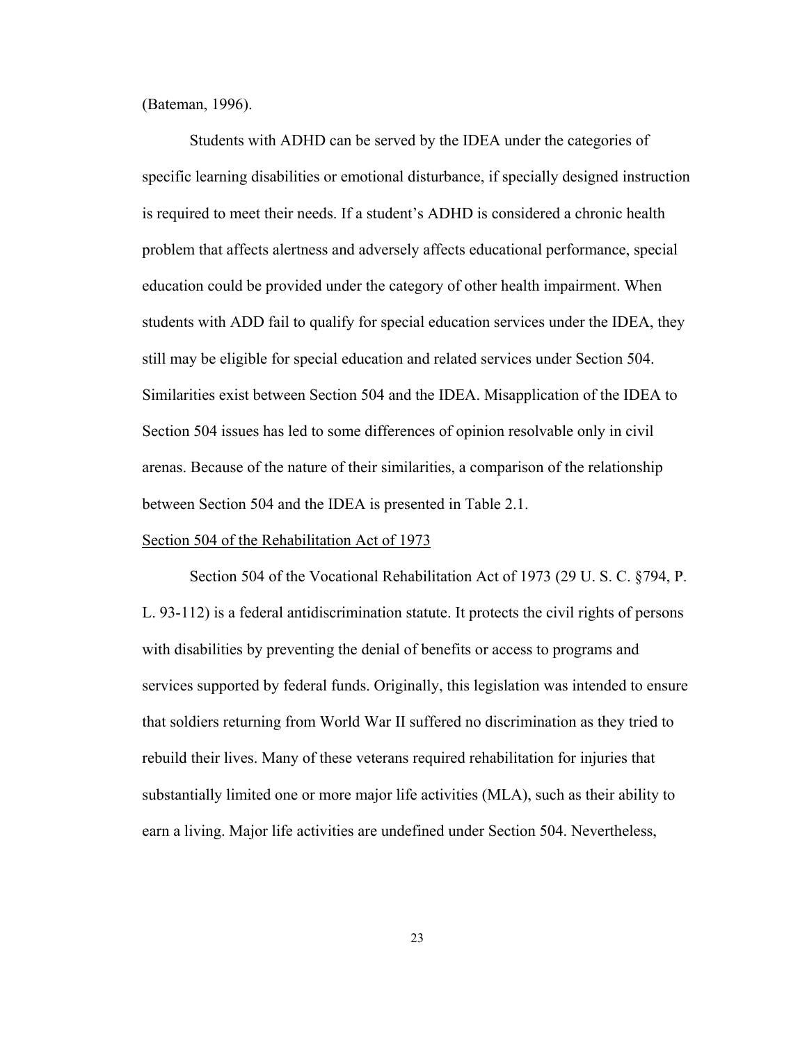(Bateman, 1996).

Students with ADHD can be served by the IDEA under the categories of specific learning disabilities or emotional disturbance, if specially designed instruction is required to meet their needs. If a student's ADHD is considered a chronic health problem that affects alertness and adversely affects educational performance, special education could be provided under the category of other health impairment. When students with ADD fail to qualify for special education services under the IDEA, they still may be eligible for special education and related services under Section 504. Similarities exist between Section 504 and the IDEA. Misapplication of the IDEA to Section 504 issues has led to some differences of opinion resolvable only in civil arenas. Because of the nature of their similarities, a comparison of the relationship between Section 504 and the IDEA is presented in Table 2.1.

<u>Section 504 of the Rehabilitation Act of 1973</u>

Section 504 of the Vocational Rehabilitation Act of 1973 (29 U. S. C. §794, P. L. 93-112) is a federal antidiscrimination statute. It protects the civil rights of persons with disabilities by preventing the denial of benefits or access to programs and services supported by federal funds. Originally, this legislation was intended to ensure that soldiers returning from World War II suffered no discrimination as they tried to rebuild their lives. Many of these veterans required rehabilitation for injuries that substantially limited one or more major life activities (MLA), such as their ability to earn a living. Major life activities are undefined under Section 504. Nevertheless,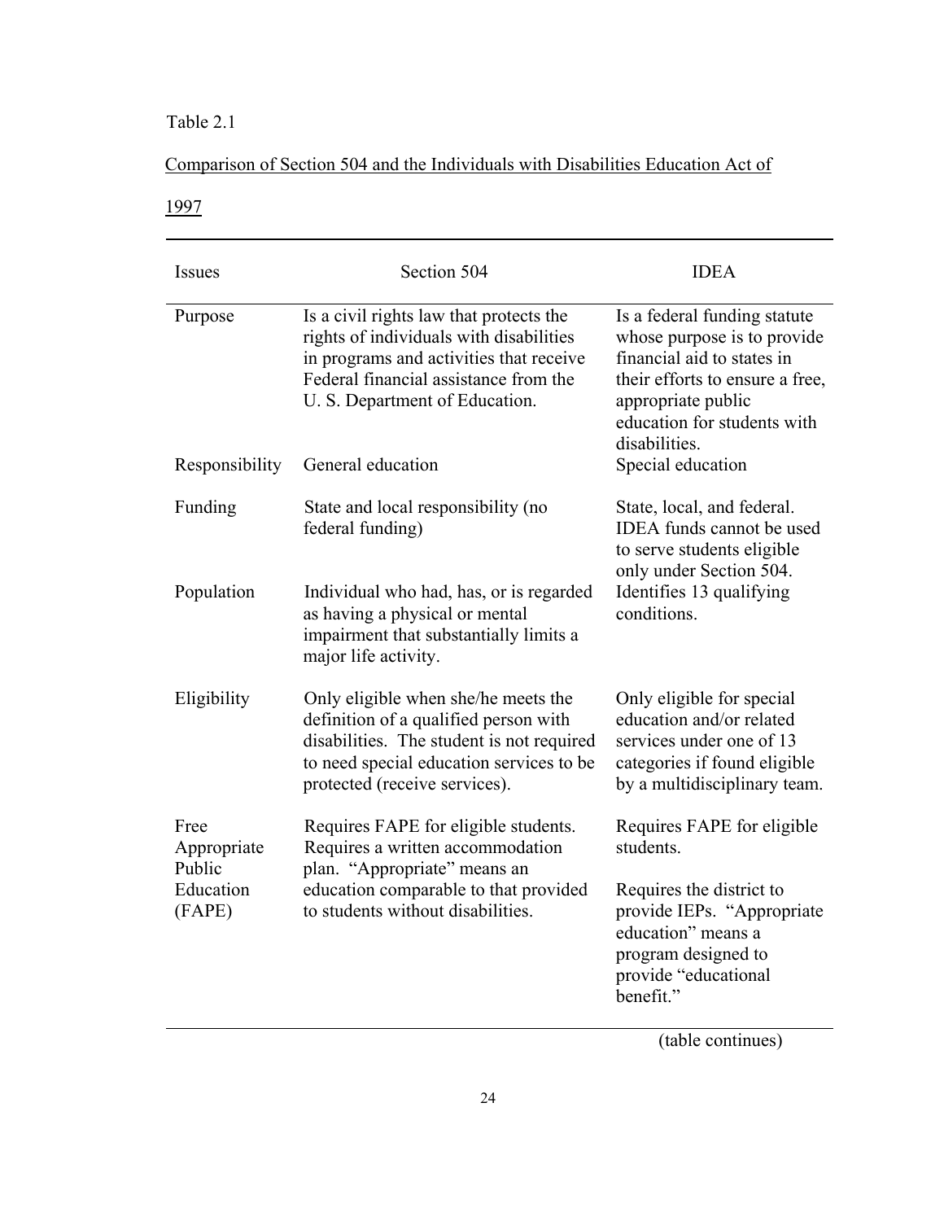Table 2.1

Comparison of Section 504 and the Individuals with Disabilities Education Act of 1997

| Issues | Section 504 | IDEA |
|---|---|---|
| Purpose | Is a civil rights law that protects the rights of individuals with disabilities in programs and activities that receive Federal financial assistance from the U. S. Department of Education. | Is a federal funding statute whose purpose is to provide financial aid to states in their efforts to ensure a free, appropriate public education for students with disabilities. |
| Responsibility | General education | Special education |
| Funding | State and local responsibility (no federal funding) | State, local, and federal. IDEA funds cannot be used to serve students eligible only under Section 504. |
| Population | Individual who had, has, or is regarded as having a physical or mental impairment that substantially limits a major life activity. | Identifies 13 qualifying conditions. |
| Eligibility | Only eligible when she/he meets the definition of a qualified person with disabilities. The student is not required to need special education services to be protected (receive services). | Only eligible for special education and/or related services under one of 13 categories if found eligible by a multidisciplinary team. |
| Free Appropriate Public Education (FAPE) | Requires FAPE for eligible students. Requires a written accommodation plan. "Appropriate" means an education comparable to that provided to students without disabilities. | Requires FAPE for eligible students. Requires the district to provide IEPs. "Appropriate education" means a program designed to provide "educational benefit." |

(table continues)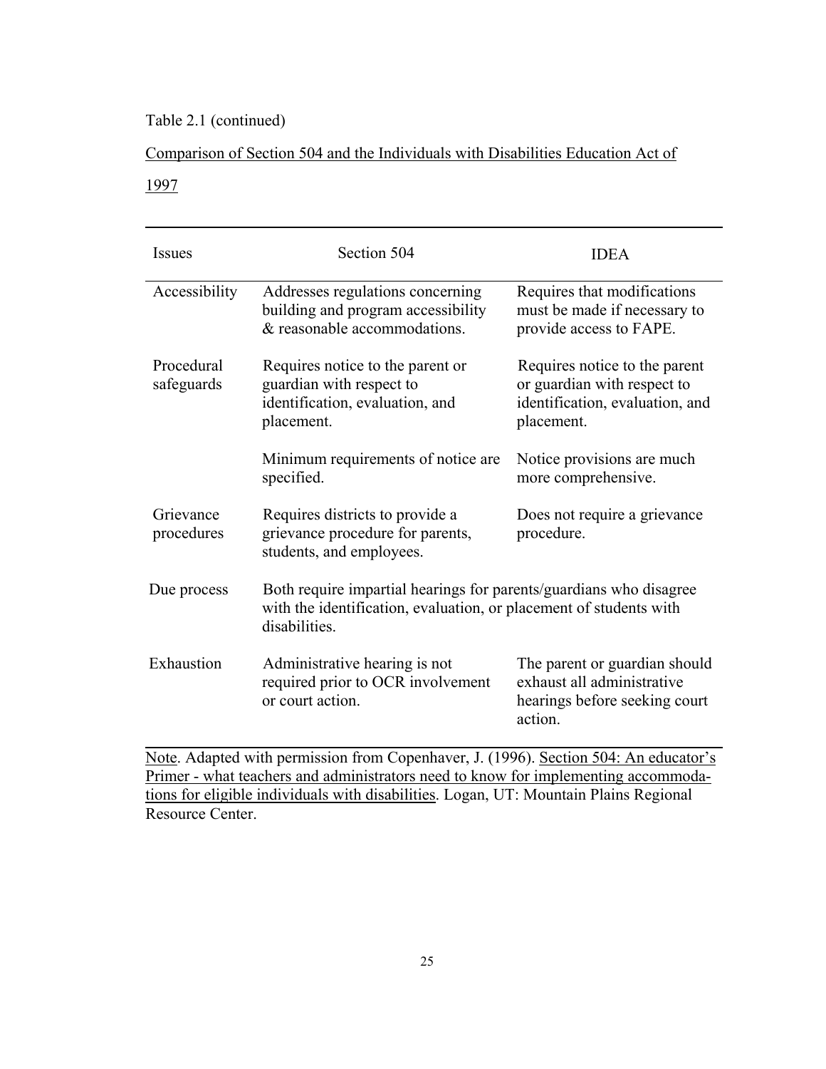Table 2.1 (continued)

Comparison of Section 504 and the Individuals with Disabilities Education Act of 1997

| Issues | Section 504 | IDEA |
| --- | --- | --- |
| Accessibility | Addresses regulations concerning building and program accessibility & reasonable accommodations. | Requires that modifications must be made if necessary to provide access to FAPE. |
| Procedural safeguards | Requires notice to the parent or guardian with respect to identification, evaluation, and placement. | Requires notice to the parent or guardian with respect to identification, evaluation, and placement. |
| | Minimum requirements of notice are specified. | Notice provisions are much more comprehensive. |
| Grievance procedures | Requires districts to provide a grievance procedure for parents, students, and employees. | Does not require a grievance procedure. |
| Due process | Both require impartial hearings for parents/guardians who disagree with the identification, evaluation, or placement of students with disabilities. | |
| Exhaustion | Administrative hearing is not required prior to OCR involvement or court action. | The parent or guardian should exhaust all administrative hearings before seeking court action. |

Note. Adapted with permission from Copenhaver, J. (1996). Section 504: An educator's Primer - what teachers and administrators need to know for implementing accommodations for eligible individuals with disabilities. Logan, UT: Mountain Plains Regional Resource Center.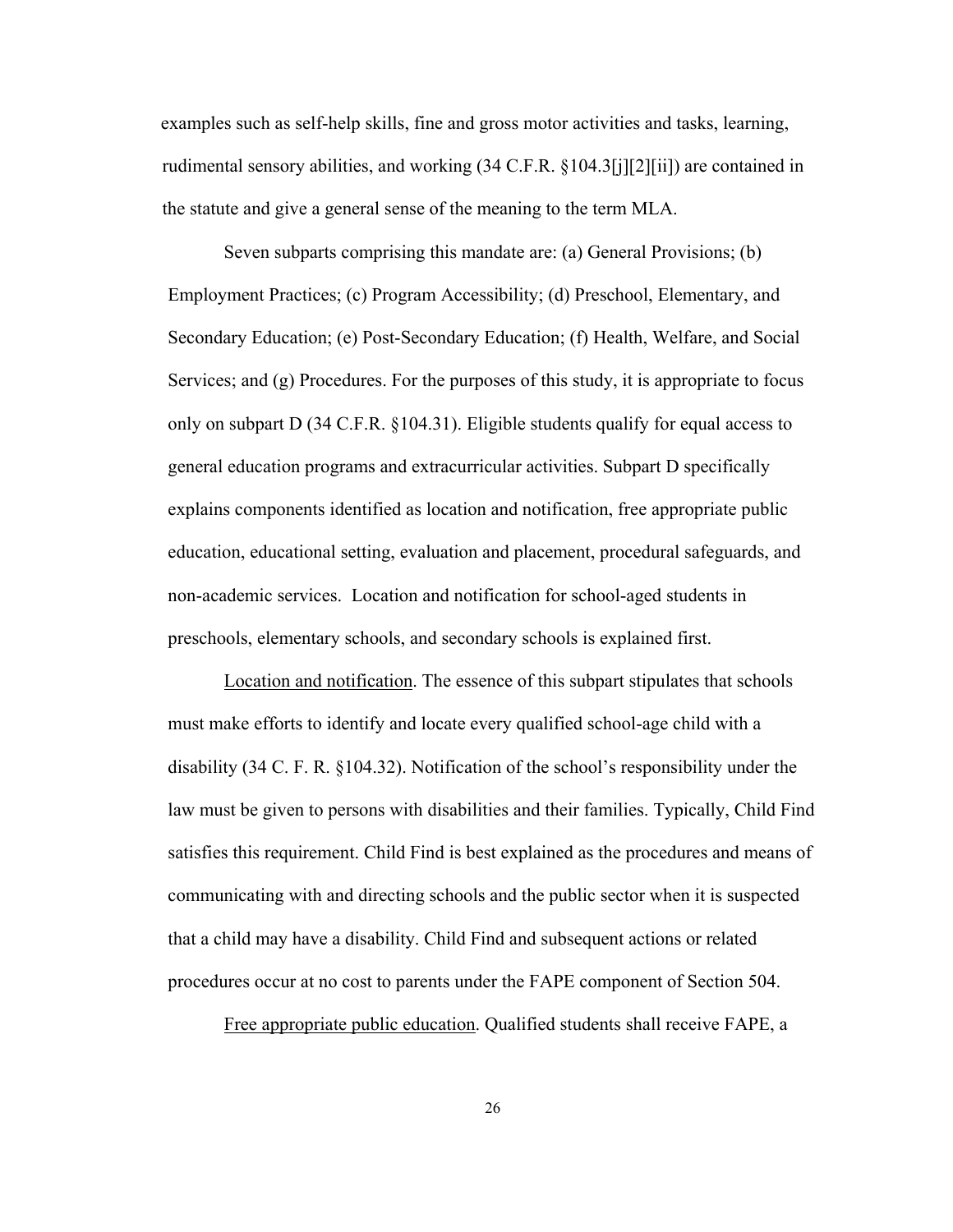examples such as self-help skills, fine and gross motor activities and tasks, learning, rudimental sensory abilities, and working (34 C.F.R. §104.3[j][2][ii]) are contained in the statute and give a general sense of the meaning to the term MLA.

Seven subparts comprising this mandate are: (a) General Provisions; (b) Employment Practices; (c) Program Accessibility; (d) Preschool, Elementary, and Secondary Education; (e) Post-Secondary Education; (f) Health, Welfare, and Social Services; and (g) Procedures. For the purposes of this study, it is appropriate to focus only on subpart D (34 C.F.R. §104.31). Eligible students qualify for equal access to general education programs and extracurricular activities. Subpart D specifically explains components identified as location and notification, free appropriate public education, educational setting, evaluation and placement, procedural safeguards, and non-academic services. Location and notification for school-aged students in preschools, elementary schools, and secondary schools is explained first.

<u>Location and notification</u>. The essence of this subpart stipulates that schools must make efforts to identify and locate every qualified school-age child with a disability (34 C. F. R. §104.32). Notification of the school's responsibility under the law must be given to persons with disabilities and their families. Typically, Child Find satisfies this requirement. Child Find is best explained as the procedures and means of communicating with and directing schools and the public sector when it is suspected that a child may have a disability. Child Find and subsequent actions or related procedures occur at no cost to parents under the FAPE component of Section 504.

<u>Free appropriate public education</u>. Qualified students shall receive FAPE, a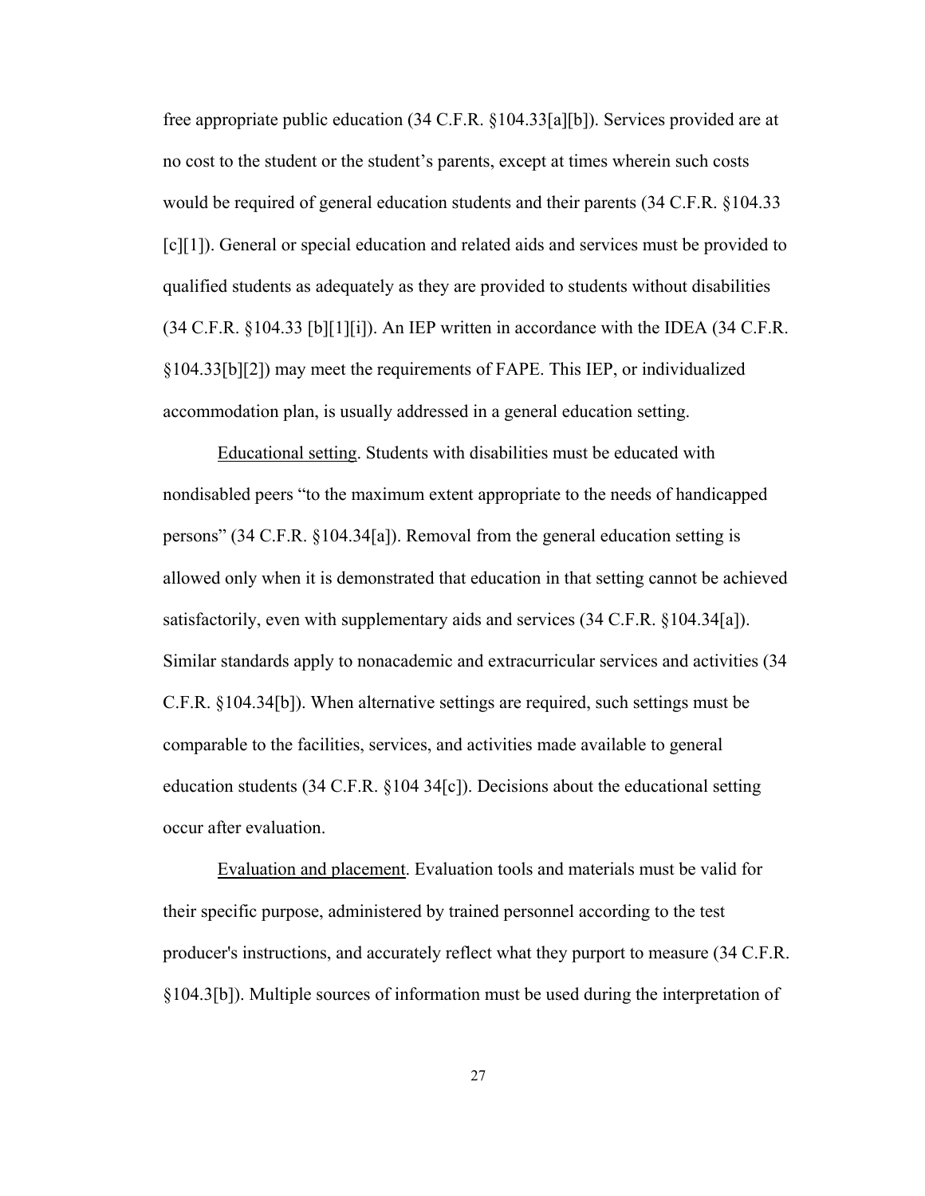free appropriate public education (34 C.F.R. §104.33[a][b]). Services provided are at no cost to the student or the student's parents, except at times wherein such costs would be required of general education students and their parents (34 C.F.R. §104.33 [c][1]). General or special education and related aids and services must be provided to qualified students as adequately as they are provided to students without disabilities (34 C.F.R. §104.33 [b][1][i]). An IEP written in accordance with the IDEA (34 C.F.R. §104.33[b][2]) may meet the requirements of FAPE. This IEP, or individualized accommodation plan, is usually addressed in a general education setting.

Educational setting. Students with disabilities must be educated with nondisabled peers "to the maximum extent appropriate to the needs of handicapped persons" (34 C.F.R. §104.34[a]). Removal from the general education setting is allowed only when it is demonstrated that education in that setting cannot be achieved satisfactorily, even with supplementary aids and services (34 C.F.R. §104.34[a]). Similar standards apply to nonacademic and extracurricular services and activities (34 C.F.R. §104.34[b]). When alternative settings are required, such settings must be comparable to the facilities, services, and activities made available to general education students (34 C.F.R. §104 34[c]). Decisions about the educational setting occur after evaluation.

Evaluation and placement. Evaluation tools and materials must be valid for their specific purpose, administered by trained personnel according to the test producer's instructions, and accurately reflect what they purport to measure (34 C.F.R. §104.3[b]). Multiple sources of information must be used during the interpretation of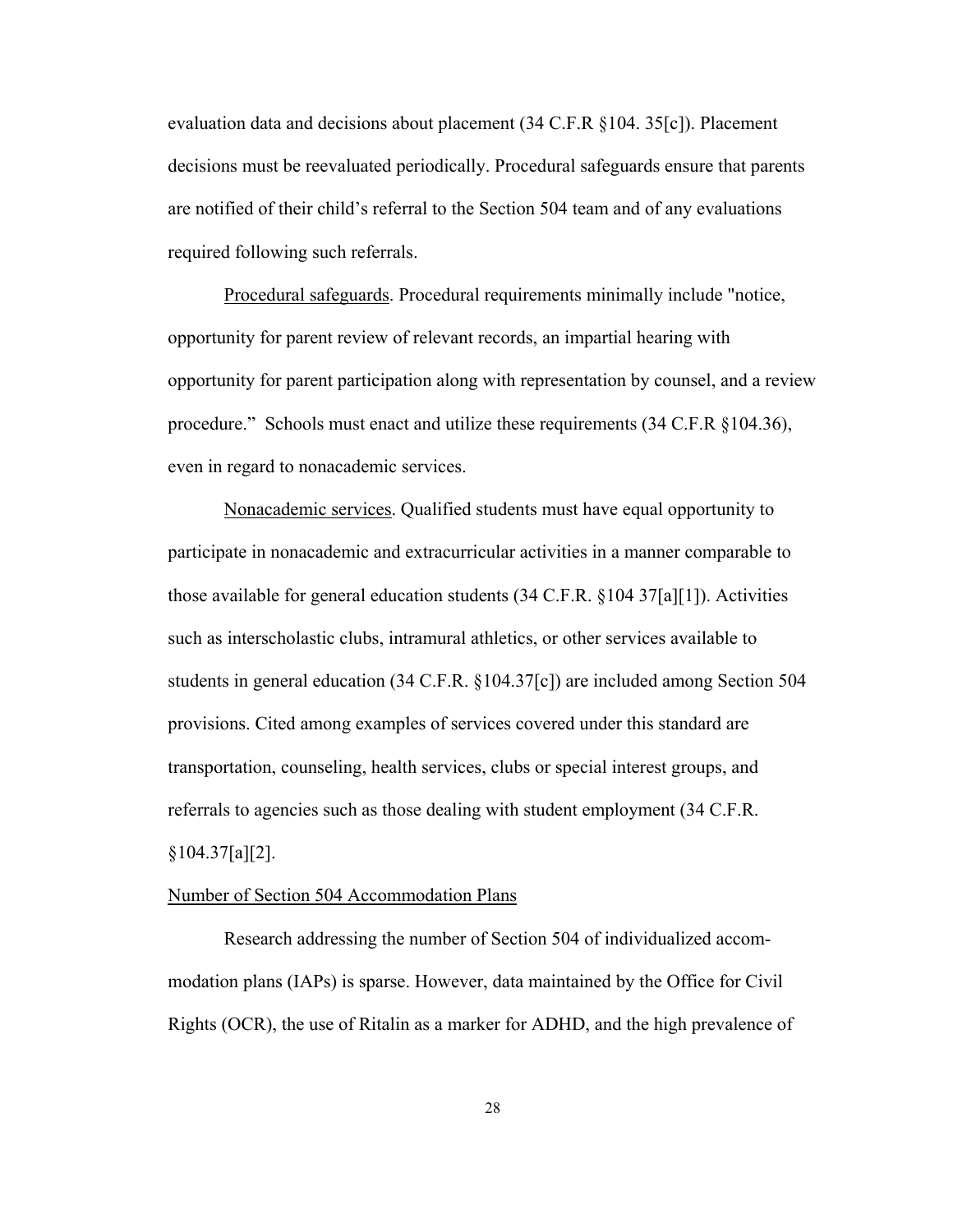evaluation data and decisions about placement (34 C.F.R §104. 35[c]). Placement decisions must be reevaluated periodically. Procedural safeguards ensure that parents are notified of their child's referral to the Section 504 team and of any evaluations required following such referrals.

Procedural safeguards. Procedural requirements minimally include "notice, opportunity for parent review of relevant records, an impartial hearing with opportunity for parent participation along with representation by counsel, and a review procedure." Schools must enact and utilize these requirements (34 C.F.R §104.36), even in regard to nonacademic services.

Nonacademic services. Qualified students must have equal opportunity to participate in nonacademic and extracurricular activities in a manner comparable to those available for general education students (34 C.F.R. §104 37[a][1]). Activities such as interscholastic clubs, intramural athletics, or other services available to students in general education (34 C.F.R. §104.37[c]) are included among Section 504 provisions. Cited among examples of services covered under this standard are transportation, counseling, health services, clubs or special interest groups, and referrals to agencies such as those dealing with student employment (34 C.F.R. §104.37[a][2].

## Number of Section 504 Accommodation Plans

Research addressing the number of Section 504 of individualized accommodation plans (IAPs) is sparse. However, data maintained by the Office for Civil Rights (OCR), the use of Ritalin as a marker for ADHD, and the high prevalence of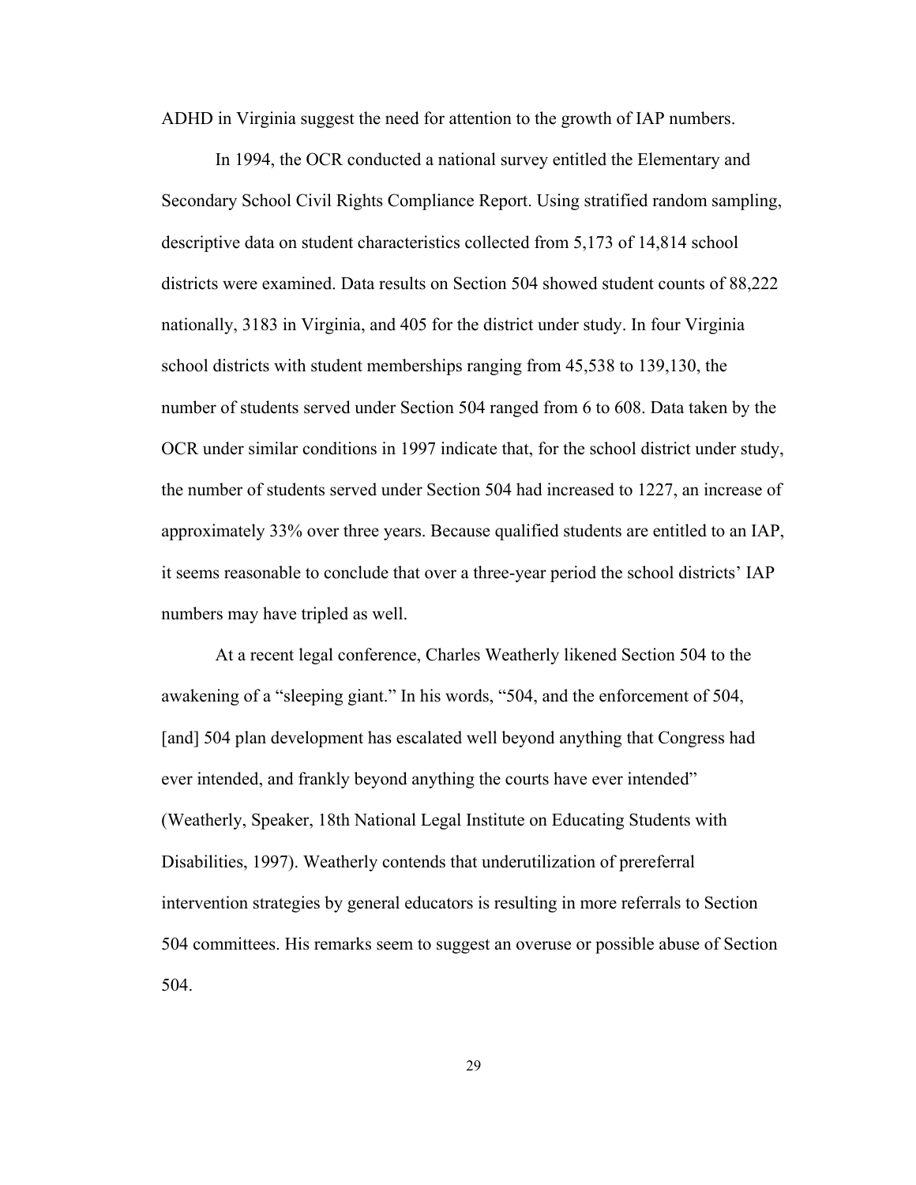ADHD in Virginia suggest the need for attention to the growth of IAP numbers.

In 1994, the OCR conducted a national survey entitled the Elementary and Secondary School Civil Rights Compliance Report. Using stratified random sampling, descriptive data on student characteristics collected from 5,173 of 14,814 school districts were examined. Data results on Section 504 showed student counts of 88,222 nationally, 3183 in Virginia, and 405 for the district under study. In four Virginia school districts with student memberships ranging from 45,538 to 139,130, the number of students served under Section 504 ranged from 6 to 608. Data taken by the OCR under similar conditions in 1997 indicate that, for the school district under study, the number of students served under Section 504 had increased to 1227, an increase of approximately 33% over three years. Because qualified students are entitled to an IAP, it seems reasonable to conclude that over a three-year period the school districts' IAP numbers may have tripled as well.

At a recent legal conference, Charles Weatherly likened Section 504 to the awakening of a "sleeping giant." In his words, "504, and the enforcement of 504, [and] 504 plan development has escalated well beyond anything that Congress had ever intended, and frankly beyond anything the courts have ever intended" (Weatherly, Speaker, 18th National Legal Institute on Educating Students with Disabilities, 1997). Weatherly contends that underutilization of prereferral intervention strategies by general educators is resulting in more referrals to Section 504 committees. His remarks seem to suggest an overuse or possible abuse of Section 504.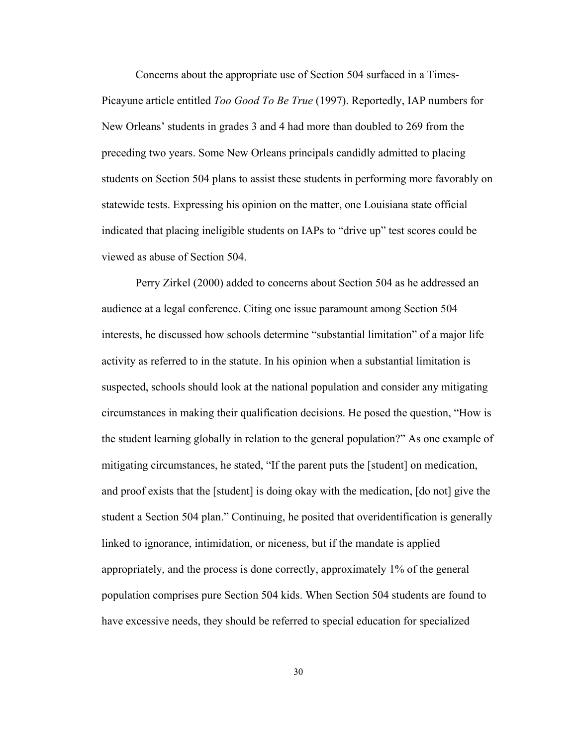Concerns about the appropriate use of Section 504 surfaced in a Times-Picayune article entitled *Too Good To Be True* (1997). Reportedly, IAP numbers for New Orleans' students in grades 3 and 4 had more than doubled to 269 from the preceding two years. Some New Orleans principals candidly admitted to placing students on Section 504 plans to assist these students in performing more favorably on statewide tests. Expressing his opinion on the matter, one Louisiana state official indicated that placing ineligible students on IAPs to "drive up" test scores could be viewed as abuse of Section 504.

Perry Zirkel (2000) added to concerns about Section 504 as he addressed an audience at a legal conference. Citing one issue paramount among Section 504 interests, he discussed how schools determine "substantial limitation" of a major life activity as referred to in the statute. In his opinion when a substantial limitation is suspected, schools should look at the national population and consider any mitigating circumstances in making their qualification decisions. He posed the question, "How is the student learning globally in relation to the general population?" As one example of mitigating circumstances, he stated, "If the parent puts the [student] on medication, and proof exists that the [student] is doing okay with the medication, [do not] give the student a Section 504 plan." Continuing, he posited that overidentification is generally linked to ignorance, intimidation, or niceness, but if the mandate is applied appropriately, and the process is done correctly, approximately 1% of the general population comprises pure Section 504 kids. When Section 504 students are found to have excessive needs, they should be referred to special education for specialized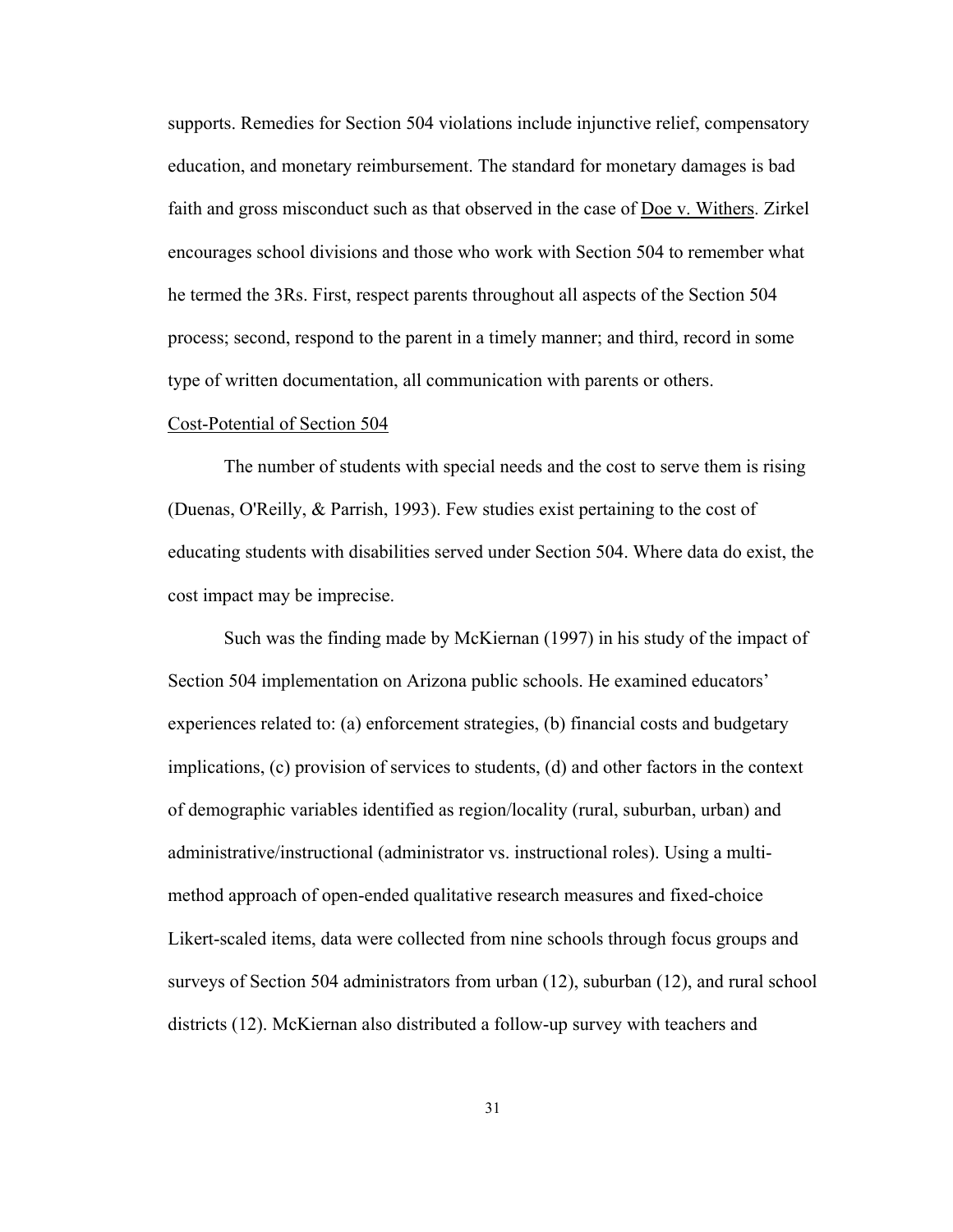supports. Remedies for Section 504 violations include injunctive relief, compensatory education, and monetary reimbursement. The standard for monetary damages is bad faith and gross misconduct such as that observed in the case of Doe v. Withers. Zirkel encourages school divisions and those who work with Section 504 to remember what he termed the 3Rs. First, respect parents throughout all aspects of the Section 504 process; second, respond to the parent in a timely manner; and third, record in some type of written documentation, all communication with parents or others.

### Cost-Potential of Section 504

The number of students with special needs and the cost to serve them is rising (Duenas, O'Reilly, & Parrish, 1993). Few studies exist pertaining to the cost of educating students with disabilities served under Section 504. Where data do exist, the cost impact may be imprecise.

Such was the finding made by McKiernan (1997) in his study of the impact of Section 504 implementation on Arizona public schools. He examined educators' experiences related to: (a) enforcement strategies, (b) financial costs and budgetary implications, (c) provision of services to students, (d) and other factors in the context of demographic variables identified as region/locality (rural, suburban, urban) and administrative/instructional (administrator vs. instructional roles). Using a multi-method approach of open-ended qualitative research measures and fixed-choice Likert-scaled items, data were collected from nine schools through focus groups and surveys of Section 504 administrators from urban (12), suburban (12), and rural school districts (12). McKiernan also distributed a follow-up survey with teachers and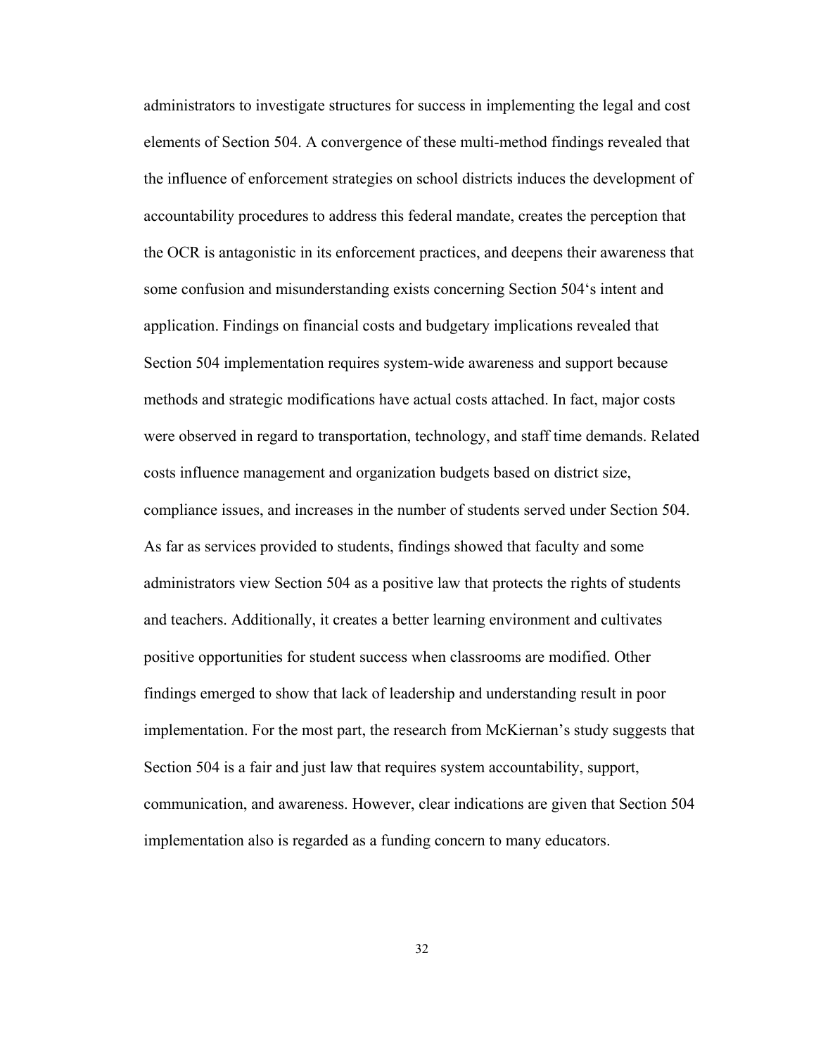administrators to investigate structures for success in implementing the legal and cost elements of Section 504. A convergence of these multi-method findings revealed that the influence of enforcement strategies on school districts induces the development of accountability procedures to address this federal mandate, creates the perception that the OCR is antagonistic in its enforcement practices, and deepens their awareness that some confusion and misunderstanding exists concerning Section 504's intent and application. Findings on financial costs and budgetary implications revealed that Section 504 implementation requires system-wide awareness and support because methods and strategic modifications have actual costs attached. In fact, major costs were observed in regard to transportation, technology, and staff time demands. Related costs influence management and organization budgets based on district size, compliance issues, and increases in the number of students served under Section 504. As far as services provided to students, findings showed that faculty and some administrators view Section 504 as a positive law that protects the rights of students and teachers. Additionally, it creates a better learning environment and cultivates positive opportunities for student success when classrooms are modified. Other findings emerged to show that lack of leadership and understanding result in poor implementation. For the most part, the research from McKiernan's study suggests that Section 504 is a fair and just law that requires system accountability, support, communication, and awareness. However, clear indications are given that Section 504 implementation also is regarded as a funding concern to many educators.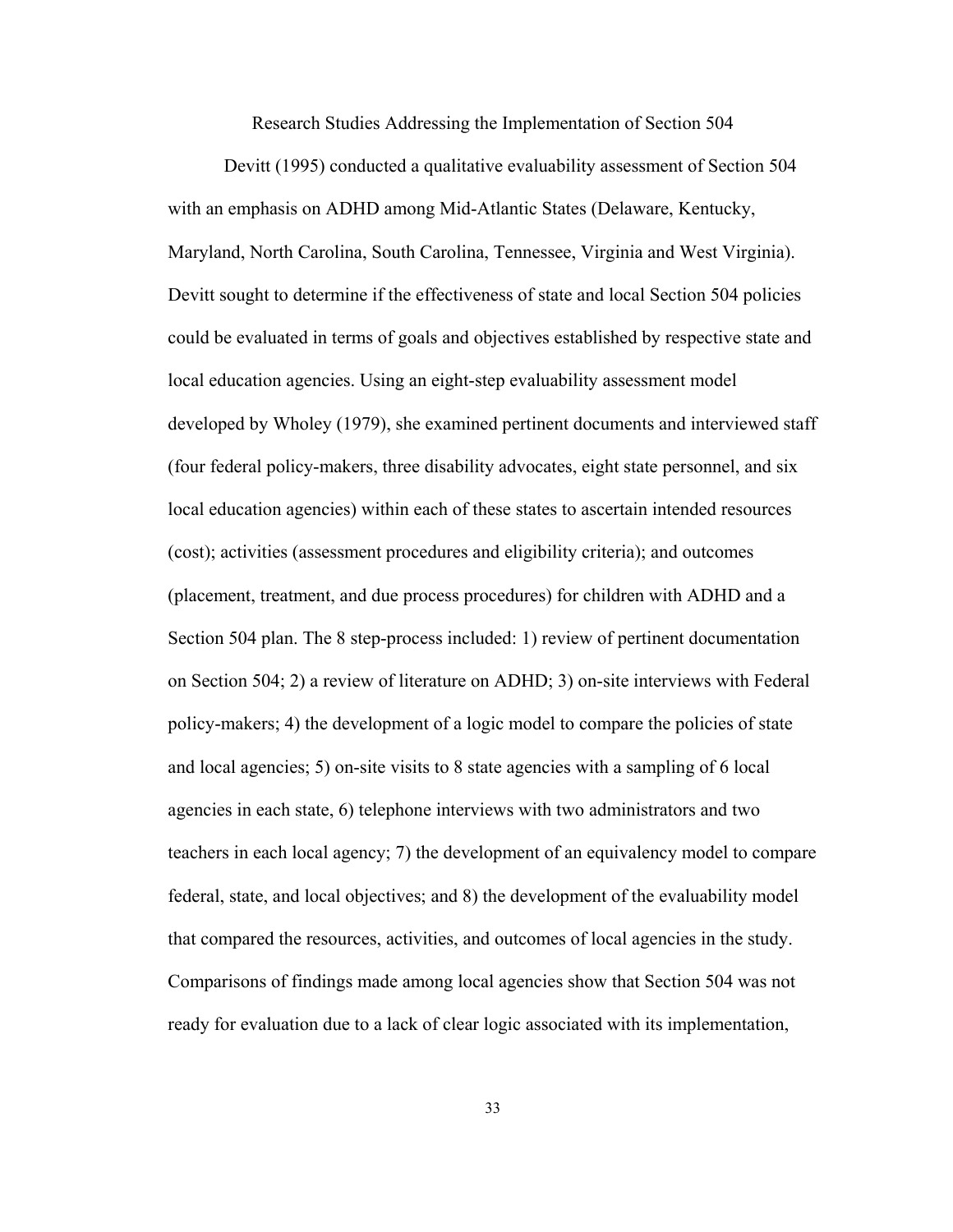## Research Studies Addressing the Implementation of Section 504

Devitt (1995) conducted a qualitative evaluability assessment of Section 504 with an emphasis on ADHD among Mid-Atlantic States (Delaware, Kentucky, Maryland, North Carolina, South Carolina, Tennessee, Virginia and West Virginia). Devitt sought to determine if the effectiveness of state and local Section 504 policies could be evaluated in terms of goals and objectives established by respective state and local education agencies. Using an eight-step evaluability assessment model developed by Wholey (1979), she examined pertinent documents and interviewed staff (four federal policy-makers, three disability advocates, eight state personnel, and six local education agencies) within each of these states to ascertain intended resources (cost); activities (assessment procedures and eligibility criteria); and outcomes (placement, treatment, and due process procedures) for children with ADHD and a Section 504 plan. The 8 step-process included: 1) review of pertinent documentation on Section 504; 2) a review of literature on ADHD; 3) on-site interviews with Federal policy-makers; 4) the development of a logic model to compare the policies of state and local agencies; 5) on-site visits to 8 state agencies with a sampling of 6 local agencies in each state, 6) telephone interviews with two administrators and two teachers in each local agency; 7) the development of an equivalency model to compare federal, state, and local objectives; and 8) the development of the evaluability model that compared the resources, activities, and outcomes of local agencies in the study. Comparisons of findings made among local agencies show that Section 504 was not ready for evaluation due to a lack of clear logic associated with its implementation,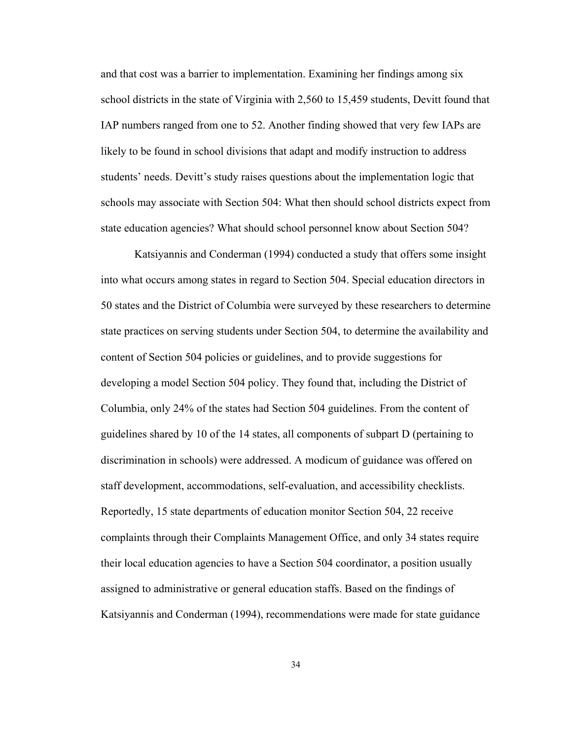and that cost was a barrier to implementation. Examining her findings among six school districts in the state of Virginia with 2,560 to 15,459 students, Devitt found that IAP numbers ranged from one to 52. Another finding showed that very few IAPs are likely to be found in school divisions that adapt and modify instruction to address students' needs. Devitt's study raises questions about the implementation logic that schools may associate with Section 504: What then should school districts expect from state education agencies? What should school personnel know about Section 504?

Katsiyannis and Conderman (1994) conducted a study that offers some insight into what occurs among states in regard to Section 504. Special education directors in 50 states and the District of Columbia were surveyed by these researchers to determine state practices on serving students under Section 504, to determine the availability and content of Section 504 policies or guidelines, and to provide suggestions for developing a model Section 504 policy. They found that, including the District of Columbia, only 24% of the states had Section 504 guidelines. From the content of guidelines shared by 10 of the 14 states, all components of subpart D (pertaining to discrimination in schools) were addressed. A modicum of guidance was offered on staff development, accommodations, self-evaluation, and accessibility checklists. Reportedly, 15 state departments of education monitor Section 504, 22 receive complaints through their Complaints Management Office, and only 34 states require their local education agencies to have a Section 504 coordinator, a position usually assigned to administrative or general education staffs. Based on the findings of Katsiyannis and Conderman (1994), recommendations were made for state guidance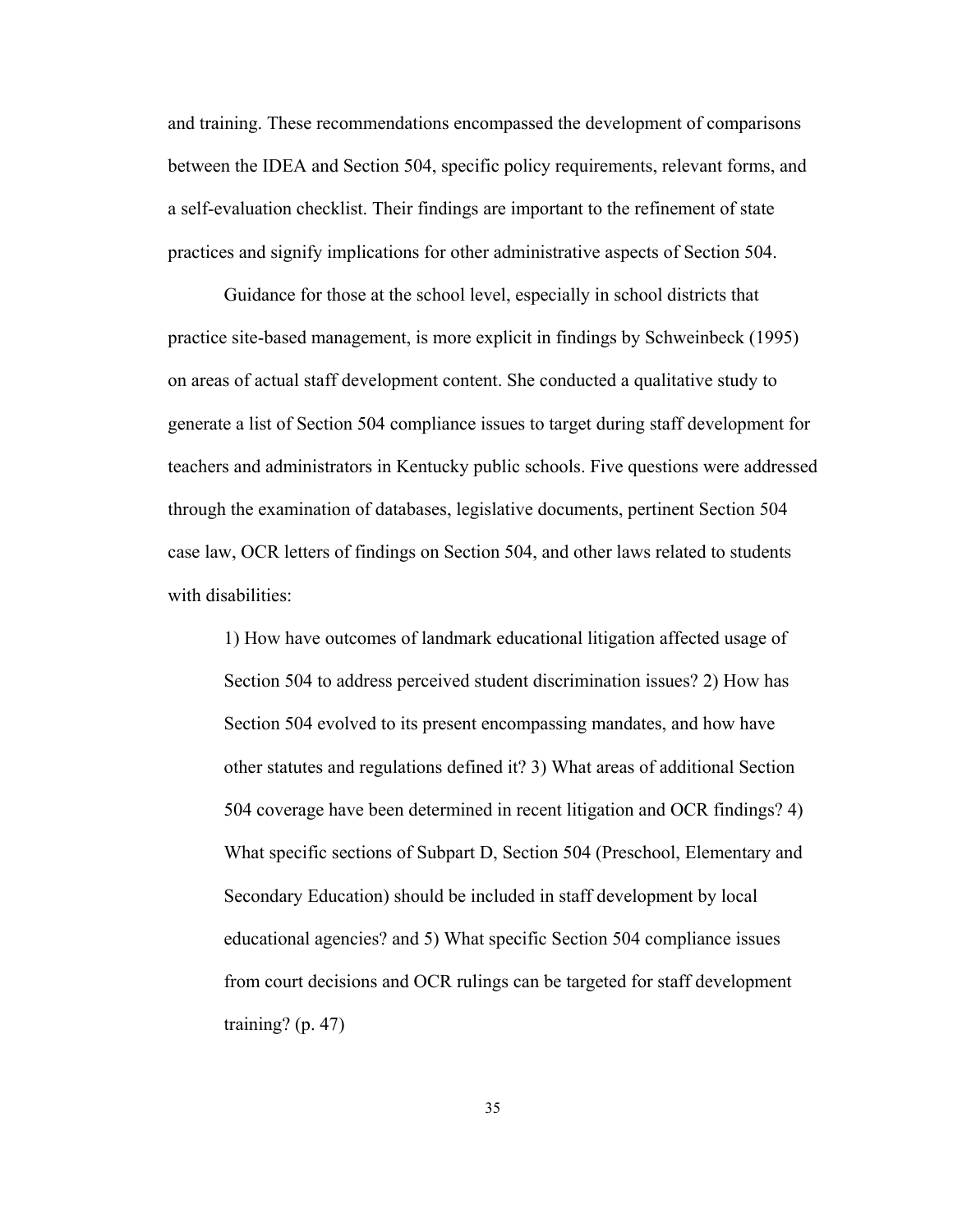and training. These recommendations encompassed the development of comparisons between the IDEA and Section 504, specific policy requirements, relevant forms, and a self-evaluation checklist. Their findings are important to the refinement of state practices and signify implications for other administrative aspects of Section 504.

Guidance for those at the school level, especially in school districts that practice site-based management, is more explicit in findings by Schweinbeck (1995) on areas of actual staff development content. She conducted a qualitative study to generate a list of Section 504 compliance issues to target during staff development for teachers and administrators in Kentucky public schools. Five questions were addressed through the examination of databases, legislative documents, pertinent Section 504 case law, OCR letters of findings on Section 504, and other laws related to students with disabilities:

> 1) How have outcomes of landmark educational litigation affected usage of Section 504 to address perceived student discrimination issues? 2) How has Section 504 evolved to its present encompassing mandates, and how have other statutes and regulations defined it? 3) What areas of additional Section 504 coverage have been determined in recent litigation and OCR findings? 4) What specific sections of Subpart D, Section 504 (Preschool, Elementary and Secondary Education) should be included in staff development by local educational agencies? and 5) What specific Section 504 compliance issues from court decisions and OCR rulings can be targeted for staff development training? (p. 47)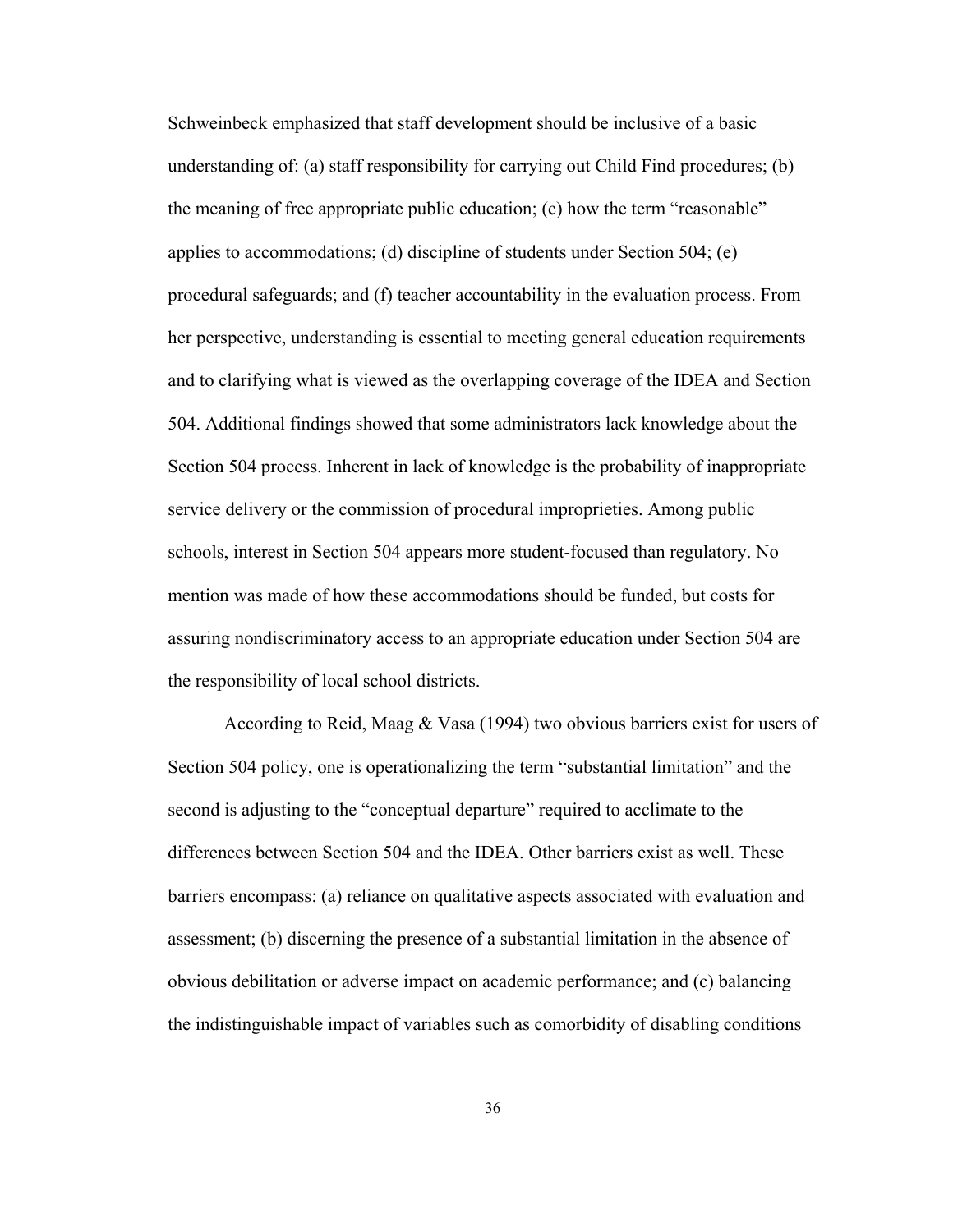Schweinbeck emphasized that staff development should be inclusive of a basic understanding of: (a) staff responsibility for carrying out Child Find procedures; (b) the meaning of free appropriate public education; (c) how the term “reasonable” applies to accommodations; (d) discipline of students under Section 504; (e) procedural safeguards; and (f) teacher accountability in the evaluation process. From her perspective, understanding is essential to meeting general education requirements and to clarifying what is viewed as the overlapping coverage of the IDEA and Section 504. Additional findings showed that some administrators lack knowledge about the Section 504 process. Inherent in lack of knowledge is the probability of inappropriate service delivery or the commission of procedural improprieties. Among public schools, interest in Section 504 appears more student-focused than regulatory. No mention was made of how these accommodations should be funded, but costs for assuring nondiscriminatory access to an appropriate education under Section 504 are the responsibility of local school districts.

According to Reid, Maag & Vasa (1994) two obvious barriers exist for users of Section 504 policy, one is operationalizing the term “substantial limitation” and the second is adjusting to the “conceptual departure” required to acclimate to the differences between Section 504 and the IDEA. Other barriers exist as well. These barriers encompass: (a) reliance on qualitative aspects associated with evaluation and assessment; (b) discerning the presence of a substantial limitation in the absence of obvious debilitation or adverse impact on academic performance; and (c) balancing the indistinguishable impact of variables such as comorbidity of disabling conditions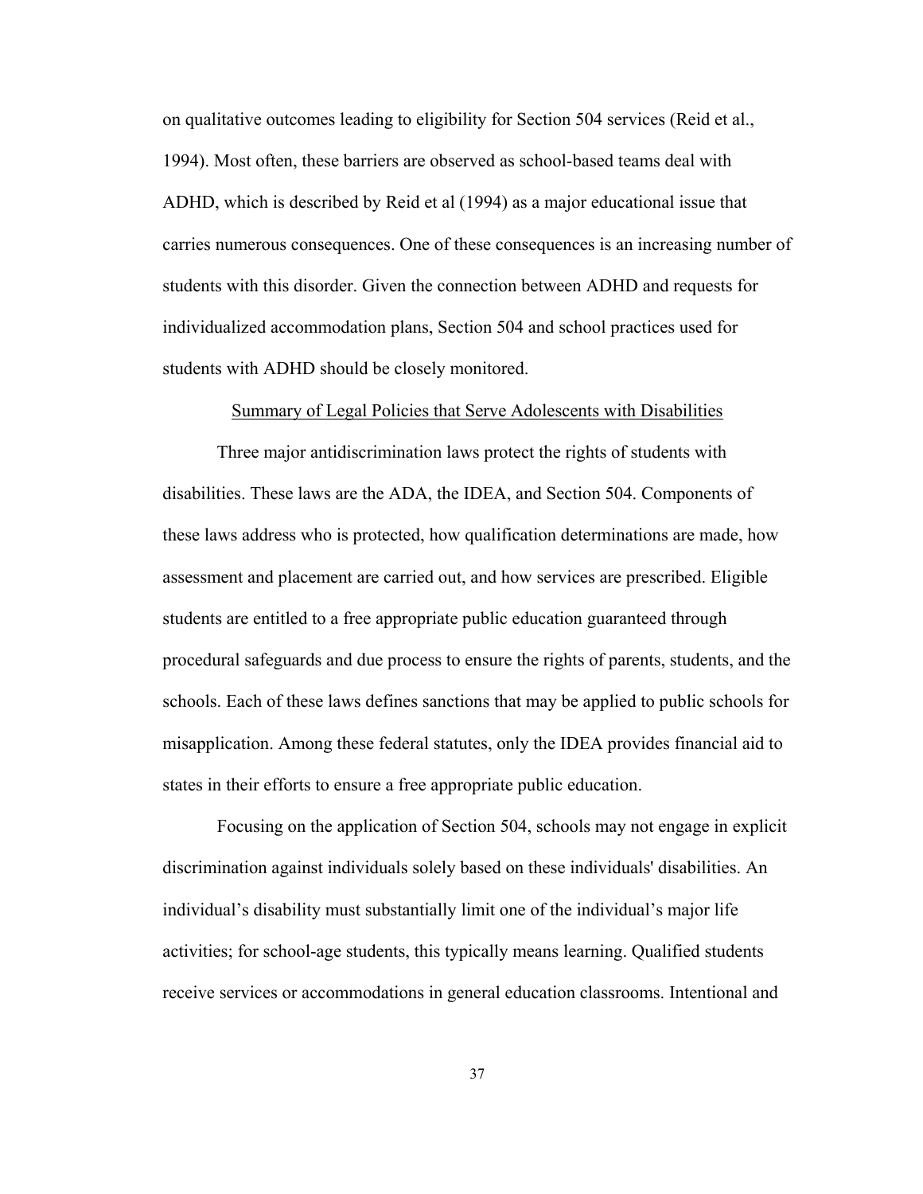on qualitative outcomes leading to eligibility for Section 504 services (Reid et al., 1994). Most often, these barriers are observed as school-based teams deal with ADHD, which is described by Reid et al (1994) as a major educational issue that carries numerous consequences. One of these consequences is an increasing number of students with this disorder. Given the connection between ADHD and requests for individualized accommodation plans, Section 504 and school practices used for students with ADHD should be closely monitored.

## Summary of Legal Policies that Serve Adolescents with Disabilities

Three major antidiscrimination laws protect the rights of students with disabilities. These laws are the ADA, the IDEA, and Section 504. Components of these laws address who is protected, how qualification determinations are made, how assessment and placement are carried out, and how services are prescribed. Eligible students are entitled to a free appropriate public education guaranteed through procedural safeguards and due process to ensure the rights of parents, students, and the schools. Each of these laws defines sanctions that may be applied to public schools for misapplication. Among these federal statutes, only the IDEA provides financial aid to states in their efforts to ensure a free appropriate public education.

Focusing on the application of Section 504, schools may not engage in explicit discrimination against individuals solely based on these individuals' disabilities. An individual's disability must substantially limit one of the individual's major life activities; for school-age students, this typically means learning. Qualified students receive services or accommodations in general education classrooms. Intentional and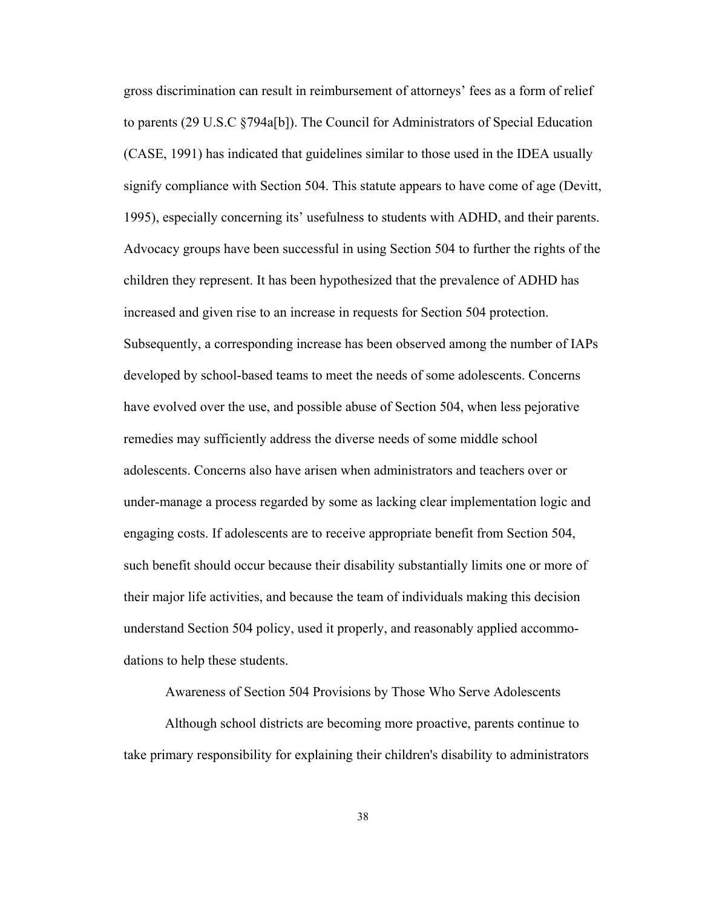gross discrimination can result in reimbursement of attorneys' fees as a form of relief to parents (29 U.S.C §794a[b]). The Council for Administrators of Special Education (CASE, 1991) has indicated that guidelines similar to those used in the IDEA usually signify compliance with Section 504. This statute appears to have come of age (Devitt, 1995), especially concerning its' usefulness to students with ADHD, and their parents. Advocacy groups have been successful in using Section 504 to further the rights of the children they represent. It has been hypothesized that the prevalence of ADHD has increased and given rise to an increase in requests for Section 504 protection. Subsequently, a corresponding increase has been observed among the number of IAPs developed by school-based teams to meet the needs of some adolescents. Concerns have evolved over the use, and possible abuse of Section 504, when less pejorative remedies may sufficiently address the diverse needs of some middle school adolescents. Concerns also have arisen when administrators and teachers over or under-manage a process regarded by some as lacking clear implementation logic and engaging costs. If adolescents are to receive appropriate benefit from Section 504, such benefit should occur because their disability substantially limits one or more of their major life activities, and because the team of individuals making this decision understand Section 504 policy, used it properly, and reasonably applied accommodations to help these students.

## Awareness of Section 504 Provisions by Those Who Serve Adolescents

Although school districts are becoming more proactive, parents continue to take primary responsibility for explaining their children's disability to administrators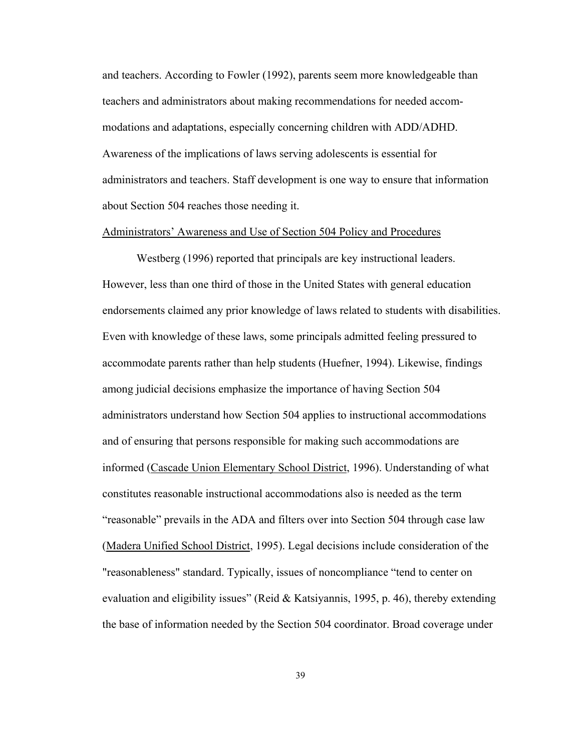and teachers. According to Fowler (1992), parents seem more knowledgeable than teachers and administrators about making recommendations for needed accommodations and adaptations, especially concerning children with ADD/ADHD. Awareness of the implications of laws serving adolescents is essential for administrators and teachers. Staff development is one way to ensure that information about Section 504 reaches those needing it.

<u>Administrators' Awareness and Use of Section 504 Policy and Procedures</u>

Westberg (1996) reported that principals are key instructional leaders. However, less than one third of those in the United States with general education endorsements claimed any prior knowledge of laws related to students with disabilities. Even with knowledge of these laws, some principals admitted feeling pressured to accommodate parents rather than help students (Huefner, 1994). Likewise, findings among judicial decisions emphasize the importance of having Section 504 administrators understand how Section 504 applies to instructional accommodations and of ensuring that persons responsible for making such accommodations are informed (<u>Cascade Union Elementary School District</u>, 1996). Understanding of what constitutes reasonable instructional accommodations also is needed as the term "reasonable" prevails in the ADA and filters over into Section 504 through case law (<u>Madera Unified School District</u>, 1995). Legal decisions include consideration of the "reasonableness" standard. Typically, issues of noncompliance "tend to center on evaluation and eligibility issues" (Reid & Katsiyannis, 1995, p. 46), thereby extending the base of information needed by the Section 504 coordinator. Broad coverage under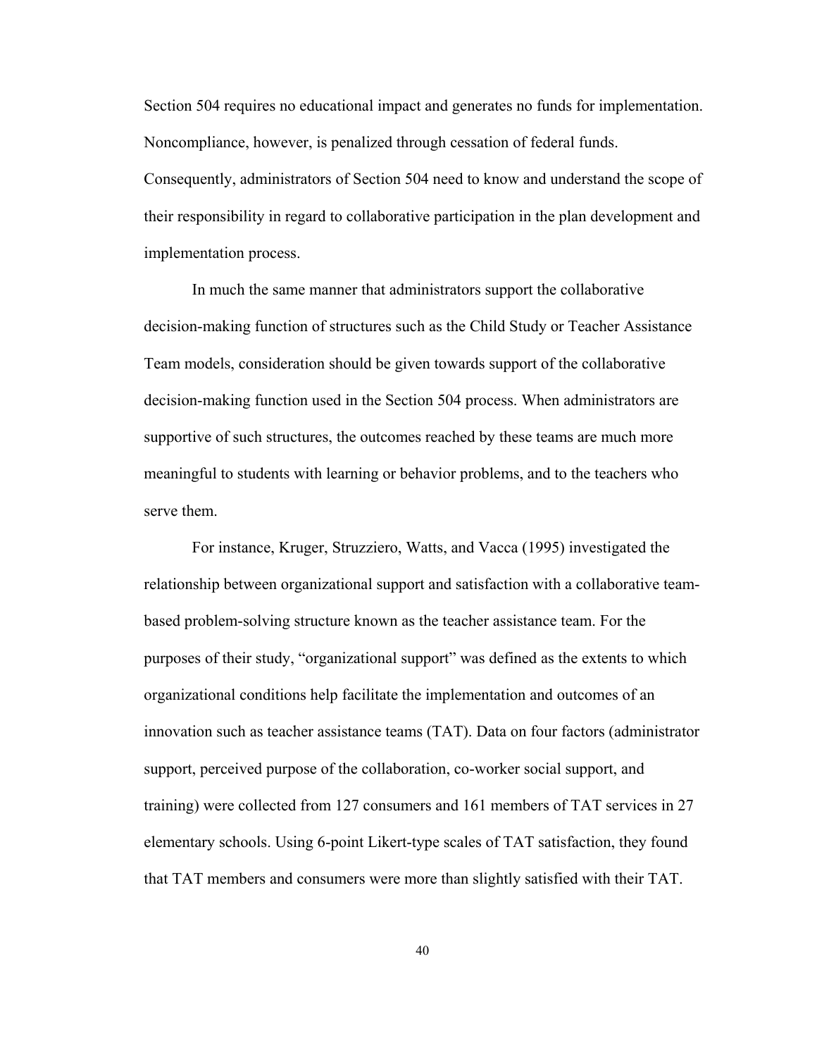Section 504 requires no educational impact and generates no funds for implementation. Noncompliance, however, is penalized through cessation of federal funds. Consequently, administrators of Section 504 need to know and understand the scope of their responsibility in regard to collaborative participation in the plan development and implementation process.

In much the same manner that administrators support the collaborative decision-making function of structures such as the Child Study or Teacher Assistance Team models, consideration should be given towards support of the collaborative decision-making function used in the Section 504 process. When administrators are supportive of such structures, the outcomes reached by these teams are much more meaningful to students with learning or behavior problems, and to the teachers who serve them.

For instance, Kruger, Struzziero, Watts, and Vacca (1995) investigated the relationship between organizational support and satisfaction with a collaborative team-based problem-solving structure known as the teacher assistance team. For the purposes of their study, "organizational support" was defined as the extents to which organizational conditions help facilitate the implementation and outcomes of an innovation such as teacher assistance teams (TAT). Data on four factors (administrator support, perceived purpose of the collaboration, co-worker social support, and training) were collected from 127 consumers and 161 members of TAT services in 27 elementary schools. Using 6-point Likert-type scales of TAT satisfaction, they found that TAT members and consumers were more than slightly satisfied with their TAT.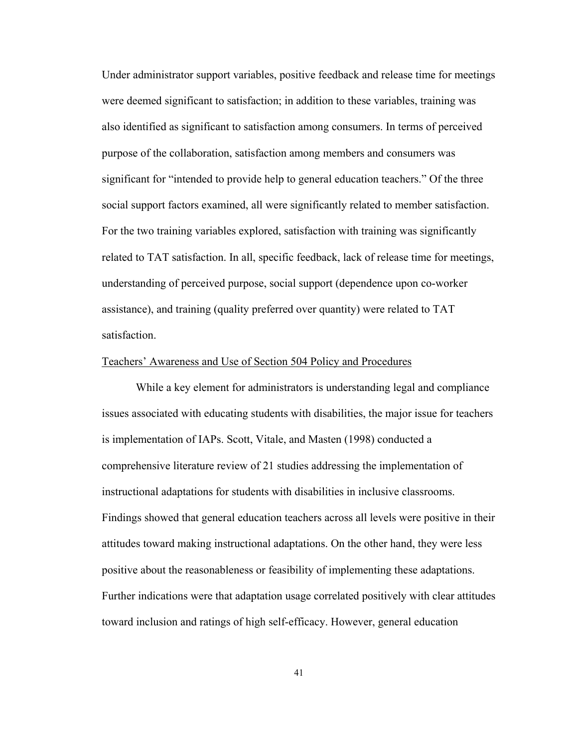Under administrator support variables, positive feedback and release time for meetings were deemed significant to satisfaction; in addition to these variables, training was also identified as significant to satisfaction among consumers. In terms of perceived purpose of the collaboration, satisfaction among members and consumers was significant for "intended to provide help to general education teachers." Of the three social support factors examined, all were significantly related to member satisfaction. For the two training variables explored, satisfaction with training was significantly related to TAT satisfaction. In all, specific feedback, lack of release time for meetings, understanding of perceived purpose, social support (dependence upon co-worker assistance), and training (quality preferred over quantity) were related to TAT satisfaction.

## Teachers' Awareness and Use of Section 504 Policy and Procedures

While a key element for administrators is understanding legal and compliance issues associated with educating students with disabilities, the major issue for teachers is implementation of IAPs. Scott, Vitale, and Masten (1998) conducted a comprehensive literature review of 21 studies addressing the implementation of instructional adaptations for students with disabilities in inclusive classrooms. Findings showed that general education teachers across all levels were positive in their attitudes toward making instructional adaptations. On the other hand, they were less positive about the reasonableness or feasibility of implementing these adaptations. Further indications were that adaptation usage correlated positively with clear attitudes toward inclusion and ratings of high self-efficacy. However, general education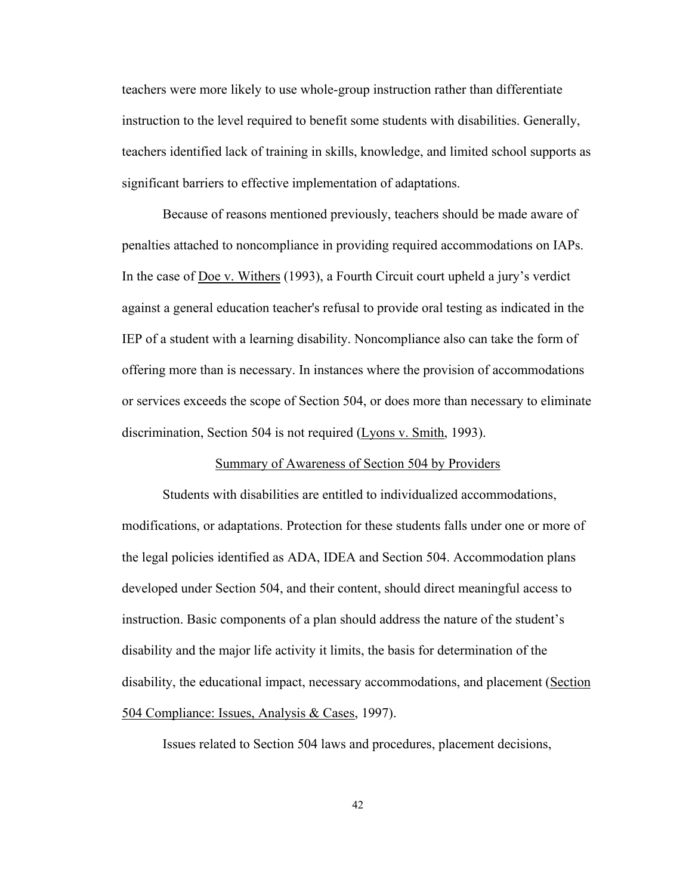teachers were more likely to use whole-group instruction rather than differentiate instruction to the level required to benefit some students with disabilities. Generally, teachers identified lack of training in skills, knowledge, and limited school supports as significant barriers to effective implementation of adaptations.

Because of reasons mentioned previously, teachers should be made aware of penalties attached to noncompliance in providing required accommodations on IAPs. In the case of Doe v. Withers (1993), a Fourth Circuit court upheld a jury's verdict against a general education teacher's refusal to provide oral testing as indicated in the IEP of a student with a learning disability. Noncompliance also can take the form of offering more than is necessary. In instances where the provision of accommodations or services exceeds the scope of Section 504, or does more than necessary to eliminate discrimination, Section 504 is not required (Lyons v. Smith, 1993).

## Summary of Awareness of Section 504 by Providers

Students with disabilities are entitled to individualized accommodations, modifications, or adaptations. Protection for these students falls under one or more of the legal policies identified as ADA, IDEA and Section 504. Accommodation plans developed under Section 504, and their content, should direct meaningful access to instruction. Basic components of a plan should address the nature of the student's disability and the major life activity it limits, the basis for determination of the disability, the educational impact, necessary accommodations, and placement (Section 504 Compliance: Issues, Analysis & Cases, 1997).

Issues related to Section 504 laws and procedures, placement decisions,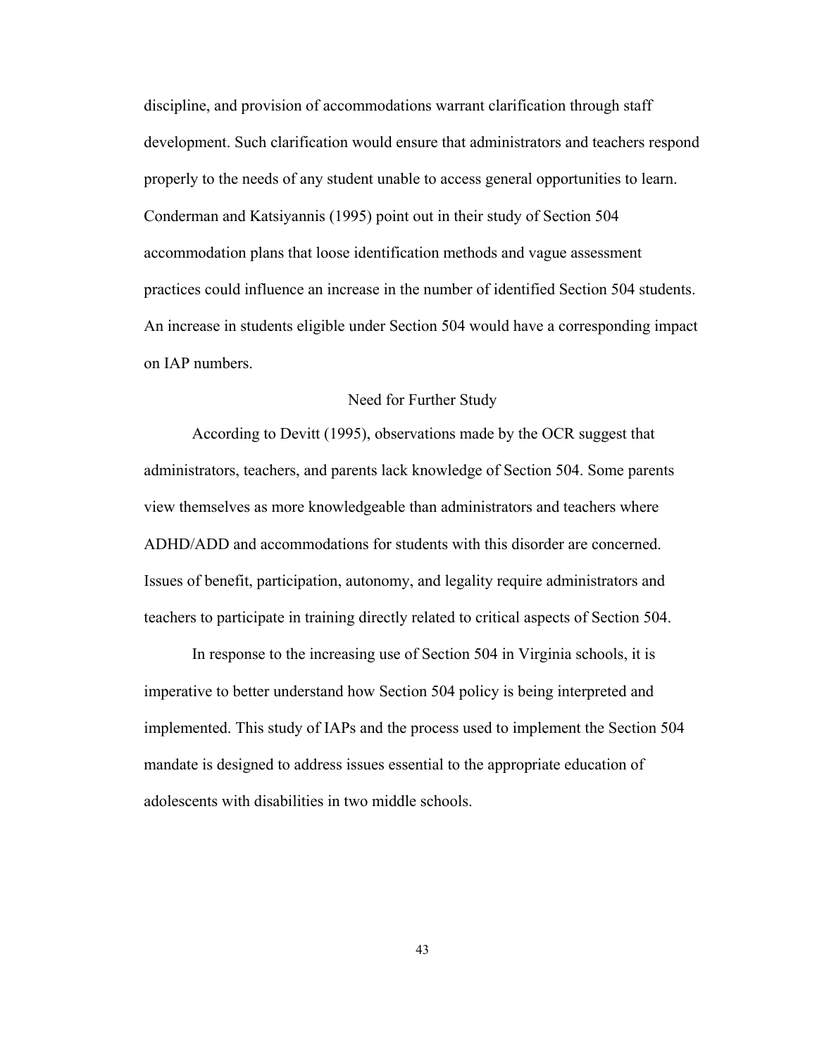discipline, and provision of accommodations warrant clarification through staff development. Such clarification would ensure that administrators and teachers respond properly to the needs of any student unable to access general opportunities to learn. Conderman and Katsiyannis (1995) point out in their study of Section 504 accommodation plans that loose identification methods and vague assessment practices could influence an increase in the number of identified Section 504 students. An increase in students eligible under Section 504 would have a corresponding impact on IAP numbers.

## Need for Further Study

According to Devitt (1995), observations made by the OCR suggest that administrators, teachers, and parents lack knowledge of Section 504. Some parents view themselves as more knowledgeable than administrators and teachers where ADHD/ADD and accommodations for students with this disorder are concerned. Issues of benefit, participation, autonomy, and legality require administrators and teachers to participate in training directly related to critical aspects of Section 504.

In response to the increasing use of Section 504 in Virginia schools, it is imperative to better understand how Section 504 policy is being interpreted and implemented. This study of IAPs and the process used to implement the Section 504 mandate is designed to address issues essential to the appropriate education of adolescents with disabilities in two middle schools.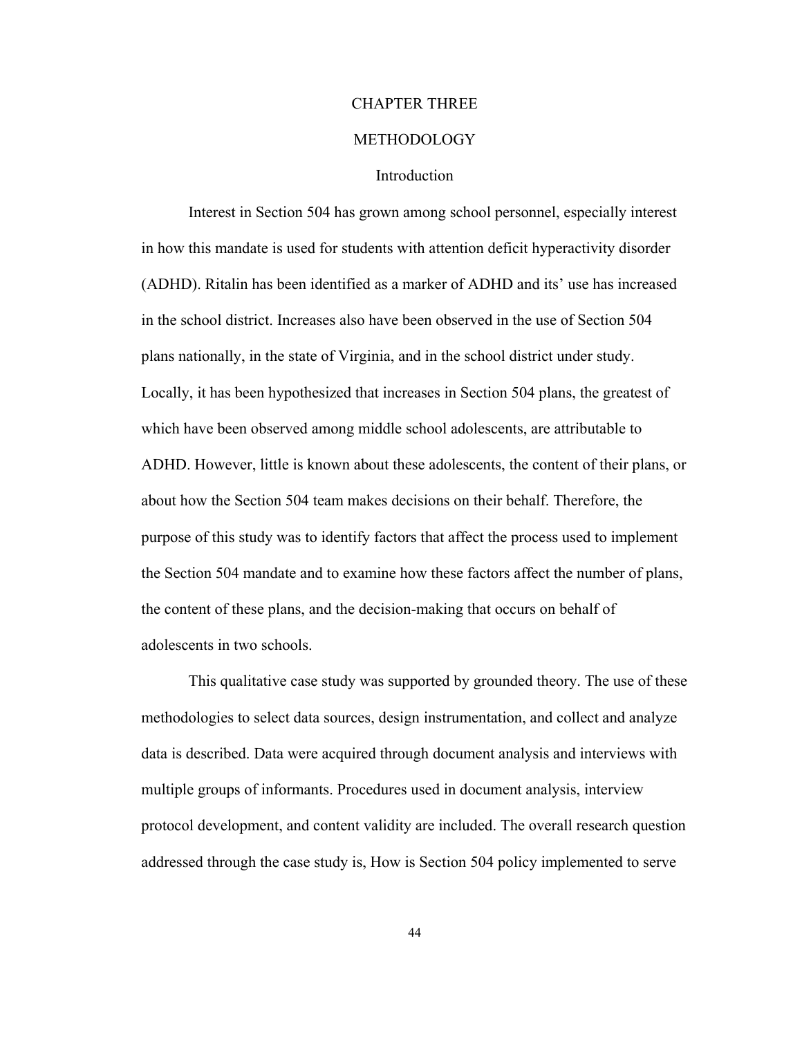# CHAPTER THREE

# METHODOLOGY

## Introduction

Interest in Section 504 has grown among school personnel, especially interest in how this mandate is used for students with attention deficit hyperactivity disorder (ADHD). Ritalin has been identified as a marker of ADHD and its' use has increased in the school district. Increases also have been observed in the use of Section 504 plans nationally, in the state of Virginia, and in the school district under study. Locally, it has been hypothesized that increases in Section 504 plans, the greatest of which have been observed among middle school adolescents, are attributable to ADHD. However, little is known about these adolescents, the content of their plans, or about how the Section 504 team makes decisions on their behalf. Therefore, the purpose of this study was to identify factors that affect the process used to implement the Section 504 mandate and to examine how these factors affect the number of plans, the content of these plans, and the decision-making that occurs on behalf of adolescents in two schools.

This qualitative case study was supported by grounded theory. The use of these methodologies to select data sources, design instrumentation, and collect and analyze data is described. Data were acquired through document analysis and interviews with multiple groups of informants. Procedures used in document analysis, interview protocol development, and content validity are included. The overall research question addressed through the case study is, How is Section 504 policy implemented to serve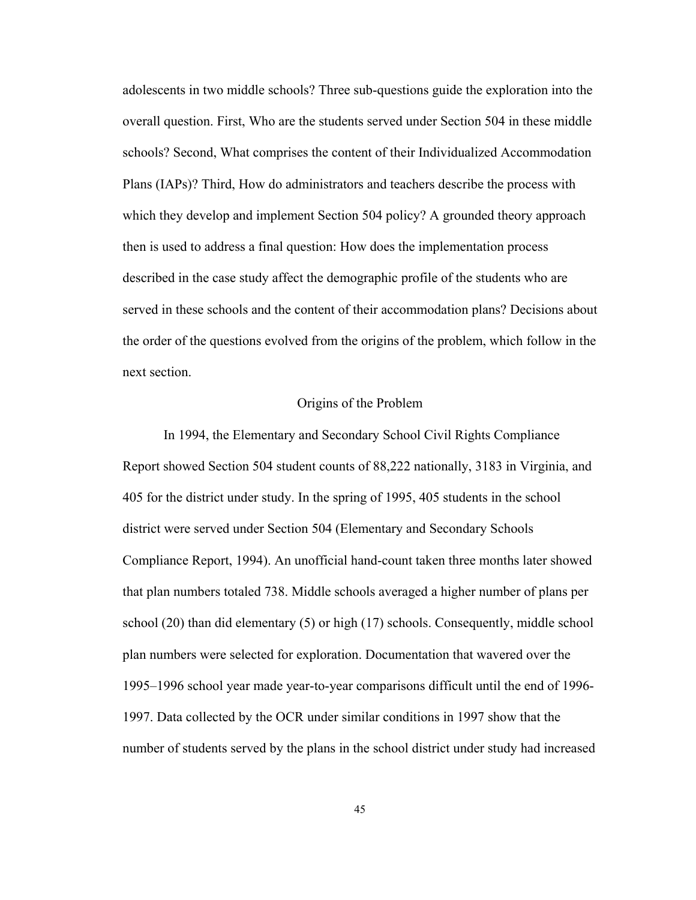adolescents in two middle schools? Three sub-questions guide the exploration into the overall question. First, Who are the students served under Section 504 in these middle schools? Second, What comprises the content of their Individualized Accommodation Plans (IAPs)? Third, How do administrators and teachers describe the process with which they develop and implement Section 504 policy? A grounded theory approach then is used to address a final question: How does the implementation process described in the case study affect the demographic profile of the students who are served in these schools and the content of their accommodation plans? Decisions about the order of the questions evolved from the origins of the problem, which follow in the next section.

## Origins of the Problem

In 1994, the Elementary and Secondary School Civil Rights Compliance Report showed Section 504 student counts of 88,222 nationally, 3183 in Virginia, and 405 for the district under study. In the spring of 1995, 405 students in the school district were served under Section 504 (Elementary and Secondary Schools Compliance Report, 1994). An unofficial hand-count taken three months later showed that plan numbers totaled 738. Middle schools averaged a higher number of plans per school (20) than did elementary (5) or high (17) schools. Consequently, middle school plan numbers were selected for exploration. Documentation that wavered over the 1995–1996 school year made year-to-year comparisons difficult until the end of 1996-1997. Data collected by the OCR under similar conditions in 1997 show that the number of students served by the plans in the school district under study had increased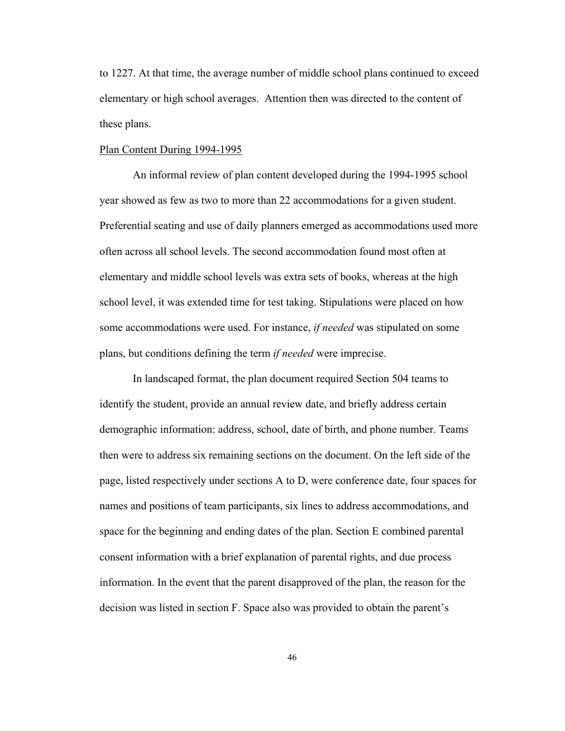to 1227. At that time, the average number of middle school plans continued to exceed elementary or high school averages. Attention then was directed to the content of these plans.

## Plan Content During 1994-1995

An informal review of plan content developed during the 1994-1995 school year showed as few as two to more than 22 accommodations for a given student. Preferential seating and use of daily planners emerged as accommodations used more often across all school levels. The second accommodation found most often at elementary and middle school levels was extra sets of books, whereas at the high school level, it was extended time for test taking. Stipulations were placed on how some accommodations were used. For instance, *if needed* was stipulated on some plans, but conditions defining the term *if needed* were imprecise.

In landscaped format, the plan document required Section 504 teams to identify the student, provide an annual review date, and briefly address certain demographic information: address, school, date of birth, and phone number. Teams then were to address six remaining sections on the document. On the left side of the page, listed respectively under sections A to D, were conference date, four spaces for names and positions of team participants, six lines to address accommodations, and space for the beginning and ending dates of the plan. Section E combined parental consent information with a brief explanation of parental rights, and due process information. In the event that the parent disapproved of the plan, the reason for the decision was listed in section F. Space also was provided to obtain the parent's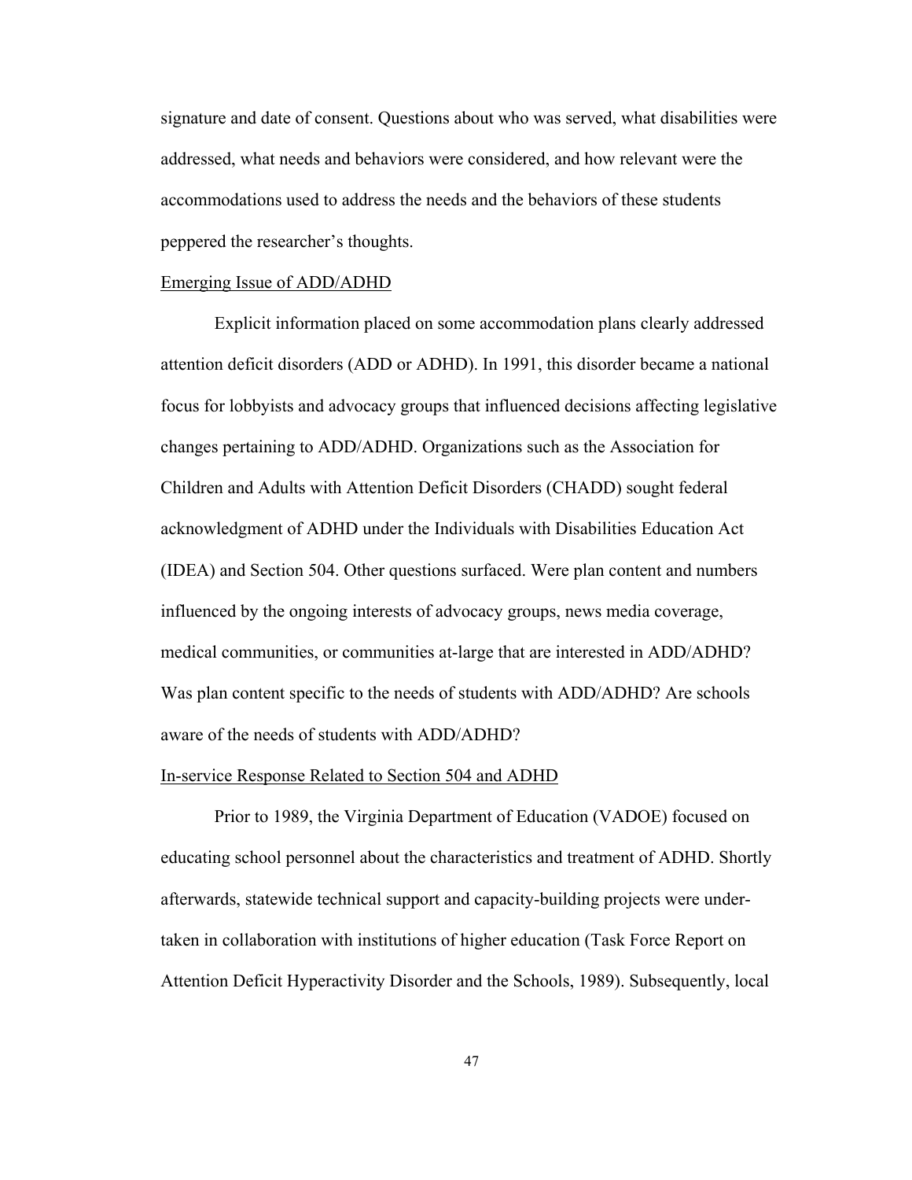signature and date of consent. Questions about who was served, what disabilities were addressed, what needs and behaviors were considered, and how relevant were the accommodations used to address the needs and the behaviors of these students peppered the researcher's thoughts.

<u>Emerging Issue of ADD/ADHD</u>

Explicit information placed on some accommodation plans clearly addressed attention deficit disorders (ADD or ADHD). In 1991, this disorder became a national focus for lobbyists and advocacy groups that influenced decisions affecting legislative changes pertaining to ADD/ADHD. Organizations such as the Association for Children and Adults with Attention Deficit Disorders (CHADD) sought federal acknowledgment of ADHD under the Individuals with Disabilities Education Act (IDEA) and Section 504. Other questions surfaced. Were plan content and numbers influenced by the ongoing interests of advocacy groups, news media coverage, medical communities, or communities at-large that are interested in ADD/ADHD? Was plan content specific to the needs of students with ADD/ADHD? Are schools aware of the needs of students with ADD/ADHD?

<u>In-service Response Related to Section 504 and ADHD</u>

Prior to 1989, the Virginia Department of Education (VADOE) focused on educating school personnel about the characteristics and treatment of ADHD. Shortly afterwards, statewide technical support and capacity-building projects were under-taken in collaboration with institutions of higher education (Task Force Report on Attention Deficit Hyperactivity Disorder and the Schools, 1989). Subsequently, local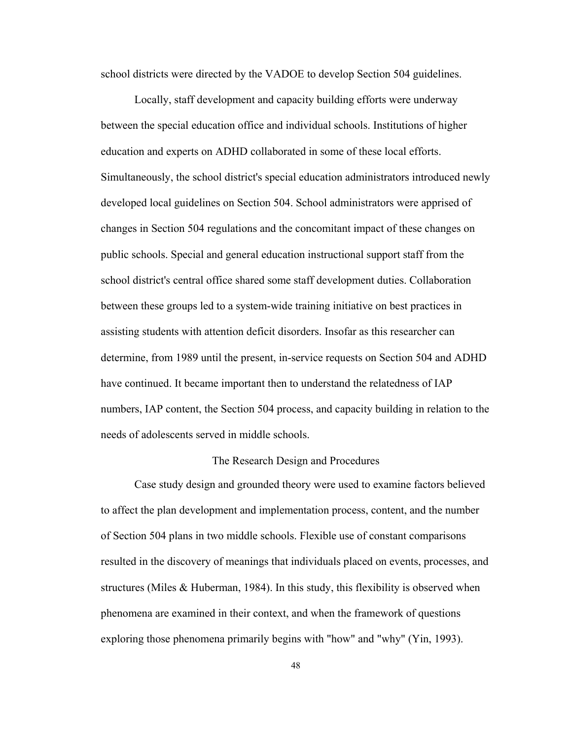school districts were directed by the VADOE to develop Section 504 guidelines.

Locally, staff development and capacity building efforts were underway between the special education office and individual schools. Institutions of higher education and experts on ADHD collaborated in some of these local efforts. Simultaneously, the school district's special education administrators introduced newly developed local guidelines on Section 504. School administrators were apprised of changes in Section 504 regulations and the concomitant impact of these changes on public schools. Special and general education instructional support staff from the school district's central office shared some staff development duties. Collaboration between these groups led to a system-wide training initiative on best practices in assisting students with attention deficit disorders. Insofar as this researcher can determine, from 1989 until the present, in-service requests on Section 504 and ADHD have continued. It became important then to understand the relatedness of IAP numbers, IAP content, the Section 504 process, and capacity building in relation to the needs of adolescents served in middle schools.

## The Research Design and Procedures

Case study design and grounded theory were used to examine factors believed to affect the plan development and implementation process, content, and the number of Section 504 plans in two middle schools. Flexible use of constant comparisons resulted in the discovery of meanings that individuals placed on events, processes, and structures (Miles & Huberman, 1984). In this study, this flexibility is observed when phenomena are examined in their context, and when the framework of questions exploring those phenomena primarily begins with "how" and "why" (Yin, 1993).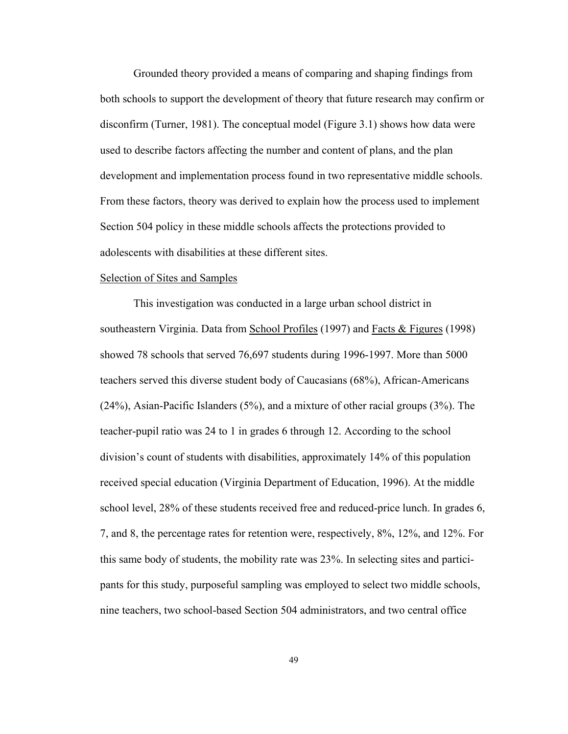Grounded theory provided a means of comparing and shaping findings from both schools to support the development of theory that future research may confirm or disconfirm (Turner, 1981). The conceptual model (Figure 3.1) shows how data were used to describe factors affecting the number and content of plans, and the plan development and implementation process found in two representative middle schools. From these factors, theory was derived to explain how the process used to implement Section 504 policy in these middle schools affects the protections provided to adolescents with disabilities at these different sites.

Selection of Sites and Samples

This investigation was conducted in a large urban school district in southeastern Virginia. Data from School Profiles (1997) and Facts & Figures (1998) showed 78 schools that served 76,697 students during 1996-1997. More than 5000 teachers served this diverse student body of Caucasians (68%), African-Americans (24%), Asian-Pacific Islanders (5%), and a mixture of other racial groups (3%). The teacher-pupil ratio was 24 to 1 in grades 6 through 12. According to the school division's count of students with disabilities, approximately 14% of this population received special education (Virginia Department of Education, 1996). At the middle school level, 28% of these students received free and reduced-price lunch. In grades 6, 7, and 8, the percentage rates for retention were, respectively, 8%, 12%, and 12%. For this same body of students, the mobility rate was 23%. In selecting sites and participants for this study, purposeful sampling was employed to select two middle schools, nine teachers, two school-based Section 504 administrators, and two central office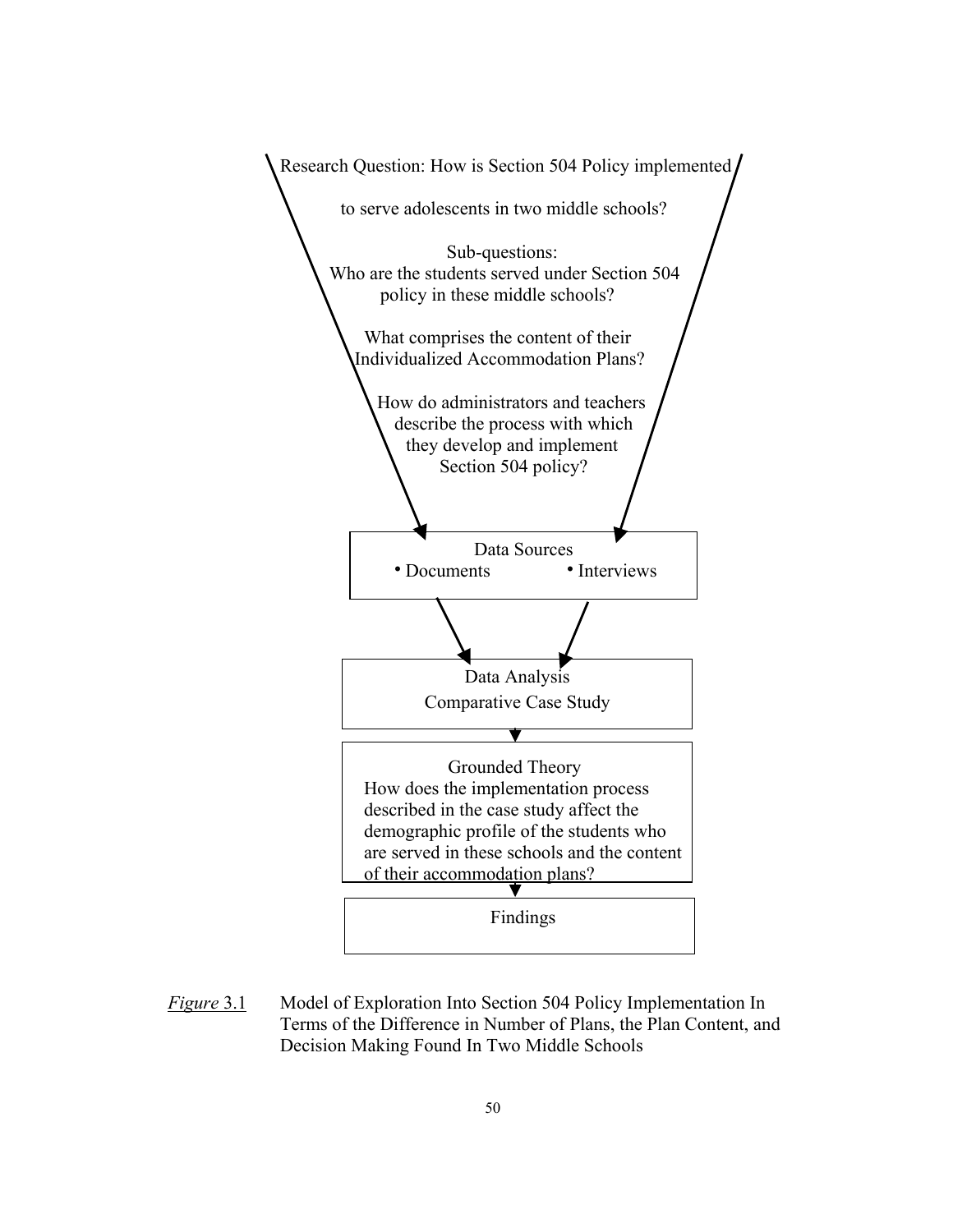Research Question: How is Section 504 Policy implemented

to serve adolescents in two middle schools?

Sub-questions:

Who are the students served under Section 504 policy in these middle schools?

What comprises the content of their Individualized Accommodation Plans?

How do administrators and teachers describe the process with which they develop and implement Section 504 policy?

Data Sources

- Documents
- Interviews

Data Analysis

Comparative Case Study

Grounded Theory

How does the implementation process described in the case study affect the demographic profile of the students who are served in these schools and the content of their accommodation plans?

Findings

*Figure* 3.1 Model of Exploration Into Section 504 Policy Implementation In Terms of the Difference in Number of Plans, the Plan Content, and Decision Making Found In Two Middle Schools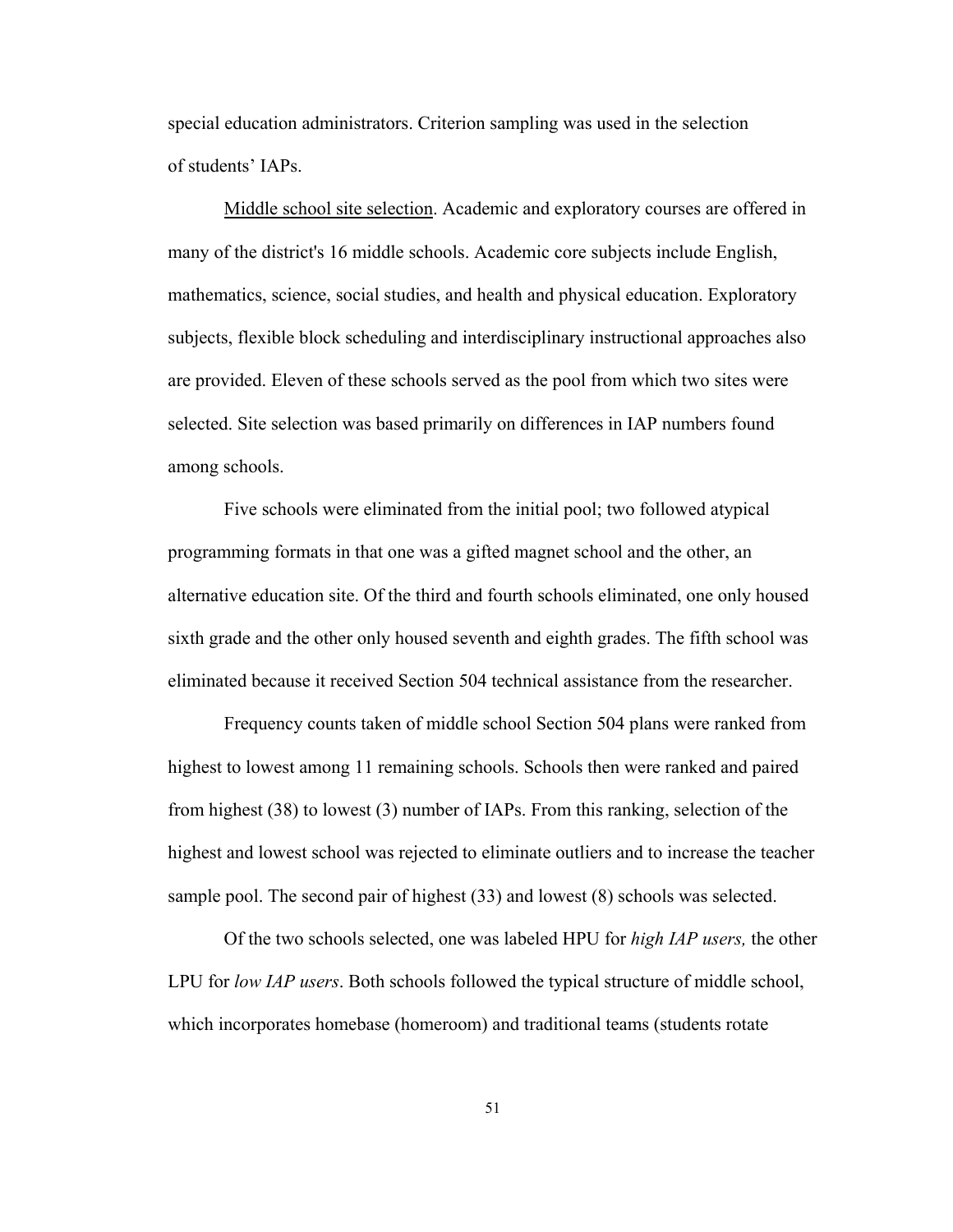special education administrators. Criterion sampling was used in the selection of students' IAPs.

Middle school site selection. Academic and exploratory courses are offered in many of the district's 16 middle schools. Academic core subjects include English, mathematics, science, social studies, and health and physical education. Exploratory subjects, flexible block scheduling and interdisciplinary instructional approaches also are provided. Eleven of these schools served as the pool from which two sites were selected. Site selection was based primarily on differences in IAP numbers found among schools.

Five schools were eliminated from the initial pool; two followed atypical programming formats in that one was a gifted magnet school and the other, an alternative education site. Of the third and fourth schools eliminated, one only housed sixth grade and the other only housed seventh and eighth grades. The fifth school was eliminated because it received Section 504 technical assistance from the researcher.

Frequency counts taken of middle school Section 504 plans were ranked from highest to lowest among 11 remaining schools. Schools then were ranked and paired from highest (38) to lowest (3) number of IAPs. From this ranking, selection of the highest and lowest school was rejected to eliminate outliers and to increase the teacher sample pool. The second pair of highest (33) and lowest (8) schools was selected.

Of the two schools selected, one was labeled HPU for *high IAP users,* the other LPU for *low IAP users*. Both schools followed the typical structure of middle school, which incorporates homebase (homeroom) and traditional teams (students rotate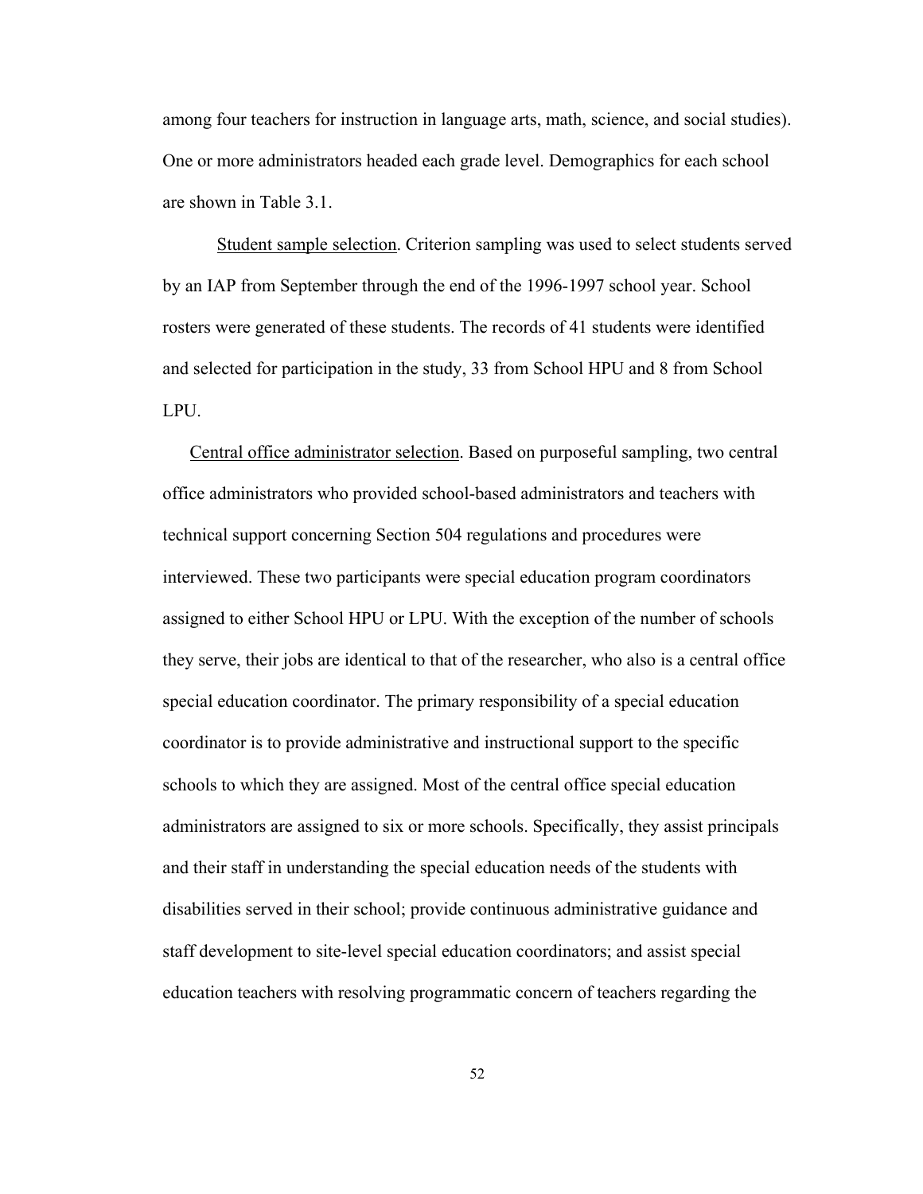among four teachers for instruction in language arts, math, science, and social studies). One or more administrators headed each grade level. Demographics for each school are shown in Table 3.1.

Student sample selection. Criterion sampling was used to select students served by an IAP from September through the end of the 1996-1997 school year. School rosters were generated of these students. The records of 41 students were identified and selected for participation in the study, 33 from School HPU and 8 from School LPU.

Central office administrator selection. Based on purposeful sampling, two central office administrators who provided school-based administrators and teachers with technical support concerning Section 504 regulations and procedures were interviewed. These two participants were special education program coordinators assigned to either School HPU or LPU. With the exception of the number of schools they serve, their jobs are identical to that of the researcher, who also is a central office special education coordinator. The primary responsibility of a special education coordinator is to provide administrative and instructional support to the specific schools to which they are assigned. Most of the central office special education administrators are assigned to six or more schools. Specifically, they assist principals and their staff in understanding the special education needs of the students with disabilities served in their school; provide continuous administrative guidance and staff development to site-level special education coordinators; and assist special education teachers with resolving programmatic concern of teachers regarding the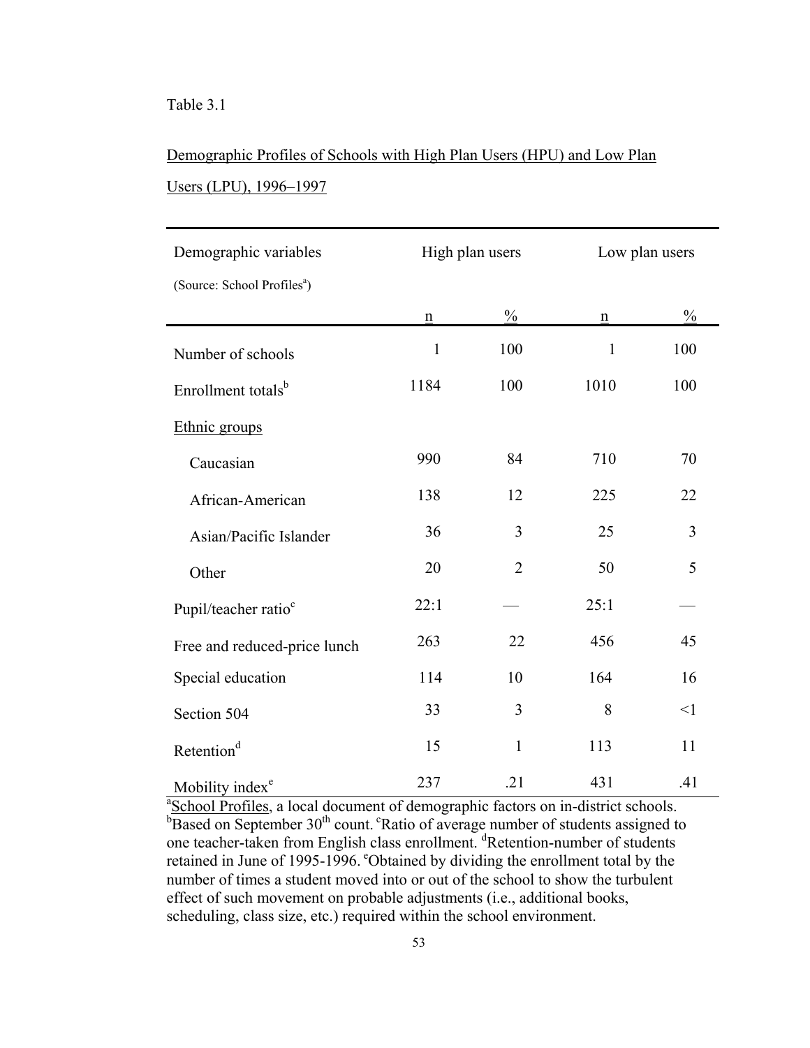Table 3.1

Demographic Profiles of Schools with High Plan Users (HPU) and Low Plan Users (LPU), 1996–1997

| Demographic variables (Source: School Profiles[a]) | High plan users | | Low plan users | |
|---|---|---|---|---|
| | n | % | n | % |
| Number of schools | 1 | 100 | 1 | 100 |
| Enrollment totals[b] | 1184 | 100 | 1010 | 100 |
| Ethnic groups | | | | |
| Caucasian | 990 | 84 | 710 | 70 |
| African-American | 138 | 12 | 225 | 22 |
| Asian/Pacific Islander | 36 | 3 | 25 | 3 |
| Other | 20 | 2 | 50 | 5 |
| Pupil/teacher ratio[c] | 22:1 | — | 25:1 | — |
| Free and reduced-price lunch | 263 | 22 | 456 | 45 |
| Special education | 114 | 10 | 164 | 16 |
| Section 504 | 33 | 3 | 8 | <1 |
| Retention[d] | 15 | 1 | 113 | 11 |
| Mobility index[e] | 237 | .21 | 431 | .41 |

[a]School Profiles, a local document of demographic factors on in-district schools. [b]Based on September 30th count. [c]Ratio of average number of students assigned to one teacher-taken from English class enrollment. [d]Retention-number of students retained in June of 1995-1996. [e]Obtained by dividing the enrollment total by the number of times a student moved into or out of the school to show the turbulent effect of such movement on probable adjustments (i.e., additional books, scheduling, class size, etc.) required within the school environment.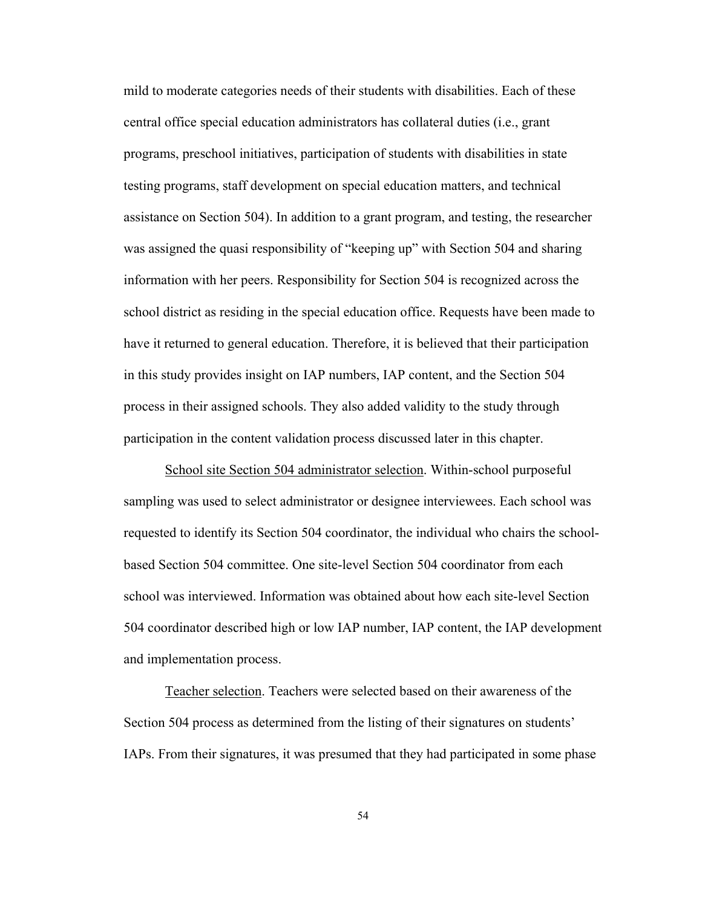mild to moderate categories needs of their students with disabilities. Each of these central office special education administrators has collateral duties (i.e., grant programs, preschool initiatives, participation of students with disabilities in state testing programs, staff development on special education matters, and technical assistance on Section 504). In addition to a grant program, and testing, the researcher was assigned the quasi responsibility of "keeping up" with Section 504 and sharing information with her peers. Responsibility for Section 504 is recognized across the school district as residing in the special education office. Requests have been made to have it returned to general education. Therefore, it is believed that their participation in this study provides insight on IAP numbers, IAP content, and the Section 504 process in their assigned schools. They also added validity to the study through participation in the content validation process discussed later in this chapter.

School site Section 504 administrator selection. Within-school purposeful sampling was used to select administrator or designee interviewees. Each school was requested to identify its Section 504 coordinator, the individual who chairs the school-based Section 504 committee. One site-level Section 504 coordinator from each school was interviewed. Information was obtained about how each site-level Section 504 coordinator described high or low IAP number, IAP content, the IAP development and implementation process.

Teacher selection. Teachers were selected based on their awareness of the Section 504 process as determined from the listing of their signatures on students' IAPs. From their signatures, it was presumed that they had participated in some phase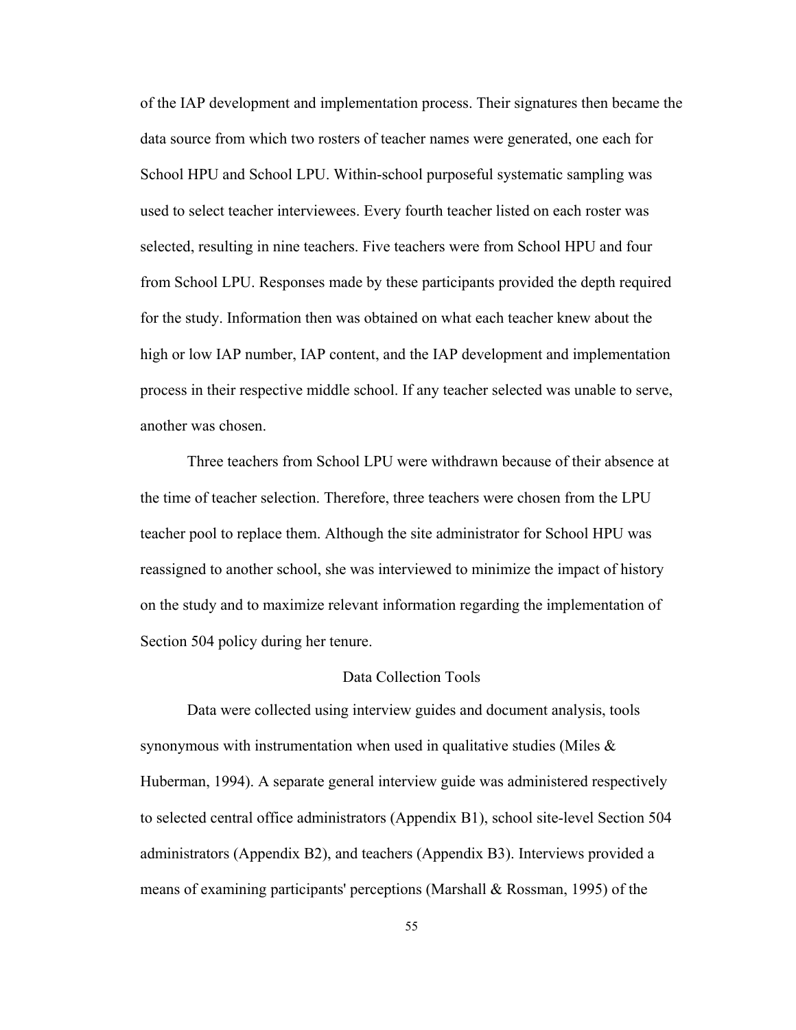of the IAP development and implementation process. Their signatures then became the data source from which two rosters of teacher names were generated, one each for School HPU and School LPU. Within-school purposeful systematic sampling was used to select teacher interviewees. Every fourth teacher listed on each roster was selected, resulting in nine teachers. Five teachers were from School HPU and four from School LPU. Responses made by these participants provided the depth required for the study. Information then was obtained on what each teacher knew about the high or low IAP number, IAP content, and the IAP development and implementation process in their respective middle school. If any teacher selected was unable to serve, another was chosen.

Three teachers from School LPU were withdrawn because of their absence at the time of teacher selection. Therefore, three teachers were chosen from the LPU teacher pool to replace them. Although the site administrator for School HPU was reassigned to another school, she was interviewed to minimize the impact of history on the study and to maximize relevant information regarding the implementation of Section 504 policy during her tenure.

## Data Collection Tools

Data were collected using interview guides and document analysis, tools synonymous with instrumentation when used in qualitative studies (Miles & Huberman, 1994). A separate general interview guide was administered respectively to selected central office administrators (Appendix B1), school site-level Section 504 administrators (Appendix B2), and teachers (Appendix B3). Interviews provided a means of examining participants' perceptions (Marshall & Rossman, 1995) of the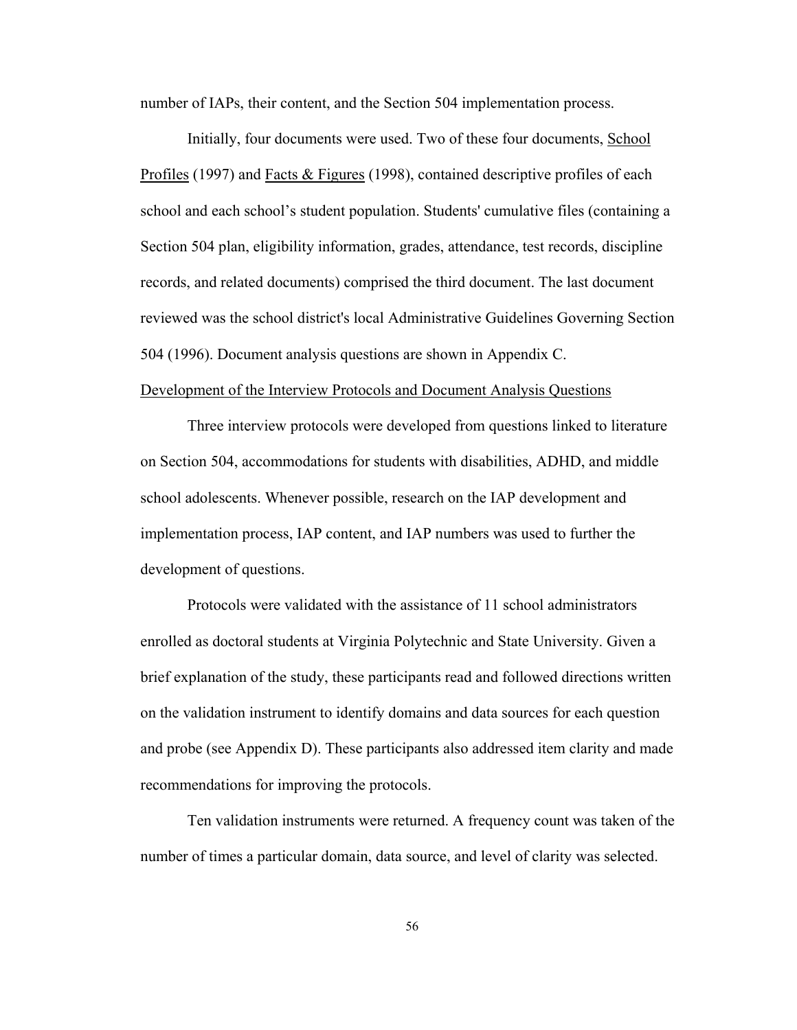number of IAPs, their content, and the Section 504 implementation process.

Initially, four documents were used. Two of these four documents, School Profiles (1997) and Facts & Figures (1998), contained descriptive profiles of each school and each school's student population. Students' cumulative files (containing a Section 504 plan, eligibility information, grades, attendance, test records, discipline records, and related documents) comprised the third document. The last document reviewed was the school district's local Administrative Guidelines Governing Section 504 (1996). Document analysis questions are shown in Appendix C.

### Development of the Interview Protocols and Document Analysis Questions

Three interview protocols were developed from questions linked to literature on Section 504, accommodations for students with disabilities, ADHD, and middle school adolescents. Whenever possible, research on the IAP development and implementation process, IAP content, and IAP numbers was used to further the development of questions.

Protocols were validated with the assistance of 11 school administrators enrolled as doctoral students at Virginia Polytechnic and State University. Given a brief explanation of the study, these participants read and followed directions written on the validation instrument to identify domains and data sources for each question and probe (see Appendix D). These participants also addressed item clarity and made recommendations for improving the protocols.

Ten validation instruments were returned. A frequency count was taken of the number of times a particular domain, data source, and level of clarity was selected.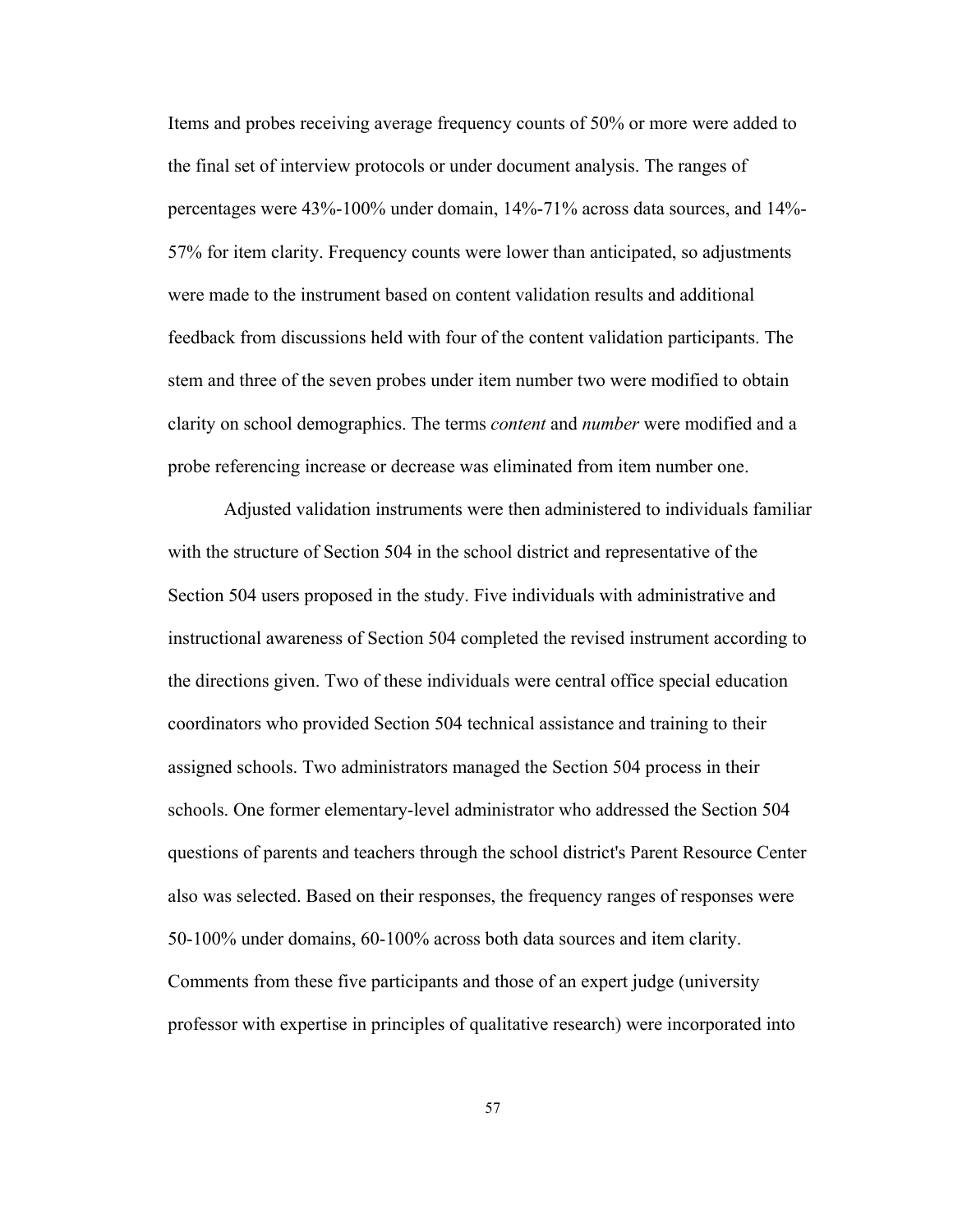Items and probes receiving average frequency counts of 50% or more were added to the final set of interview protocols or under document analysis. The ranges of percentages were 43%-100% under domain, 14%-71% across data sources, and 14%-57% for item clarity. Frequency counts were lower than anticipated, so adjustments were made to the instrument based on content validation results and additional feedback from discussions held with four of the content validation participants. The stem and three of the seven probes under item number two were modified to obtain clarity on school demographics. The terms *content* and *number* were modified and a probe referencing increase or decrease was eliminated from item number one.

Adjusted validation instruments were then administered to individuals familiar with the structure of Section 504 in the school district and representative of the Section 504 users proposed in the study. Five individuals with administrative and instructional awareness of Section 504 completed the revised instrument according to the directions given. Two of these individuals were central office special education coordinators who provided Section 504 technical assistance and training to their assigned schools. Two administrators managed the Section 504 process in their schools. One former elementary-level administrator who addressed the Section 504 questions of parents and teachers through the school district's Parent Resource Center also was selected. Based on their responses, the frequency ranges of responses were 50-100% under domains, 60-100% across both data sources and item clarity. Comments from these five participants and those of an expert judge (university professor with expertise in principles of qualitative research) were incorporated into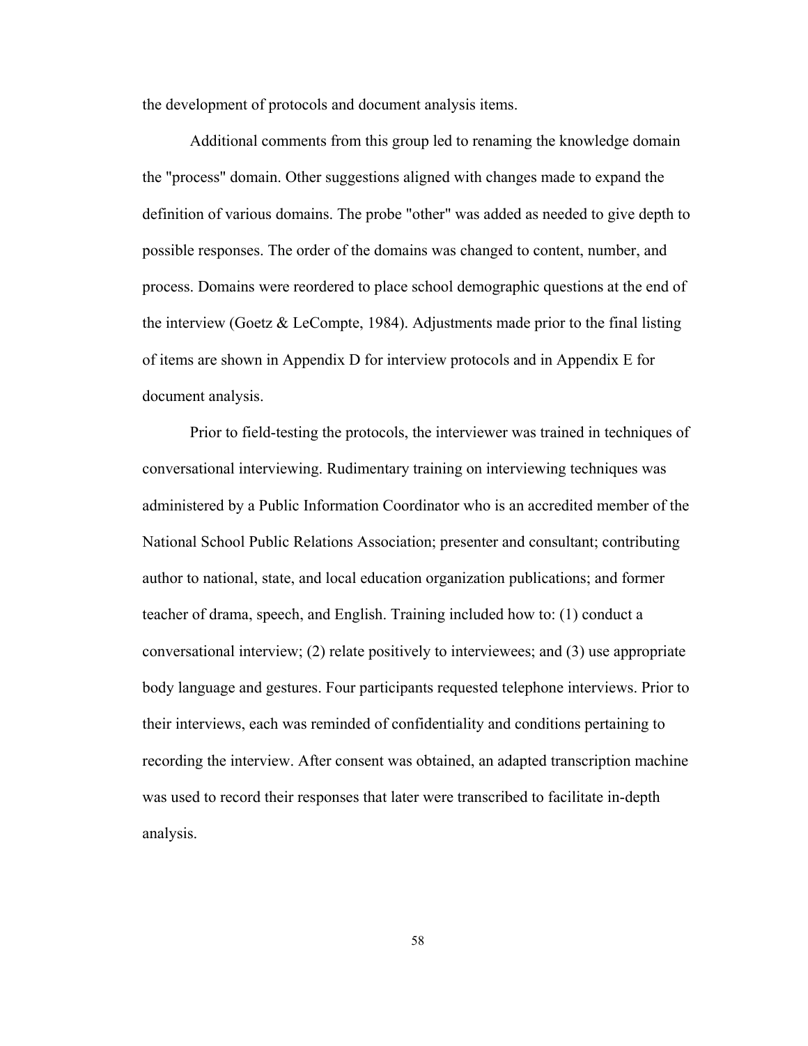the development of protocols and document analysis items.

Additional comments from this group led to renaming the knowledge domain the "process" domain. Other suggestions aligned with changes made to expand the definition of various domains. The probe "other" was added as needed to give depth to possible responses. The order of the domains was changed to content, number, and process. Domains were reordered to place school demographic questions at the end of the interview (Goetz & LeCompte, 1984). Adjustments made prior to the final listing of items are shown in Appendix D for interview protocols and in Appendix E for document analysis.

Prior to field-testing the protocols, the interviewer was trained in techniques of conversational interviewing. Rudimentary training on interviewing techniques was administered by a Public Information Coordinator who is an accredited member of the National School Public Relations Association; presenter and consultant; contributing author to national, state, and local education organization publications; and former teacher of drama, speech, and English. Training included how to: (1) conduct a conversational interview; (2) relate positively to interviewees; and (3) use appropriate body language and gestures. Four participants requested telephone interviews. Prior to their interviews, each was reminded of confidentiality and conditions pertaining to recording the interview. After consent was obtained, an adapted transcription machine was used to record their responses that later were transcribed to facilitate in-depth analysis.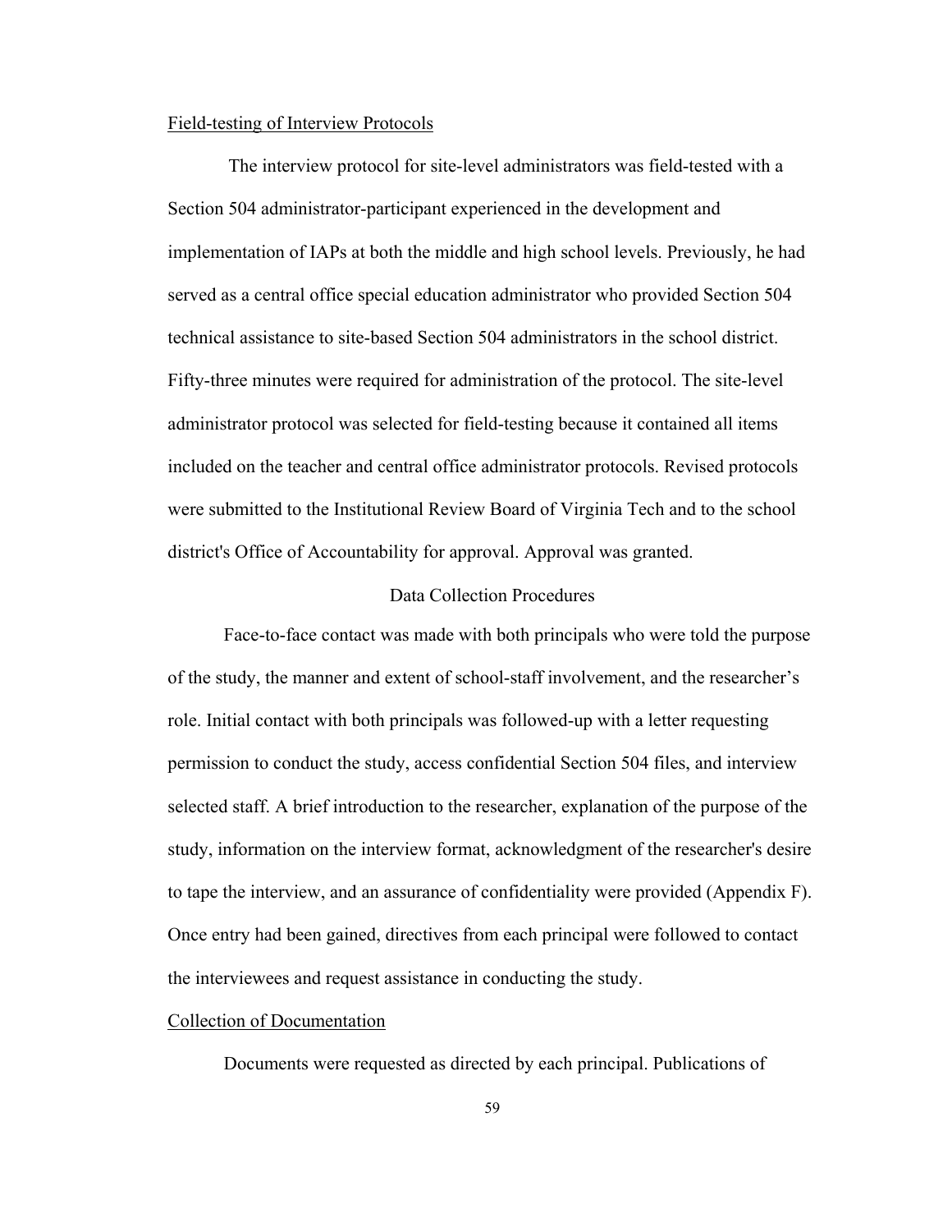Field-testing of Interview Protocols

The interview protocol for site-level administrators was field-tested with a Section 504 administrator-participant experienced in the development and implementation of IAPs at both the middle and high school levels. Previously, he had served as a central office special education administrator who provided Section 504 technical assistance to site-based Section 504 administrators in the school district. Fifty-three minutes were required for administration of the protocol. The site-level administrator protocol was selected for field-testing because it contained all items included on the teacher and central office administrator protocols. Revised protocols were submitted to the Institutional Review Board of Virginia Tech and to the school district's Office of Accountability for approval. Approval was granted.

## Data Collection Procedures

Face-to-face contact was made with both principals who were told the purpose of the study, the manner and extent of school-staff involvement, and the researcher's role. Initial contact with both principals was followed-up with a letter requesting permission to conduct the study, access confidential Section 504 files, and interview selected staff. A brief introduction to the researcher, explanation of the purpose of the study, information on the interview format, acknowledgment of the researcher's desire to tape the interview, and an assurance of confidentiality were provided (Appendix F). Once entry had been gained, directives from each principal were followed to contact the interviewees and request assistance in conducting the study.

Collection of Documentation

Documents were requested as directed by each principal. Publications of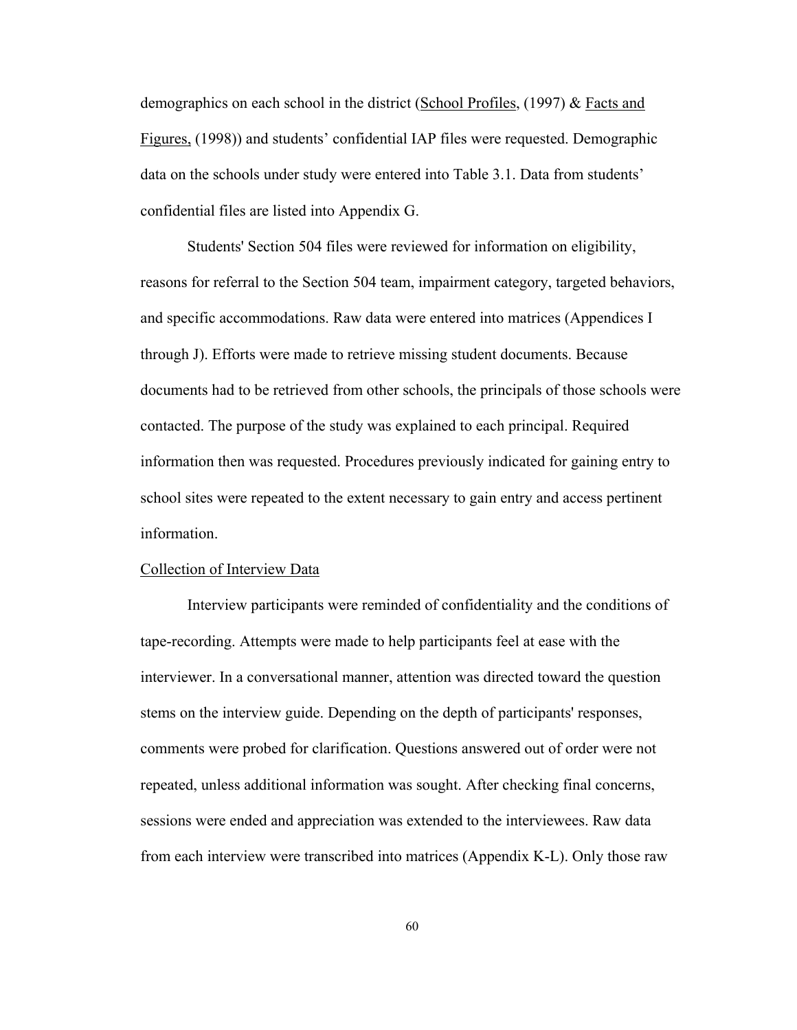demographics on each school in the district (<u>School Profiles</u>, (1997) & <u>Facts and Figures,</u> (1998)) and students' confidential IAP files were requested. Demographic data on the schools under study were entered into Table 3.1. Data from students' confidential files are listed into Appendix G.

Students' Section 504 files were reviewed for information on eligibility, reasons for referral to the Section 504 team, impairment category, targeted behaviors, and specific accommodations. Raw data were entered into matrices (Appendices I through J). Efforts were made to retrieve missing student documents. Because documents had to be retrieved from other schools, the principals of those schools were contacted. The purpose of the study was explained to each principal. Required information then was requested. Procedures previously indicated for gaining entry to school sites were repeated to the extent necessary to gain entry and access pertinent information.

<u>Collection of Interview Data</u>

Interview participants were reminded of confidentiality and the conditions of tape-recording. Attempts were made to help participants feel at ease with the interviewer. In a conversational manner, attention was directed toward the question stems on the interview guide. Depending on the depth of participants' responses, comments were probed for clarification. Questions answered out of order were not repeated, unless additional information was sought. After checking final concerns, sessions were ended and appreciation was extended to the interviewees. Raw data from each interview were transcribed into matrices (Appendix K-L). Only those raw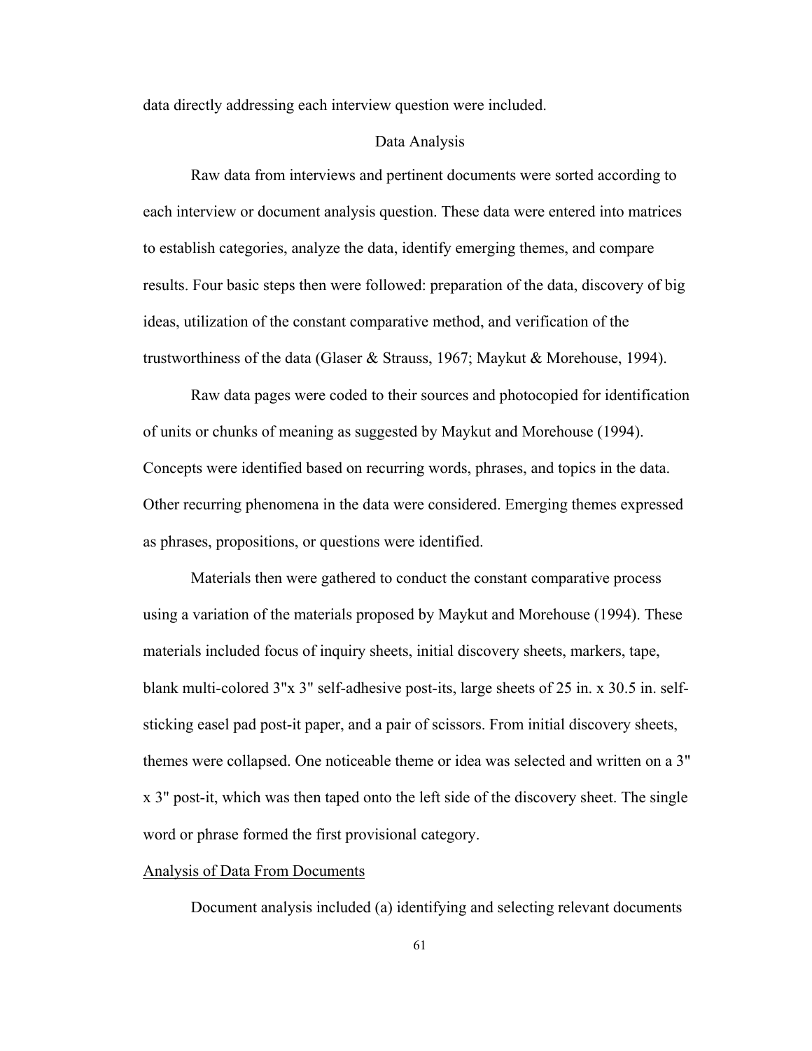data directly addressing each interview question were included.

## Data Analysis

Raw data from interviews and pertinent documents were sorted according to each interview or document analysis question. These data were entered into matrices to establish categories, analyze the data, identify emerging themes, and compare results. Four basic steps then were followed: preparation of the data, discovery of big ideas, utilization of the constant comparative method, and verification of the trustworthiness of the data (Glaser & Strauss, 1967; Maykut & Morehouse, 1994).

Raw data pages were coded to their sources and photocopied for identification of units or chunks of meaning as suggested by Maykut and Morehouse (1994). Concepts were identified based on recurring words, phrases, and topics in the data. Other recurring phenomena in the data were considered. Emerging themes expressed as phrases, propositions, or questions were identified.

Materials then were gathered to conduct the constant comparative process using a variation of the materials proposed by Maykut and Morehouse (1994). These materials included focus of inquiry sheets, initial discovery sheets, markers, tape, blank multi-colored 3"x 3" self-adhesive post-its, large sheets of 25 in. x 30.5 in. self-sticking easel pad post-it paper, and a pair of scissors. From initial discovery sheets, themes were collapsed. One noticeable theme or idea was selected and written on a 3" x 3" post-it, which was then taped onto the left side of the discovery sheet. The single word or phrase formed the first provisional category.

### Analysis of Data From Documents

Document analysis included (a) identifying and selecting relevant documents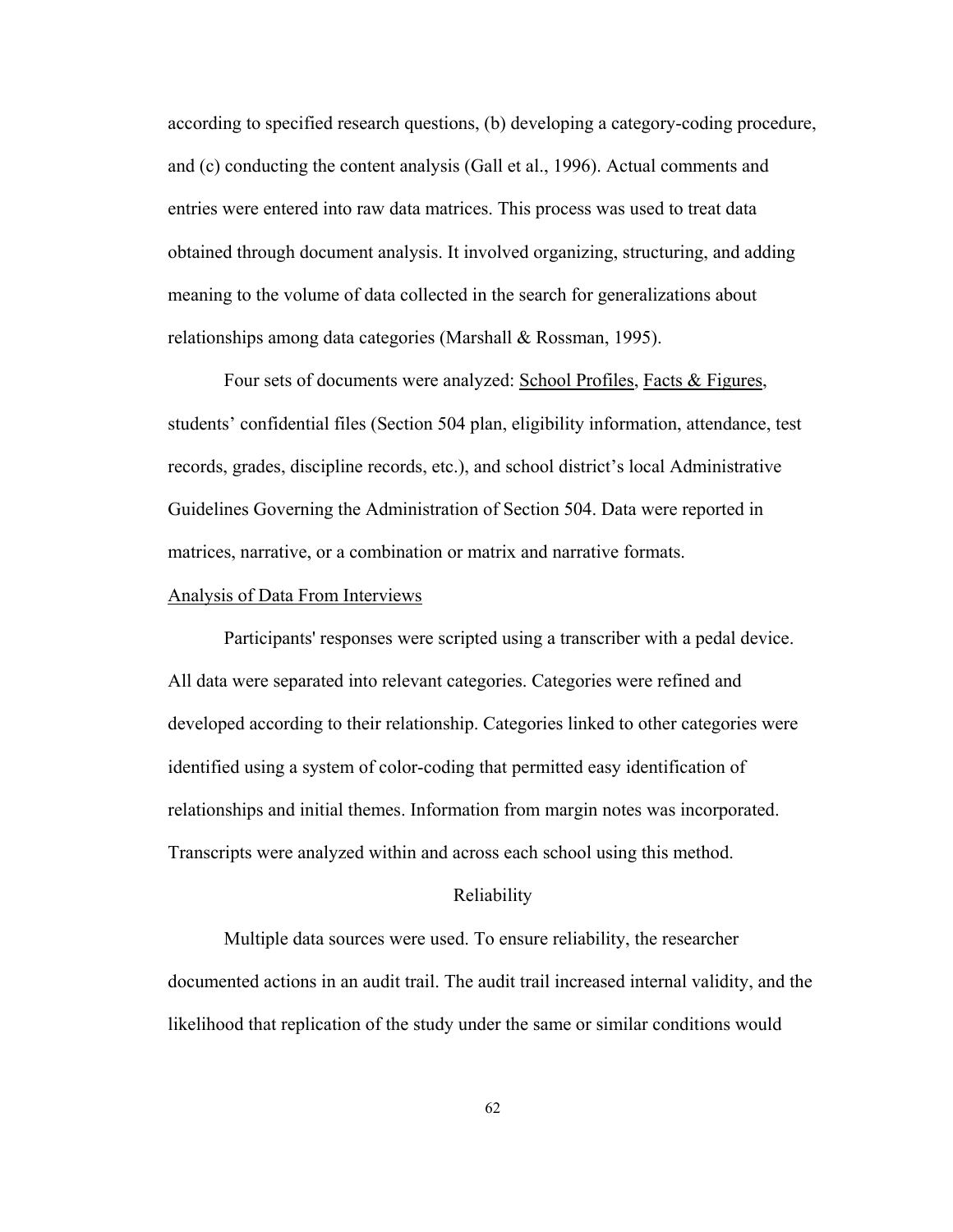according to specified research questions, (b) developing a category-coding procedure, and (c) conducting the content analysis (Gall et al., 1996). Actual comments and entries were entered into raw data matrices. This process was used to treat data obtained through document analysis. It involved organizing, structuring, and adding meaning to the volume of data collected in the search for generalizations about relationships among data categories (Marshall & Rossman, 1995).

Four sets of documents were analyzed: School Profiles, Facts & Figures, students' confidential files (Section 504 plan, eligibility information, attendance, test records, grades, discipline records, etc.), and school district's local Administrative Guidelines Governing the Administration of Section 504. Data were reported in matrices, narrative, or a combination or matrix and narrative formats.

### Analysis of Data From Interviews

Participants' responses were scripted using a transcriber with a pedal device. All data were separated into relevant categories. Categories were refined and developed according to their relationship. Categories linked to other categories were identified using a system of color-coding that permitted easy identification of relationships and initial themes. Information from margin notes was incorporated. Transcripts were analyzed within and across each school using this method.

## Reliability

Multiple data sources were used. To ensure reliability, the researcher documented actions in an audit trail. The audit trail increased internal validity, and the likelihood that replication of the study under the same or similar conditions would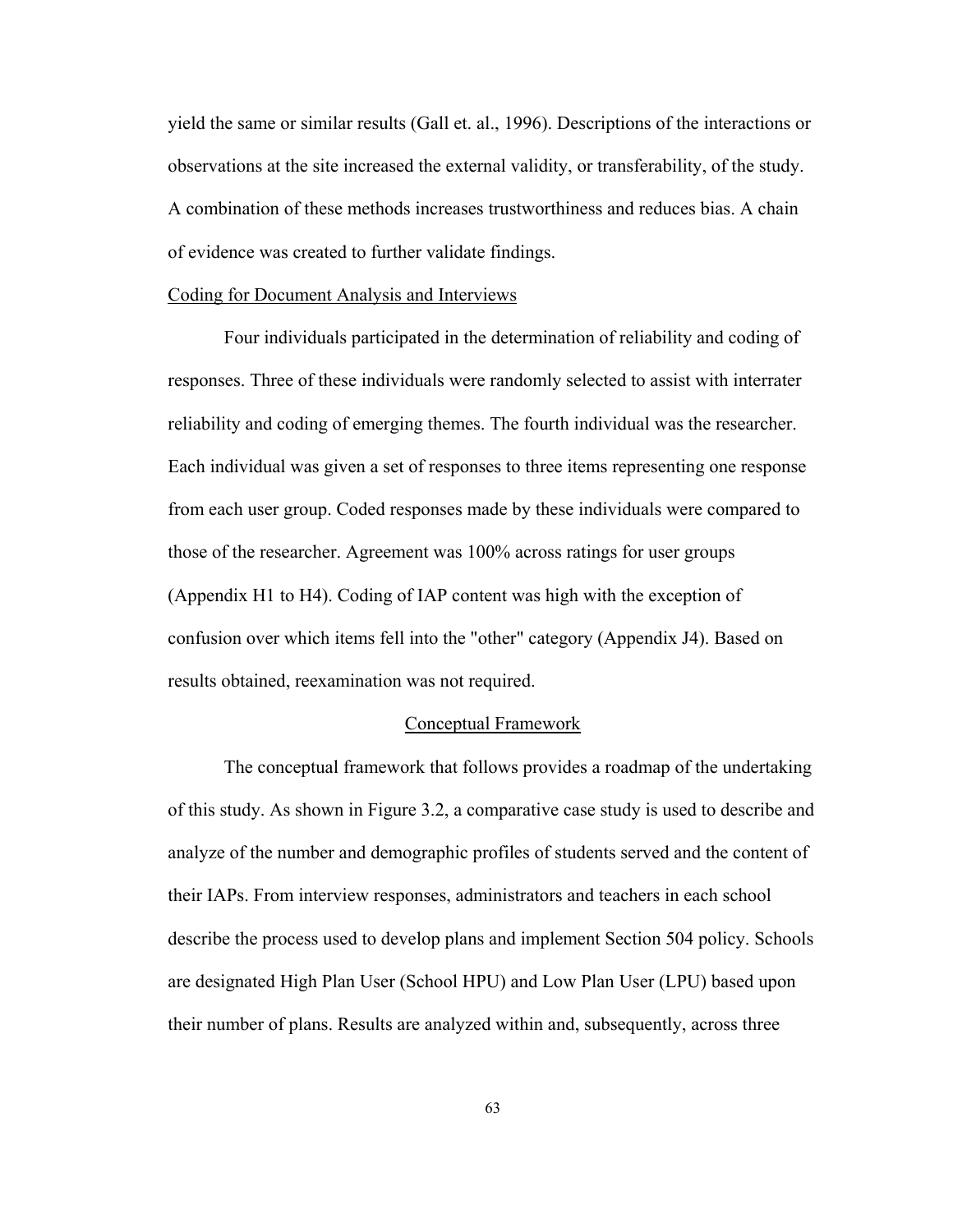yield the same or similar results (Gall et. al., 1996). Descriptions of the interactions or observations at the site increased the external validity, or transferability, of the study. A combination of these methods increases trustworthiness and reduces bias. A chain of evidence was created to further validate findings.

Coding for Document Analysis and Interviews

Four individuals participated in the determination of reliability and coding of responses. Three of these individuals were randomly selected to assist with interrater reliability and coding of emerging themes. The fourth individual was the researcher. Each individual was given a set of responses to three items representing one response from each user group. Coded responses made by these individuals were compared to those of the researcher. Agreement was 100% across ratings for user groups (Appendix H1 to H4). Coding of IAP content was high with the exception of confusion over which items fell into the "other" category (Appendix J4). Based on results obtained, reexamination was not required.

## Conceptual Framework

The conceptual framework that follows provides a roadmap of the undertaking of this study. As shown in Figure 3.2, a comparative case study is used to describe and analyze of the number and demographic profiles of students served and the content of their IAPs. From interview responses, administrators and teachers in each school describe the process used to develop plans and implement Section 504 policy. Schools are designated High Plan User (School HPU) and Low Plan User (LPU) based upon their number of plans. Results are analyzed within and, subsequently, across three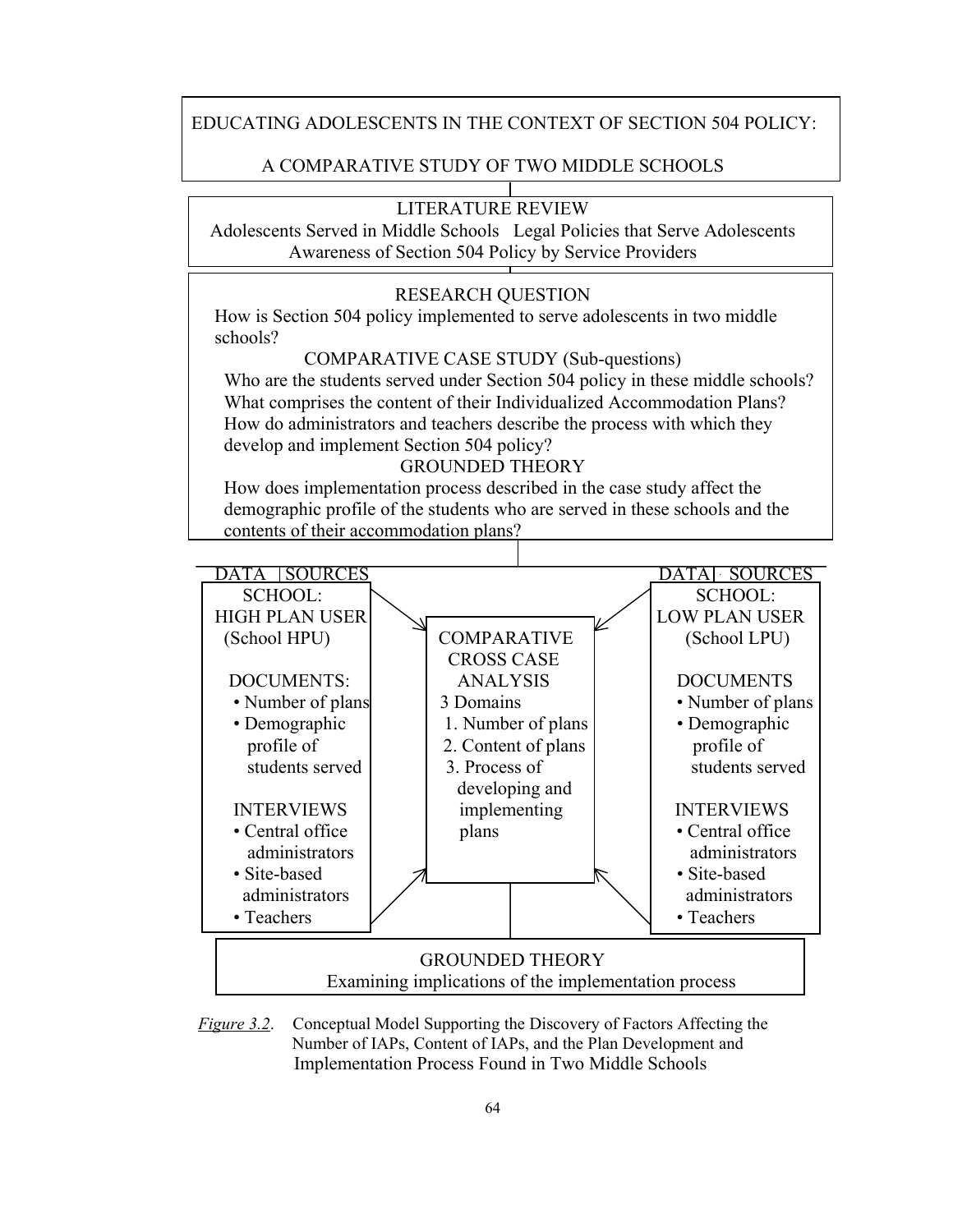EDUCATING ADOLESCENTS IN THE CONTEXT OF SECTION 504 POLICY:

A COMPARATIVE STUDY OF TWO MIDDLE SCHOOLS

LITERATURE REVIEW

Adolescents Served in Middle Schools   Legal Policies that Serve Adolescents
Awareness of Section 504 Policy by Service Providers

RESEARCH QUESTION

How is Section 504 policy implemented to serve adolescents in two middle schools?

COMPARATIVE CASE STUDY (Sub-questions)

Who are the students served under Section 504 policy in these middle schools?
What comprises the content of their Individualized Accommodation Plans?
How do administrators and teachers describe the process with which they develop and implement Section 504 policy?

GROUNDED THEORY

How does implementation process described in the case study affect the demographic profile of the students who are served in these schools and the contents of their accommodation plans?

DATA SOURCES

SCHOOL:
HIGH PLAN USER
(School HPU)

DOCUMENTS:
- Number of plans
- Demographic profile of students served

INTERVIEWS
- Central office administrators
- Site-based administrators
- Teachers

COMPARATIVE CROSS CASE ANALYSIS

3 Domains
1. Number of plans
2. Content of plans
3. Process of developing and implementing plans

DATA SOURCES

SCHOOL:
LOW PLAN USER
(School LPU)

DOCUMENTS
- Number of plans
- Demographic profile of students served

INTERVIEWS
- Central office administrators
- Site-based administrators
- Teachers

GROUNDED THEORY

Examining implications of the implementation process

*Figure 3.2*. Conceptual Model Supporting the Discovery of Factors Affecting the Number of IAPs, Content of IAPs, and the Plan Development and Implementation Process Found in Two Middle Schools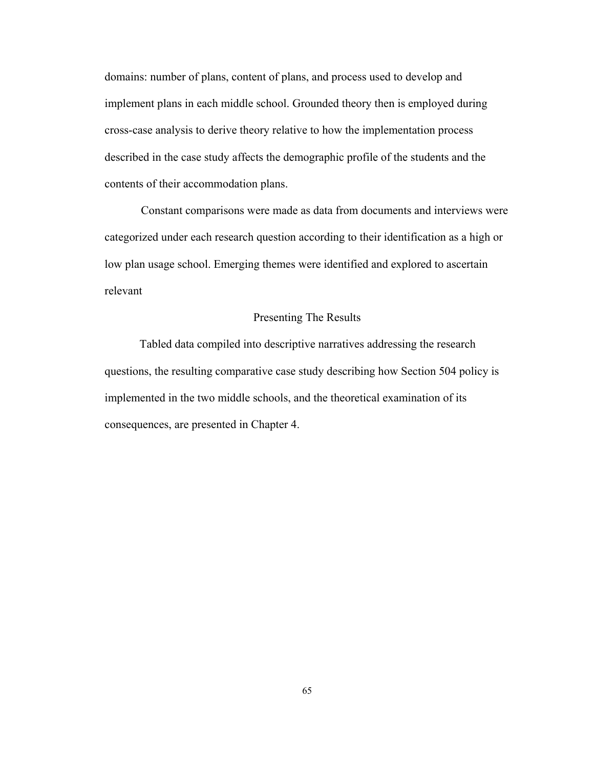domains: number of plans, content of plans, and process used to develop and implement plans in each middle school. Grounded theory then is employed during cross-case analysis to derive theory relative to how the implementation process described in the case study affects the demographic profile of the students and the contents of their accommodation plans.

Constant comparisons were made as data from documents and interviews were categorized under each research question according to their identification as a high or low plan usage school. Emerging themes were identified and explored to ascertain relevant

## Presenting The Results

Tabled data compiled into descriptive narratives addressing the research questions, the resulting comparative case study describing how Section 504 policy is implemented in the two middle schools, and the theoretical examination of its consequences, are presented in Chapter 4.